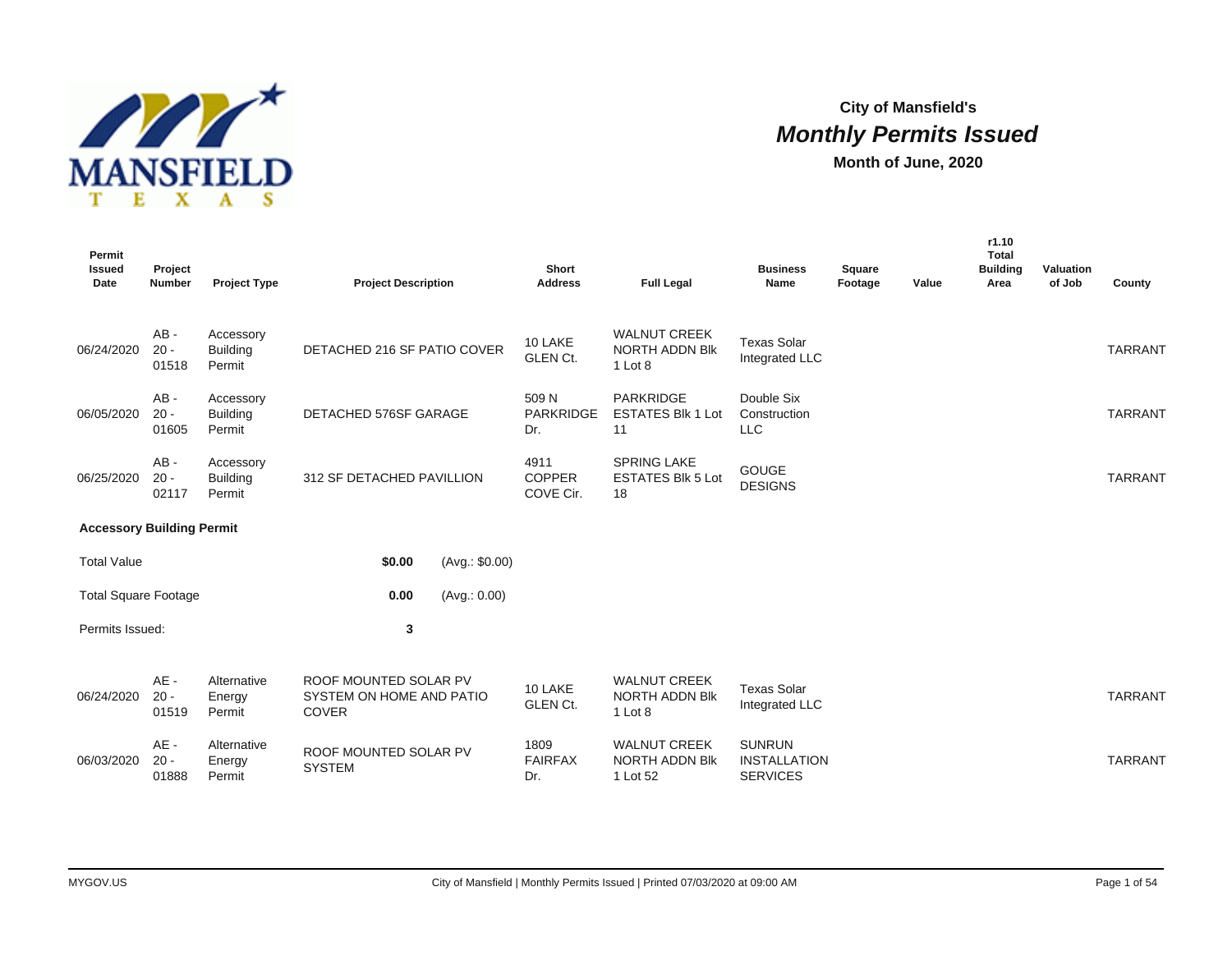**City of Mansfield's**

# *Monthly Permits Issued*

**Month of June, 2020**

| Permit Issued Date | Project Number | Project Type | Project Description | Short Address | Full Legal | Business Name | Square Footage | Value | r1.10 Total Building Area | Valuation of Job | County |
|---|---|---|---|---|---|---|---|---|---|---|---|
| 06/24/2020 | AB - 20 - 01518 | Accessory Building Permit | DETACHED 216 SF PATIO COVER | 10 LAKE GLEN Ct. | WALNUT CREEK NORTH ADDN Blk 1 Lot 8 | Texas Solar Integrated LLC | | | | | TARRANT |
| 06/05/2020 | AB - 20 - 01605 | Accessory Building Permit | DETACHED 576SF GARAGE | 509 N PARKRIDGE Dr. | PARKRIDGE ESTATES Blk 1 Lot 11 | Double Six Construction LLC | | | | | TARRANT |
| 06/25/2020 | AB - 20 - 02117 | Accessory Building Permit | 312 SF DETACHED PAVILLION | 4911 COPPER COVE Cir. | SPRING LAKE ESTATES Blk 5 Lot 18 | GOUGE DESIGNS | | | | | TARRANT |

**Accessory Building Permit**

| | | |
|---|---|---|
| Total Value | **$0.00** | (Avg.: $0.00) |
| Total Square Footage | **0.00** | (Avg.: 0.00) |
| Permits Issued: | **3** | |

| Permit Issued Date | Project Number | Project Type | Project Description | Short Address | Full Legal | Business Name | Square Footage | Value | r1.10 Total Building Area | Valuation of Job | County |
|---|---|---|---|---|---|---|---|---|---|---|---|
| 06/24/2020 | AE - 20 - 01519 | Alternative Energy Permit | ROOF MOUNTED SOLAR PV SYSTEM ON HOME AND PATIO COVER | 10 LAKE GLEN Ct. | WALNUT CREEK NORTH ADDN Blk 1 Lot 8 | Texas Solar Integrated LLC | | | | | TARRANT |
| 06/03/2020 | AE - 20 - 01888 | Alternative Energy Permit | ROOF MOUNTED SOLAR PV SYSTEM | 1809 FAIRFAX Dr. | WALNUT CREEK NORTH ADDN Blk 1 Lot 52 | SUNRUN INSTALLATION SERVICES | | | | | TARRANT |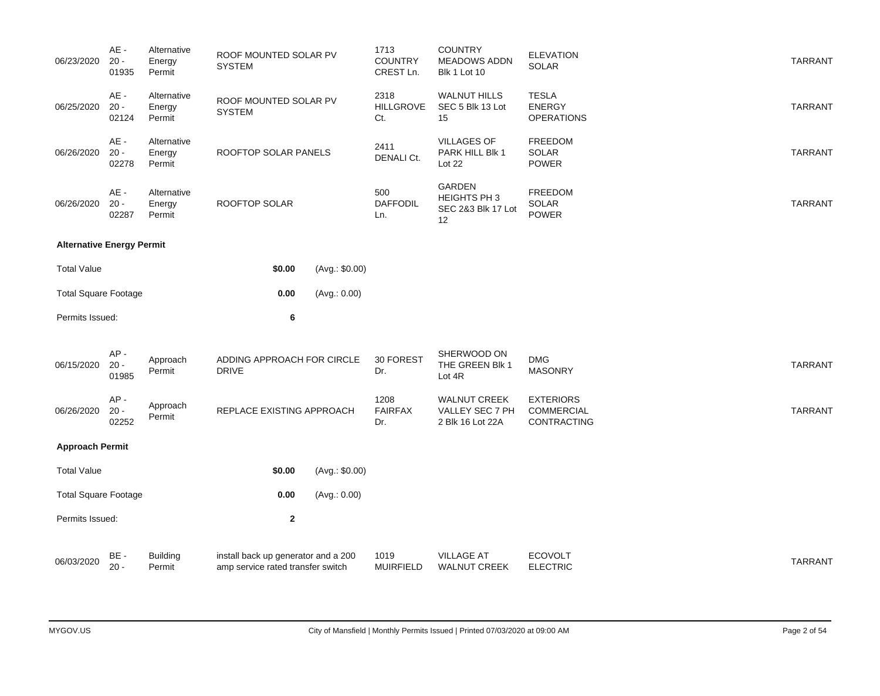| Date | Permit # | Type | Description | | Address | Legal Description | Contractor | County |
|---|---|---|---|---|---|---|---|---|
| 06/23/2020 | AE - 20 - 01935 | Alternative Energy Permit | ROOF MOUNTED SOLAR PV SYSTEM | | 1713 COUNTRY CREST Ln. | COUNTRY MEADOWS ADDN Blk 1 Lot 10 | ELEVATION SOLAR | TARRANT |
| 06/25/2020 | AE - 20 - 02124 | Alternative Energy Permit | ROOF MOUNTED SOLAR PV SYSTEM | | 2318 HILLGROVE Ct. | WALNUT HILLS SEC 5 Blk 13 Lot 15 | TESLA ENERGY OPERATIONS | TARRANT |
| 06/26/2020 | AE - 20 - 02278 | Alternative Energy Permit | ROOFTOP SOLAR PANELS | | 2411 DENALI Ct. | VILLAGES OF PARK HILL Blk 1 Lot 22 | FREEDOM SOLAR POWER | TARRANT |
| 06/26/2020 | AE - 20 - 02287 | Alternative Energy Permit | ROOFTOP SOLAR | | 500 DAFFODIL Ln. | GARDEN HEIGHTS PH 3 SEC 2&3 Blk 17 Lot 12 | FREEDOM SOLAR POWER | TARRANT |

**Alternative Energy Permit**

| | | |
|---|---|---|
| Total Value | **$0.00** | (Avg.: $0.00) |
| Total Square Footage | **0.00** | (Avg.: 0.00) |
| Permits Issued: | **6** | |

| Date | Permit # | Type | Description | | Address | Legal Description | Contractor | County |
|---|---|---|---|---|---|---|---|---|
| 06/15/2020 | AP - 20 - 01985 | Approach Permit | ADDING APPROACH FOR CIRCLE DRIVE | | 30 FOREST Dr. | SHERWOOD ON THE GREEN Blk 1 Lot 4R | DMG MASONRY | TARRANT |
| 06/26/2020 | AP - 20 - 02252 | Approach Permit | REPLACE EXISTING APPROACH | | 1208 FAIRFAX Dr. | WALNUT CREEK VALLEY SEC 7 PH 2 Blk 16 Lot 22A | EXTERIORS COMMERCIAL CONTRACTING | TARRANT |

**Approach Permit**

| | | |
|---|---|---|
| Total Value | **$0.00** | (Avg.: $0.00) |
| Total Square Footage | **0.00** | (Avg.: 0.00) |
| Permits Issued: | **2** | |

| Date | Permit # | Type | Description | | Address | Legal Description | Contractor | County |
|---|---|---|---|---|---|---|---|---|
| 06/03/2020 | BE - 20 - | Building Permit | install back up generator and a 200 amp service rated transfer switch | | 1019 MUIRFIELD | VILLAGE AT WALNUT CREEK | ECOVOLT ELECTRIC | TARRANT |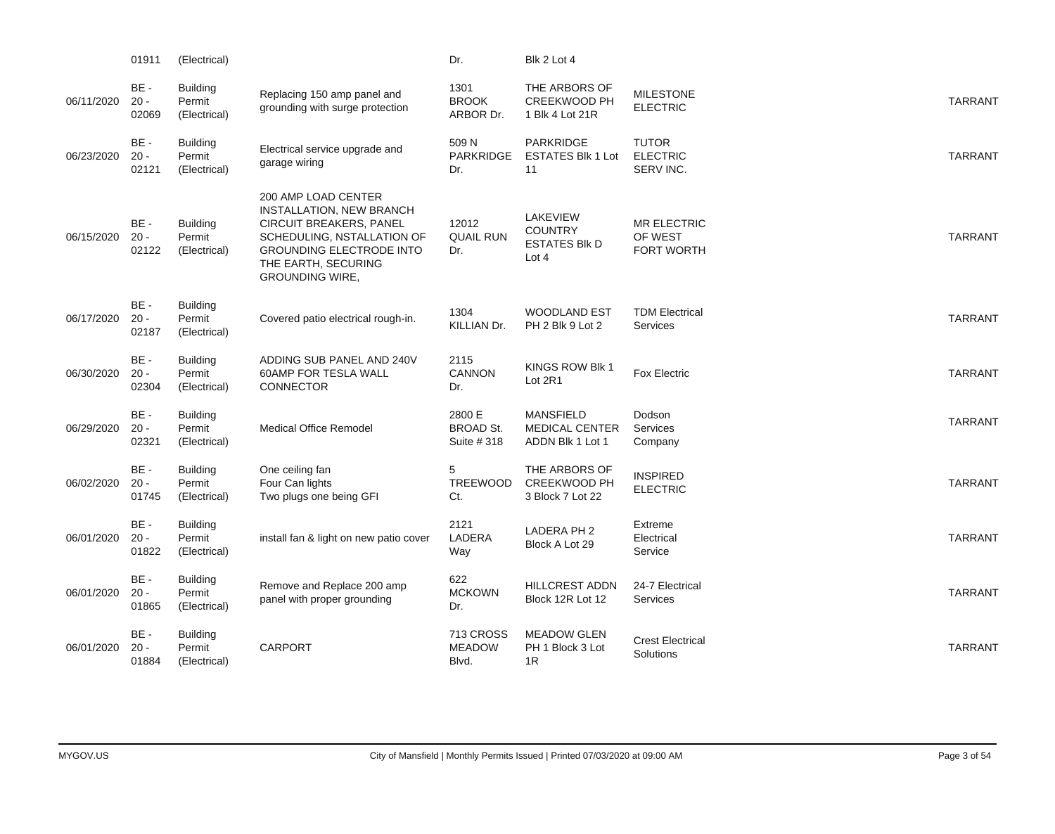|  |  |  |  |  |  |  |  |  |
|---|---|---|---|---|---|---|---|---|
|  | 01911 | (Electrical) |  | Dr. | Blk 2 Lot 4 |  |  |  |
| 06/11/2020 | BE - 20 - 02069 | Building Permit (Electrical) | Replacing 150 amp panel and grounding with surge protection | 1301 BROOK ARBOR Dr. | THE ARBORS OF CREEKWOOD PH 1 Blk 4 Lot 21R | MILESTONE ELECTRIC |  | TARRANT |
| 06/23/2020 | BE - 20 - 02121 | Building Permit (Electrical) | Electrical service upgrade and garage wiring | 509 N PARKRIDGE Dr. | PARKRIDGE ESTATES Blk 1 Lot 11 | TUTOR ELECTRIC SERV INC. |  | TARRANT |
| 06/15/2020 | BE - 20 - 02122 | Building Permit (Electrical) | 200 AMP LOAD CENTER INSTALLATION, NEW BRANCH CIRCUIT BREAKERS, PANEL SCHEDULING, NSTALLATION OF GROUNDING ELECTRODE INTO THE EARTH, SECURING GROUNDING WIRE, | 12012 QUAIL RUN Dr. | LAKEVIEW COUNTRY ESTATES Blk D Lot 4 | MR ELECTRIC OF WEST FORT WORTH |  | TARRANT |
| 06/17/2020 | BE - 20 - 02187 | Building Permit (Electrical) | Covered patio electrical rough-in. | 1304 KILLIAN Dr. | WOODLAND EST PH 2 Blk 9 Lot 2 | TDM Electrical Services |  | TARRANT |
| 06/30/2020 | BE - 20 - 02304 | Building Permit (Electrical) | ADDING SUB PANEL AND 240V 60AMP FOR TESLA WALL CONNECTOR | 2115 CANNON Dr. | KINGS ROW Blk 1 Lot 2R1 | Fox Electric |  | TARRANT |
| 06/29/2020 | BE - 20 - 02321 | Building Permit (Electrical) | Medical Office Remodel | 2800 E BROAD St. Suite # 318 | MANSFIELD MEDICAL CENTER ADDN Blk 1 Lot 1 | Dodson Services Company |  | TARRANT |
| 06/02/2020 | BE - 20 - 01745 | Building Permit (Electrical) | One ceiling fan<br>Four Can lights<br>Two plugs one being GFI | 5 TREEWOOD Ct. | THE ARBORS OF CREEKWOOD PH 3 Block 7 Lot 22 | INSPIRED ELECTRIC |  | TARRANT |
| 06/01/2020 | BE - 20 - 01822 | Building Permit (Electrical) | install fan & light on new patio cover | 2121 LADERA Way | LADERA PH 2 Block A Lot 29 | Extreme Electrical Service |  | TARRANT |
| 06/01/2020 | BE - 20 - 01865 | Building Permit (Electrical) | Remove and Replace 200 amp panel with proper grounding | 622 MCKOWN Dr. | HILLCREST ADDN Block 12R Lot 12 | 24-7 Electrical Services |  | TARRANT |
| 06/01/2020 | BE - 20 - 01884 | Building Permit (Electrical) | CARPORT | 713 CROSS MEADOW Blvd. | MEADOW GLEN PH 1 Block 3 Lot 1R | Crest Electrical Solutions |  | TARRANT |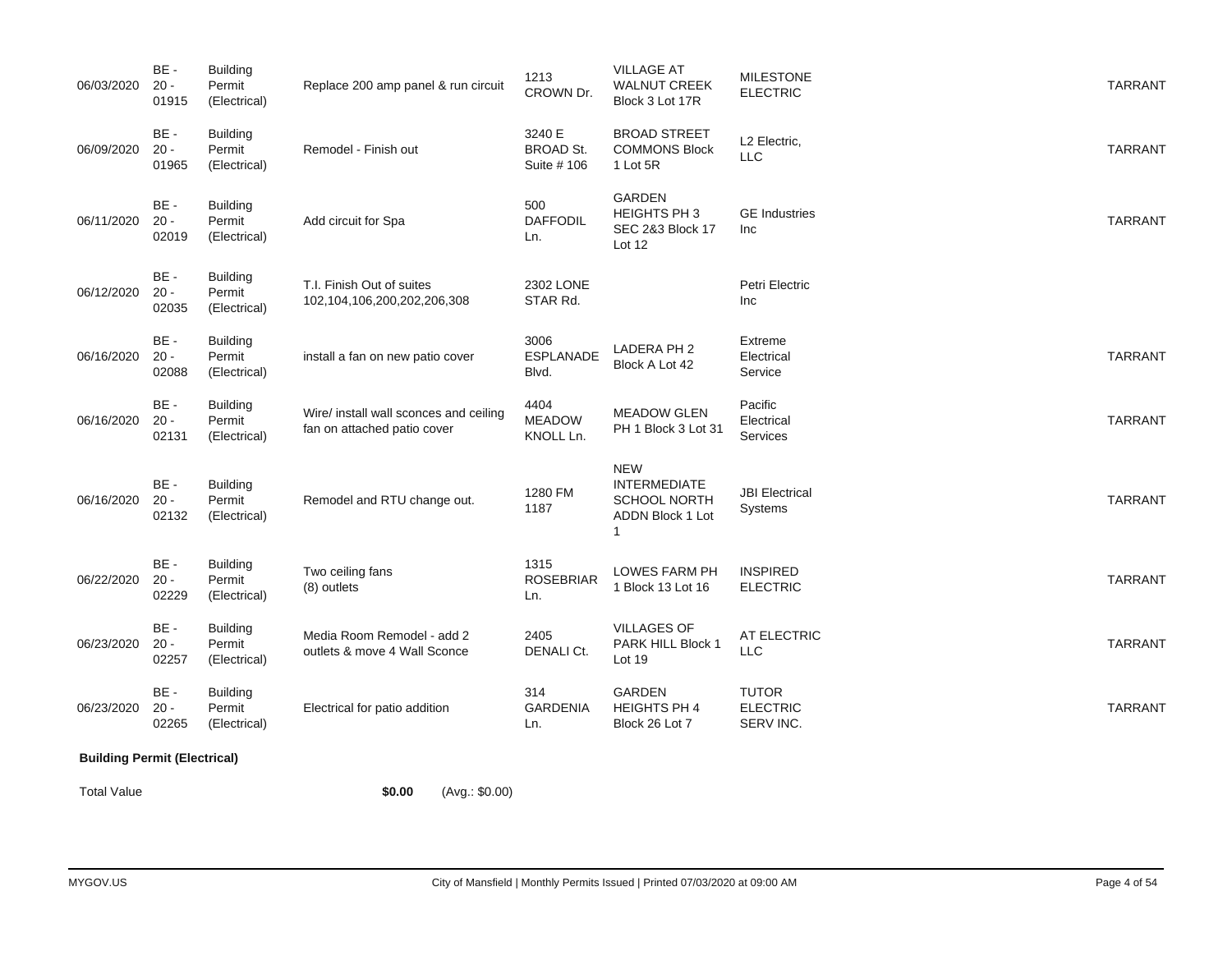| | | | | | | | | |
|---|---|---|---|---|---|---|---|---|
| 06/03/2020 | BE - 20 - 01915 | Building Permit (Electrical) | Replace 200 amp panel & run circuit | 1213 CROWN Dr. | VILLAGE AT WALNUT CREEK Block 3 Lot 17R | MILESTONE ELECTRIC | | TARRANT |
| 06/09/2020 | BE - 20 - 01965 | Building Permit (Electrical) | Remodel - Finish out | 3240 E BROAD St. Suite # 106 | BROAD STREET COMMONS Block 1 Lot 5R | L2 Electric, LLC | | TARRANT |
| 06/11/2020 | BE - 20 - 02019 | Building Permit (Electrical) | Add circuit for Spa | 500 DAFFODIL Ln. | GARDEN HEIGHTS PH 3 SEC 2&3 Block 17 Lot 12 | GE Industries Inc | | TARRANT |
| 06/12/2020 | BE - 20 - 02035 | Building Permit (Electrical) | T.I. Finish Out of suites 102,104,106,200,202,206,308 | 2302 LONE STAR Rd. | | Petri Electric Inc | | |
| 06/16/2020 | BE - 20 - 02088 | Building Permit (Electrical) | install a fan on new patio cover | 3006 ESPLANADE Blvd. | LADERA PH 2 Block A Lot 42 | Extreme Electrical Service | | TARRANT |
| 06/16/2020 | BE - 20 - 02131 | Building Permit (Electrical) | Wire/ install wall sconces and ceiling fan on attached patio cover | 4404 MEADOW KNOLL Ln. | MEADOW GLEN PH 1 Block 3 Lot 31 | Pacific Electrical Services | | TARRANT |
| 06/16/2020 | BE - 20 - 02132 | Building Permit (Electrical) | Remodel and RTU change out. | 1280 FM 1187 | NEW INTERMEDIATE SCHOOL NORTH ADDN Block 1 Lot 1 | JBI Electrical Systems | | TARRANT |
| 06/22/2020 | BE - 20 - 02229 | Building Permit (Electrical) | Two ceiling fans (8) outlets | 1315 ROSEBRIAR Ln. | LOWES FARM PH 1 Block 13 Lot 16 | INSPIRED ELECTRIC | | TARRANT |
| 06/23/2020 | BE - 20 - 02257 | Building Permit (Electrical) | Media Room Remodel - add 2 outlets & move 4 Wall Sconce | 2405 DENALI Ct. | VILLAGES OF PARK HILL Block 1 Lot 19 | AT ELECTRIC LLC | | TARRANT |
| 06/23/2020 | BE - 20 - 02265 | Building Permit (Electrical) | Electrical for patio addition | 314 GARDENIA Ln. | GARDEN HEIGHTS PH 4 Block 26 Lot 7 | TUTOR ELECTRIC SERV INC. | | TARRANT |

**Building Permit (Electrical)**

Total Value **$0.00** (Avg.: $0.00)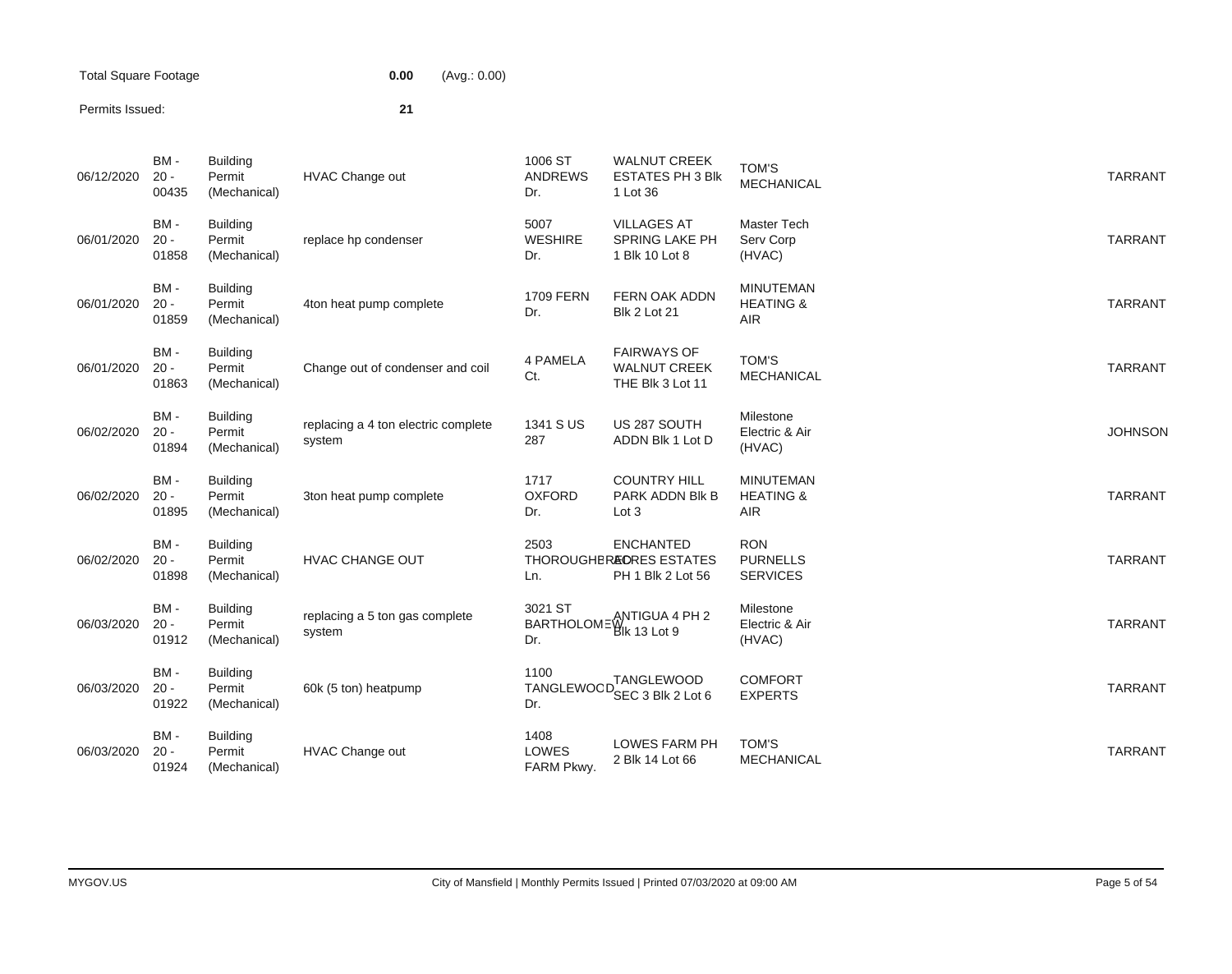Total Square Footage **0.00** (Avg.: 0.00)

Permits Issued: **21**

| | | | | | | | |
|---|---|---|---|---|---|---|---|
| 06/12/2020 | BM - 20 - 00435 | Building Permit (Mechanical) | HVAC Change out | 1006 ST ANDREWS Dr. | WALNUT CREEK ESTATES PH 3 Blk 1 Lot 36 | TOM'S MECHANICAL | TARRANT |
| 06/01/2020 | BM - 20 - 01858 | Building Permit (Mechanical) | replace hp condenser | 5007 WESHIRE Dr. | VILLAGES AT SPRING LAKE PH 1 Blk 10 Lot 8 | Master Tech Serv Corp (HVAC) | TARRANT |
| 06/01/2020 | BM - 20 - 01859 | Building Permit (Mechanical) | 4ton heat pump complete | 1709 FERN Dr. | FERN OAK ADDN Blk 2 Lot 21 | MINUTEMAN HEATING & AIR | TARRANT |
| 06/01/2020 | BM - 20 - 01863 | Building Permit (Mechanical) | Change out of condenser and coil | 4 PAMELA Ct. | FAIRWAYS OF WALNUT CREEK THE Blk 3 Lot 11 | TOM'S MECHANICAL | TARRANT |
| 06/02/2020 | BM - 20 - 01894 | Building Permit (Mechanical) | replacing a 4 ton electric complete system | 1341 S US 287 | US 287 SOUTH ADDN Blk 1 Lot D | Milestone Electric & Air (HVAC) | JOHNSON |
| 06/02/2020 | BM - 20 - 01895 | Building Permit (Mechanical) | 3ton heat pump complete | 1717 OXFORD Dr. | COUNTRY HILL PARK ADDN Blk B Lot 3 | MINUTEMAN HEATING & AIR | TARRANT |
| 06/02/2020 | BM - 20 - 01898 | Building Permit (Mechanical) | HVAC CHANGE OUT | 2503 THOROUGHBRED Ln. | ENCHANTED ACRES ESTATES PH 1 Blk 2 Lot 56 | RON PURNELLS SERVICES | TARRANT |
| 06/03/2020 | BM - 20 - 01912 | Building Permit (Mechanical) | replacing a 5 ton gas complete system | 3021 ST BARTHOLOMEW Dr. | ANTIGUA 4 PH 2 Blk 13 Lot 9 | Milestone Electric & Air (HVAC) | TARRANT |
| 06/03/2020 | BM - 20 - 01922 | Building Permit (Mechanical) | 60k (5 ton) heatpump | 1100 TANGLEWOOD Dr. | TANGLEWOOD SEC 3 Blk 2 Lot 6 | COMFORT EXPERTS | TARRANT |
| 06/03/2020 | BM - 20 - 01924 | Building Permit (Mechanical) | HVAC Change out | 1408 LOWES FARM Pkwy. | LOWES FARM PH 2 Blk 14 Lot 66 | TOM'S MECHANICAL | TARRANT |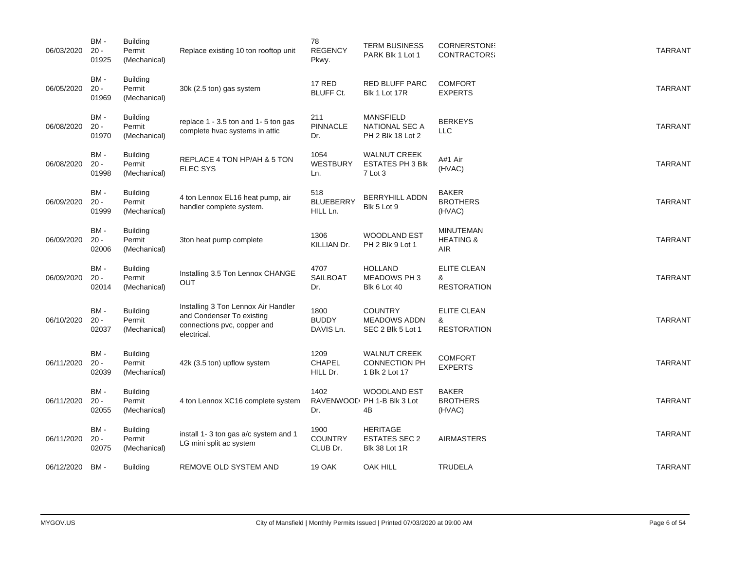| | | | | | | | |
|---|---|---|---|---|---|---|---|
| 06/03/2020 | BM - 20 - 01925 | Building Permit (Mechanical) | Replace existing 10 ton rooftop unit | 78 REGENCY Pkwy. | TERM BUSINESS PARK Blk 1 Lot 1 | CORNERSTONE CONTRACTORS | TARRANT |
| 06/05/2020 | BM - 20 - 01969 | Building Permit (Mechanical) | 30k (2.5 ton) gas system | 17 RED BLUFF Ct. | RED BLUFF PARC Blk 1 Lot 17R | COMFORT EXPERTS | TARRANT |
| 06/08/2020 | BM - 20 - 01970 | Building Permit (Mechanical) | replace 1 - 3.5 ton and 1- 5 ton gas complete hvac systems in attic | 211 PINNACLE Dr. | MANSFIELD NATIONAL SEC A PH 2 Blk 18 Lot 2 | BERKEYS LLC | TARRANT |
| 06/08/2020 | BM - 20 - 01998 | Building Permit (Mechanical) | REPLACE 4 TON HP/AH & 5 TON ELEC SYS | 1054 WESTBURY Ln. | WALNUT CREEK ESTATES PH 3 Blk 7 Lot 3 | A#1 Air (HVAC) | TARRANT |
| 06/09/2020 | BM - 20 - 01999 | Building Permit (Mechanical) | 4 ton Lennox EL16 heat pump, air handler complete system. | 518 BLUEBERRY HILL Ln. | BERRYHILL ADDN Blk 5 Lot 9 | BAKER BROTHERS (HVAC) | TARRANT |
| 06/09/2020 | BM - 20 - 02006 | Building Permit (Mechanical) | 3ton heat pump complete | 1306 KILLIAN Dr. | WOODLAND EST PH 2 Blk 9 Lot 1 | MINUTEMAN HEATING & AIR | TARRANT |
| 06/09/2020 | BM - 20 - 02014 | Building Permit (Mechanical) | Installing 3.5 Ton Lennox CHANGE OUT | 4707 SAILBOAT Dr. | HOLLAND MEADOWS PH 3 Blk 6 Lot 40 | ELITE CLEAN & RESTORATION | TARRANT |
| 06/10/2020 | BM - 20 - 02037 | Building Permit (Mechanical) | Installing 3 Ton Lennox Air Handler and Condenser To existing connections pvc, copper and electrical. | 1800 BUDDY DAVIS Ln. | COUNTRY MEADOWS ADDN SEC 2 Blk 5 Lot 1 | ELITE CLEAN & RESTORATION | TARRANT |
| 06/11/2020 | BM - 20 - 02039 | Building Permit (Mechanical) | 42k (3.5 ton) upflow system | 1209 CHAPEL HILL Dr. | WALNUT CREEK CONNECTION PH 1 Blk 2 Lot 17 | COMFORT EXPERTS | TARRANT |
| 06/11/2020 | BM - 20 - 02055 | Building Permit (Mechanical) | 4 ton Lennox XC16 complete system | 1402 RAVENWOOD Dr. | WOODLAND EST PH 1-B Blk 3 Lot 4B | BAKER BROTHERS (HVAC) | TARRANT |
| 06/11/2020 | BM - 20 - 02075 | Building Permit (Mechanical) | install 1- 3 ton gas a/c system and 1 LG mini split ac system | 1900 COUNTRY CLUB Dr. | HERITAGE ESTATES SEC 2 Blk 38 Lot 1R | AIRMASTERS | TARRANT |
| 06/12/2020 | BM - | Building | REMOVE OLD SYSTEM AND | 19 OAK | OAK HILL | TRUDELA | TARRANT |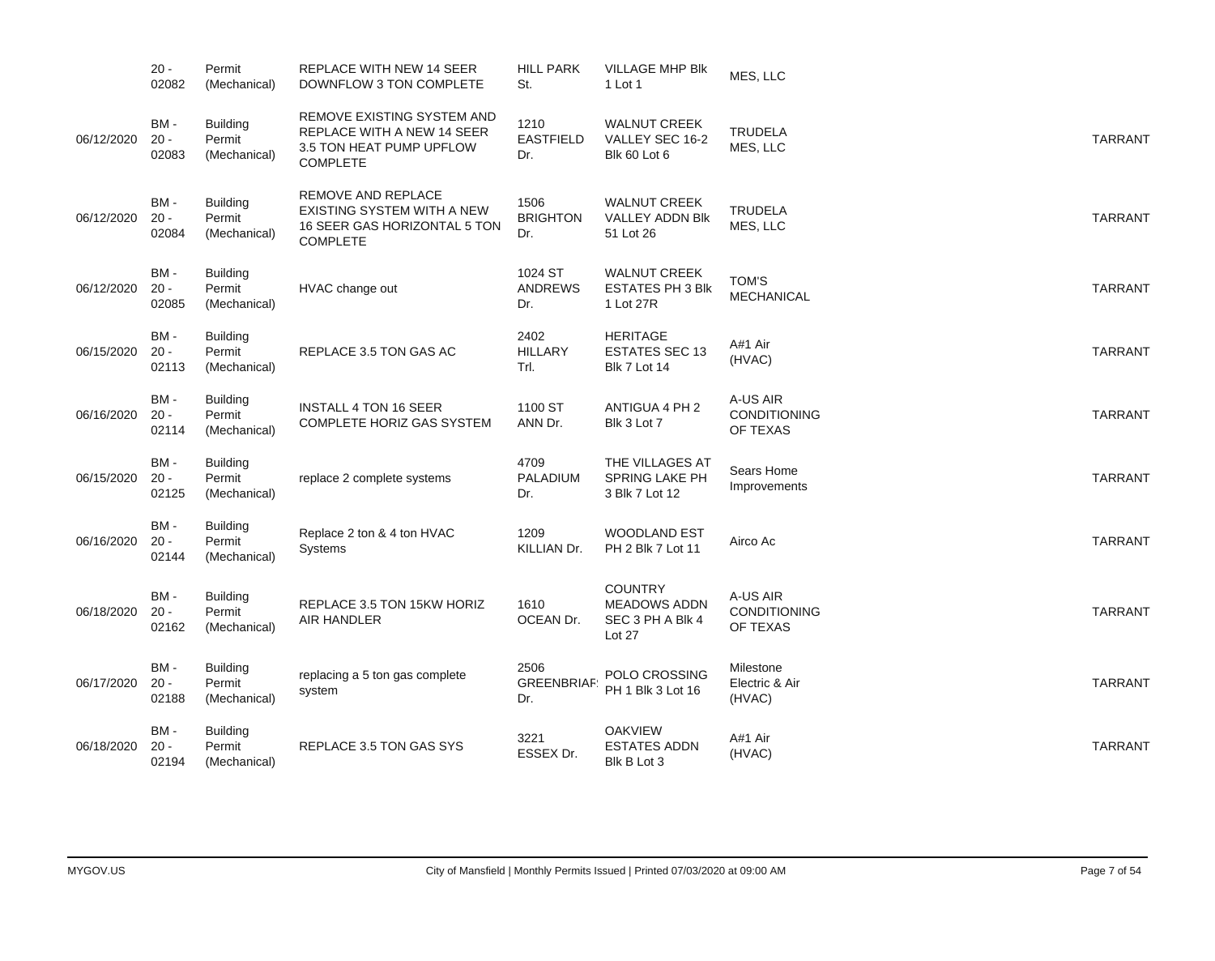| | | | | | | | | |
|---|---|---|---|---|---|---|---|---|
| | 20 - 02082 | Permit (Mechanical) | REPLACE WITH NEW 14 SEER DOWNFLOW 3 TON COMPLETE | HILL PARK St. | VILLAGE MHP Blk 1 Lot 1 | MES, LLC | | |
| 06/12/2020 | BM - 20 - 02083 | Building Permit (Mechanical) | REMOVE EXISTING SYSTEM AND REPLACE WITH A NEW 14 SEER 3.5 TON HEAT PUMP UPFLOW COMPLETE | 1210 EASTFIELD Dr. | WALNUT CREEK VALLEY SEC 16-2 Blk 60 Lot 6 | TRUDELA MES, LLC | | TARRANT |
| 06/12/2020 | BM - 20 - 02084 | Building Permit (Mechanical) | REMOVE AND REPLACE EXISTING SYSTEM WITH A NEW 16 SEER GAS HORIZONTAL 5 TON COMPLETE | 1506 BRIGHTON Dr. | WALNUT CREEK VALLEY ADDN Blk 51 Lot 26 | TRUDELA MES, LLC | | TARRANT |
| 06/12/2020 | BM - 20 - 02085 | Building Permit (Mechanical) | HVAC change out | 1024 ST ANDREWS Dr. | WALNUT CREEK ESTATES PH 3 Blk 1 Lot 27R | TOM'S MECHANICAL | | TARRANT |
| 06/15/2020 | BM - 20 - 02113 | Building Permit (Mechanical) | REPLACE 3.5 TON GAS AC | 2402 HILLARY Trl. | HERITAGE ESTATES SEC 13 Blk 7 Lot 14 | A#1 Air (HVAC) | | TARRANT |
| 06/16/2020 | BM - 20 - 02114 | Building Permit (Mechanical) | INSTALL 4 TON 16 SEER COMPLETE HORIZ GAS SYSTEM | 1100 ST ANN Dr. | ANTIGUA 4 PH 2 Blk 3 Lot 7 | A-US AIR CONDITIONING OF TEXAS | | TARRANT |
| 06/15/2020 | BM - 20 - 02125 | Building Permit (Mechanical) | replace 2 complete systems | 4709 PALADIUM Dr. | THE VILLAGES AT SPRING LAKE PH 3 Blk 7 Lot 12 | Sears Home Improvements | | TARRANT |
| 06/16/2020 | BM - 20 - 02144 | Building Permit (Mechanical) | Replace 2 ton & 4 ton HVAC Systems | 1209 KILLIAN Dr. | WOODLAND EST PH 2 Blk 7 Lot 11 | Airco Ac | | TARRANT |
| 06/18/2020 | BM - 20 - 02162 | Building Permit (Mechanical) | REPLACE 3.5 TON 15KW HORIZ AIR HANDLER | 1610 OCEAN Dr. | COUNTRY MEADOWS ADDN SEC 3 PH A Blk 4 Lot 27 | A-US AIR CONDITIONING OF TEXAS | | TARRANT |
| 06/17/2020 | BM - 20 - 02188 | Building Permit (Mechanical) | replacing a 5 ton gas complete system | 2506 GREENBRIAR Dr. | POLO CROSSING PH 1 Blk 3 Lot 16 | Milestone Electric & Air (HVAC) | | TARRANT |
| 06/18/2020 | BM - 20 - 02194 | Building Permit (Mechanical) | REPLACE 3.5 TON GAS SYS | 3221 ESSEX Dr. | OAKVIEW ESTATES ADDN Blk B Lot 3 | A#1 Air (HVAC) | | TARRANT |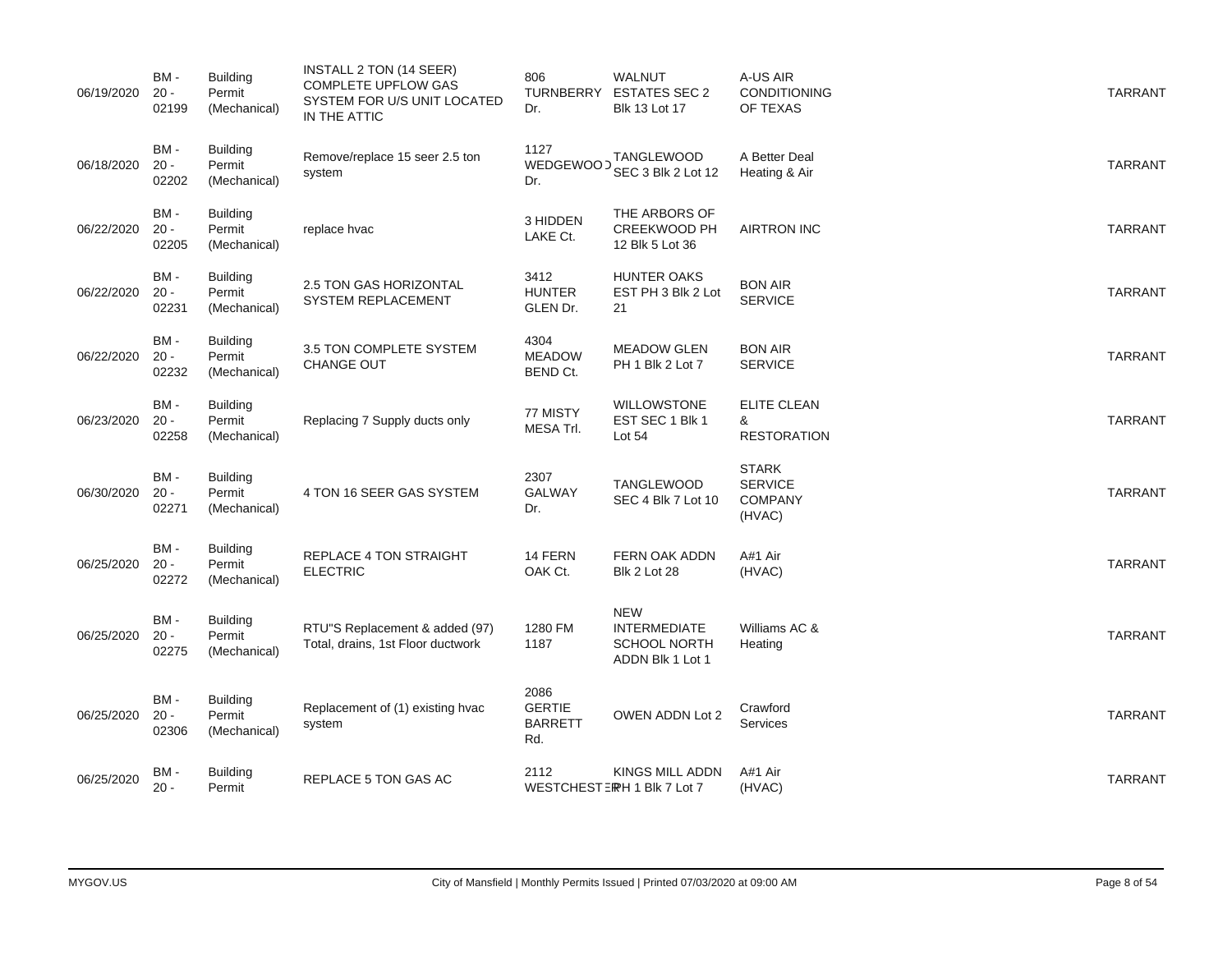| | | | | | | | | |
|---|---|---|---|---|---|---|---|---|
| 06/19/2020 | BM - 20 - 02199 | Building Permit (Mechanical) | INSTALL 2 TON (14 SEER) COMPLETE UPFLOW GAS SYSTEM FOR U/S UNIT LOCATED IN THE ATTIC | 806 TURNBERRY Dr. | WALNUT ESTATES SEC 2 Blk 13 Lot 17 | A-US AIR CONDITIONING OF TEXAS | | TARRANT |
| 06/18/2020 | BM - 20 - 02202 | Building Permit (Mechanical) | Remove/replace 15 seer 2.5 ton system | 1127 WEDGEWOOD Dr. | TANGLEWOOD SEC 3 Blk 2 Lot 12 | A Better Deal Heating & Air | | TARRANT |
| 06/22/2020 | BM - 20 - 02205 | Building Permit (Mechanical) | replace hvac | 3 HIDDEN LAKE Ct. | THE ARBORS OF CREEKWOOD PH 12 Blk 5 Lot 36 | AIRTRON INC | | TARRANT |
| 06/22/2020 | BM - 20 - 02231 | Building Permit (Mechanical) | 2.5 TON GAS HORIZONTAL SYSTEM REPLACEMENT | 3412 HUNTER GLEN Dr. | HUNTER OAKS EST PH 3 Blk 2 Lot 21 | BON AIR SERVICE | | TARRANT |
| 06/22/2020 | BM - 20 - 02232 | Building Permit (Mechanical) | 3.5 TON COMPLETE SYSTEM CHANGE OUT | 4304 MEADOW BEND Ct. | MEADOW GLEN PH 1 Blk 2 Lot 7 | BON AIR SERVICE | | TARRANT |
| 06/23/2020 | BM - 20 - 02258 | Building Permit (Mechanical) | Replacing 7 Supply ducts only | 77 MISTY MESA Trl. | WILLOWSTONE EST SEC 1 Blk 1 Lot 54 | ELITE CLEAN & RESTORATION | | TARRANT |
| 06/30/2020 | BM - 20 - 02271 | Building Permit (Mechanical) | 4 TON 16 SEER GAS SYSTEM | 2307 GALWAY Dr. | TANGLEWOOD SEC 4 Blk 7 Lot 10 | STARK SERVICE COMPANY (HVAC) | | TARRANT |
| 06/25/2020 | BM - 20 - 02272 | Building Permit (Mechanical) | REPLACE 4 TON STRAIGHT ELECTRIC | 14 FERN OAK Ct. | FERN OAK ADDN Blk 2 Lot 28 | A#1 Air (HVAC) | | TARRANT |
| 06/25/2020 | BM - 20 - 02275 | Building Permit (Mechanical) | RTU"S Replacement & added (97) Total, drains, 1st Floor ductwork | 1280 FM 1187 | NEW INTERMEDIATE SCHOOL NORTH ADDN Blk 1 Lot 1 | Williams AC & Heating | | TARRANT |
| 06/25/2020 | BM - 20 - 02306 | Building Permit (Mechanical) | Replacement of (1) existing hvac system | 2086 GERTIE BARRETT Rd. | OWEN ADDN Lot 2 | Crawford Services | | TARRANT |
| 06/25/2020 | BM - 20 - | Building Permit | REPLACE 5 TON GAS AC | 2112 WESTCHESTER | KINGS MILL ADDN PH 1 Blk 7 Lot 7 | A#1 Air (HVAC) | | TARRANT |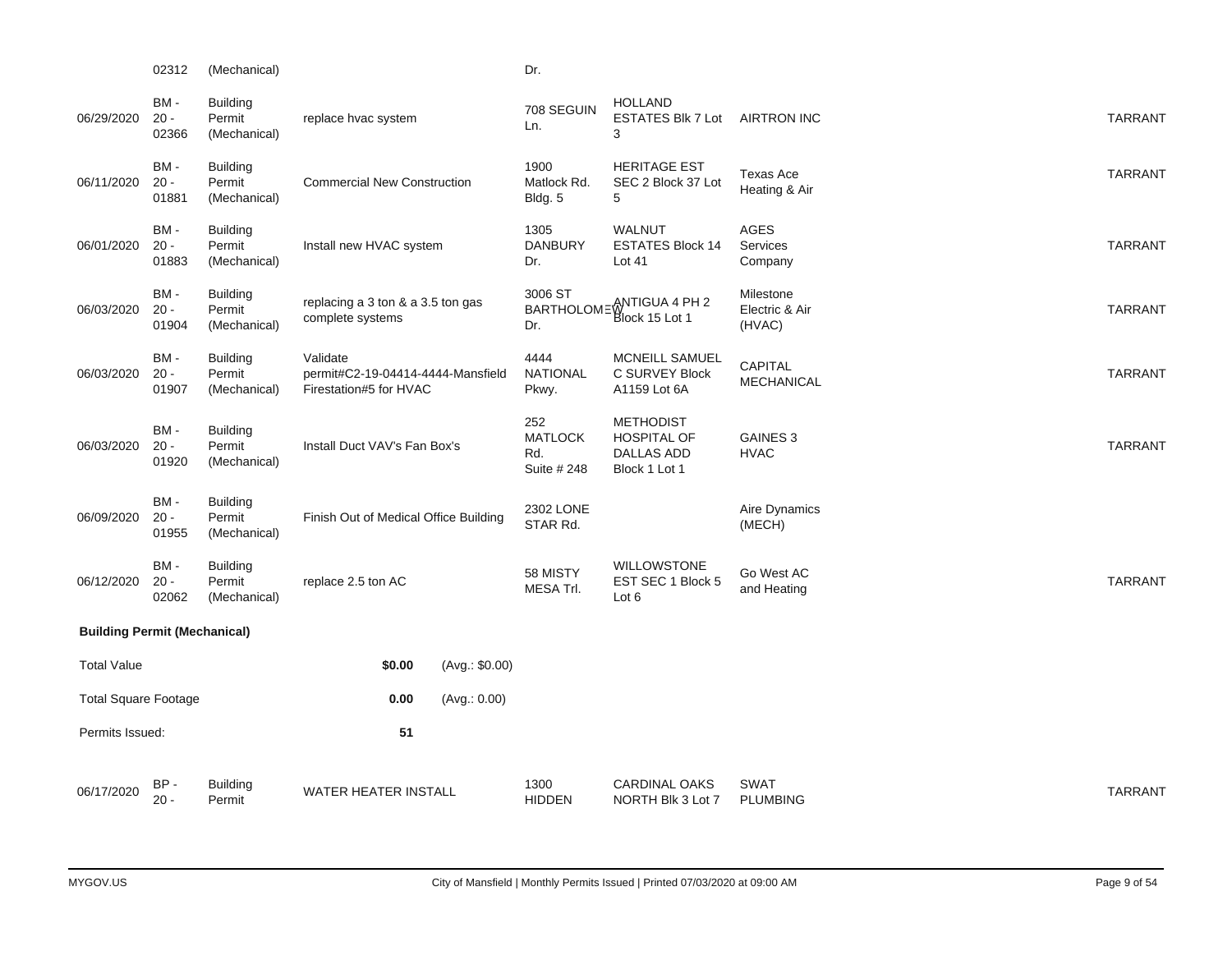| Date | Permit # | Type | Description | Address | Legal Description | Contractor | | County |
|---|---|---|---|---|---|---|---|---|
| | 02312 | (Mechanical) | | Dr. | | | | |
| 06/29/2020 | BM - 20 - 02366 | Building Permit (Mechanical) | replace hvac system | 708 SEGUIN Ln. | HOLLAND ESTATES Blk 7 Lot 3 | AIRTRON INC | | TARRANT |
| 06/11/2020 | BM - 20 - 01881 | Building Permit (Mechanical) | Commercial New Construction | 1900 Matlock Rd. Bldg. 5 | HERITAGE EST SEC 2 Block 37 Lot 5 | Texas Ace Heating & Air | | TARRANT |
| 06/01/2020 | BM - 20 - 01883 | Building Permit (Mechanical) | Install new HVAC system | 1305 DANBURY Dr. | WALNUT ESTATES Block 14 Lot 41 | AGES Services Company | | TARRANT |
| 06/03/2020 | BM - 20 - 01904 | Building Permit (Mechanical) | replacing a 3 ton & a 3.5 ton gas complete systems | 3006 ST BARTHOLOMEW Dr. | ANTIGUA 4 PH 2 Block 15 Lot 1 | Milestone Electric & Air (HVAC) | | TARRANT |
| 06/03/2020 | BM - 20 - 01907 | Building Permit (Mechanical) | Validate permit#C2-19-04414-4444-Mansfield Firestation#5 for HVAC | 4444 NATIONAL Pkwy. | MCNEILL SAMUEL C SURVEY Block A1159 Lot 6A | CAPITAL MECHANICAL | | TARRANT |
| 06/03/2020 | BM - 20 - 01920 | Building Permit (Mechanical) | Install Duct VAV's Fan Box's | 252 MATLOCK Rd. Suite # 248 | METHODIST HOSPITAL OF DALLAS ADD Block 1 Lot 1 | GAINES 3 HVAC | | TARRANT |
| 06/09/2020 | BM - 20 - 01955 | Building Permit (Mechanical) | Finish Out of Medical Office Building | 2302 LONE STAR Rd. | | Aire Dynamics (MECH) | | |
| 06/12/2020 | BM - 20 - 02062 | Building Permit (Mechanical) | replace 2.5 ton AC | 58 MISTY MESA Trl. | WILLOWSTONE EST SEC 1 Block 5 Lot 6 | Go West AC and Heating | | TARRANT |

**Building Permit (Mechanical)**

| | | |
|---|---|---|
| Total Value | **$0.00** | (Avg.: $0.00) |
| Total Square Footage | **0.00** | (Avg.: 0.00) |
| Permits Issued: | **51** | |

| Date | Permit # | Type | Description | Address | Legal Description | Contractor | | County |
|---|---|---|---|---|---|---|---|---|
| 06/17/2020 | BP - 20 - | Building Permit | WATER HEATER INSTALL | 1300 HIDDEN | CARDINAL OAKS NORTH Blk 3 Lot 7 | SWAT PLUMBING | | TARRANT |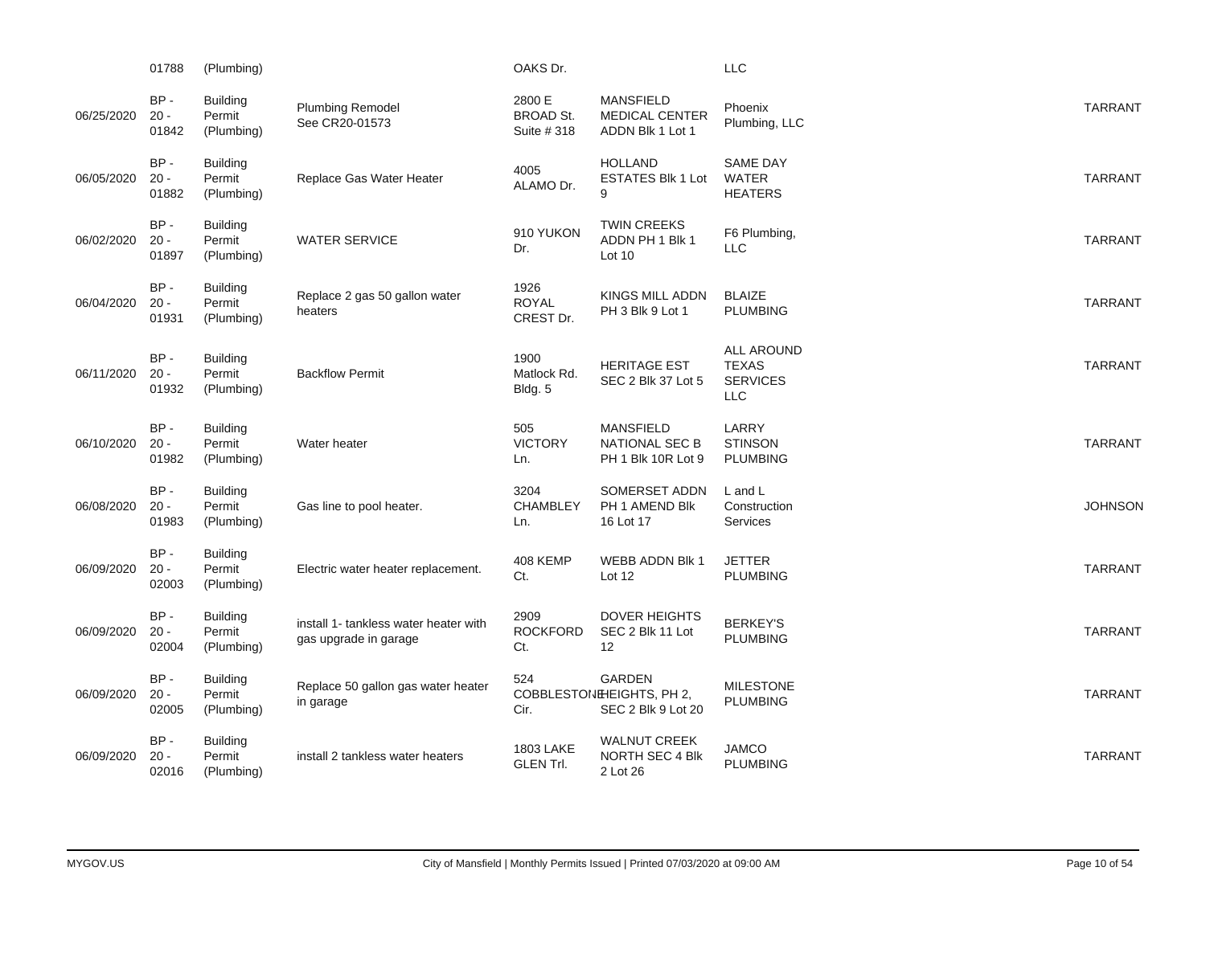| | | | | | | | |
|---|---|---|---|---|---|---|---|
| | 01788 | (Plumbing) | | OAKS Dr. | | LLC | |
| 06/25/2020 | BP - 20 - 01842 | Building Permit (Plumbing) | Plumbing Remodel See CR20-01573 | 2800 E BROAD St. Suite # 318 | MANSFIELD MEDICAL CENTER ADDN Blk 1 Lot 1 | Phoenix Plumbing, LLC | TARRANT |
| 06/05/2020 | BP - 20 - 01882 | Building Permit (Plumbing) | Replace Gas Water Heater | 4005 ALAMO Dr. | HOLLAND ESTATES Blk 1 Lot 9 | SAME DAY WATER HEATERS | TARRANT |
| 06/02/2020 | BP - 20 - 01897 | Building Permit (Plumbing) | WATER SERVICE | 910 YUKON Dr. | TWIN CREEKS ADDN PH 1 Blk 1 Lot 10 | F6 Plumbing, LLC | TARRANT |
| 06/04/2020 | BP - 20 - 01931 | Building Permit (Plumbing) | Replace 2 gas 50 gallon water heaters | 1926 ROYAL CREST Dr. | KINGS MILL ADDN PH 3 Blk 9 Lot 1 | BLAIZE PLUMBING | TARRANT |
| 06/11/2020 | BP - 20 - 01932 | Building Permit (Plumbing) | Backflow Permit | 1900 Matlock Rd. Bldg. 5 | HERITAGE EST SEC 2 Blk 37 Lot 5 | ALL AROUND TEXAS SERVICES LLC | TARRANT |
| 06/10/2020 | BP - 20 - 01982 | Building Permit (Plumbing) | Water heater | 505 VICTORY Ln. | MANSFIELD NATIONAL SEC B PH 1 Blk 10R Lot 9 | LARRY STINSON PLUMBING | TARRANT |
| 06/08/2020 | BP - 20 - 01983 | Building Permit (Plumbing) | Gas line to pool heater. | 3204 CHAMBLEY Ln. | SOMERSET ADDN PH 1 AMEND Blk 16 Lot 17 | L and L Construction Services | JOHNSON |
| 06/09/2020 | BP - 20 - 02003 | Building Permit (Plumbing) | Electric water heater replacement. | 408 KEMP Ct. | WEBB ADDN Blk 1 Lot 12 | JETTER PLUMBING | TARRANT |
| 06/09/2020 | BP - 20 - 02004 | Building Permit (Plumbing) | install 1- tankless water heater with gas upgrade in garage | 2909 ROCKFORD Ct. | DOVER HEIGHTS SEC 2 Blk 11 Lot 12 | BERKEY'S PLUMBING | TARRANT |
| 06/09/2020 | BP - 20 - 02005 | Building Permit (Plumbing) | Replace 50 gallon gas water heater in garage | 524 COBBLESTONE Cir. | GARDEN HEIGHTS, PH 2, SEC 2 Blk 9 Lot 20 | MILESTONE PLUMBING | TARRANT |
| 06/09/2020 | BP - 20 - 02016 | Building Permit (Plumbing) | install 2 tankless water heaters | 1803 LAKE GLEN Trl. | WALNUT CREEK NORTH SEC 4 Blk 2 Lot 26 | JAMCO PLUMBING | TARRANT |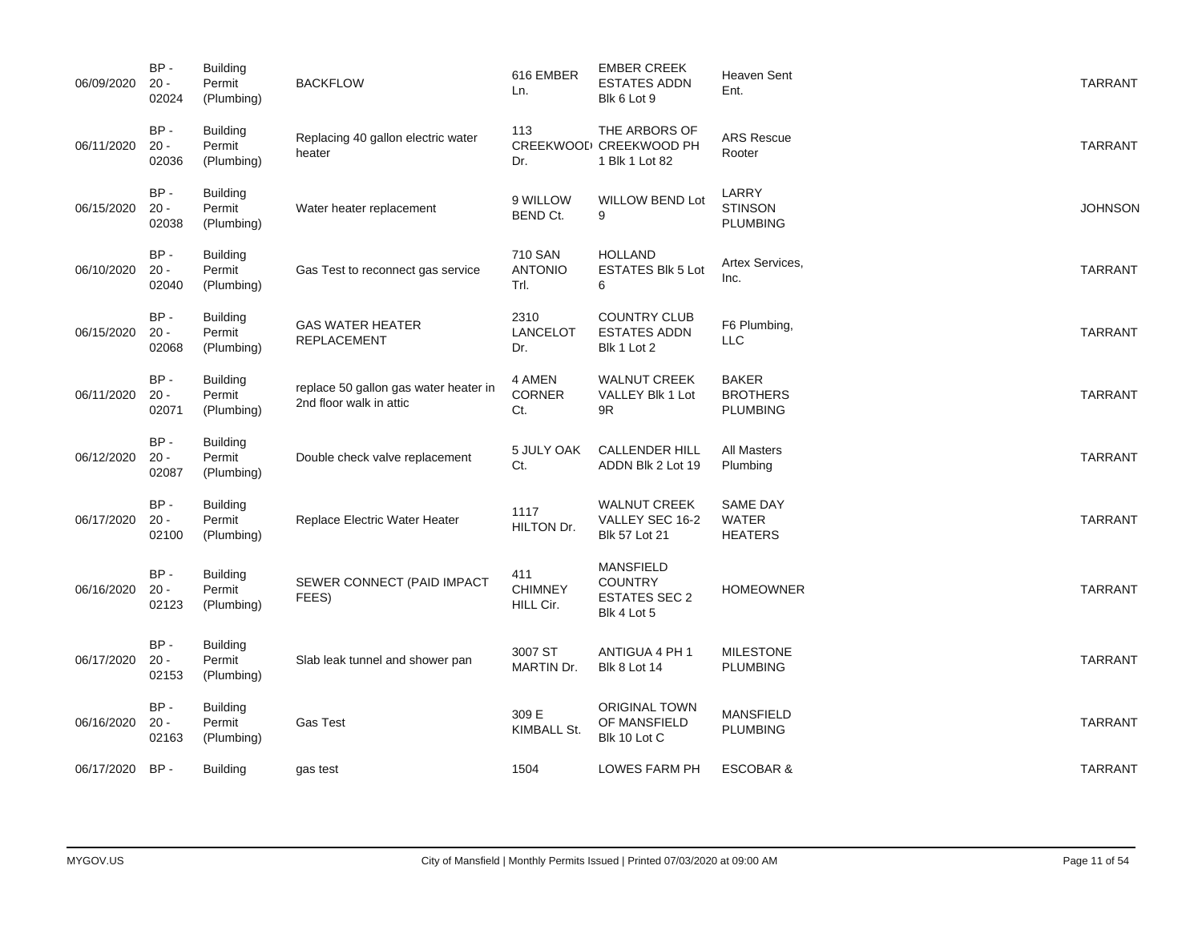| | | | | | | | |
|---|---|---|---|---|---|---|---|
| 06/09/2020 | BP - 20 - 02024 | Building Permit (Plumbing) | BACKFLOW | 616 EMBER Ln. | EMBER CREEK ESTATES ADDN Blk 6 Lot 9 | Heaven Sent Ent. | TARRANT |
| 06/11/2020 | BP - 20 - 02036 | Building Permit (Plumbing) | Replacing 40 gallon electric water heater | 113 CREEKWOOD Dr. | THE ARBORS OF CREEKWOOD PH 1 Blk 1 Lot 82 | ARS Rescue Rooter | TARRANT |
| 06/15/2020 | BP - 20 - 02038 | Building Permit (Plumbing) | Water heater replacement | 9 WILLOW BEND Ct. | WILLOW BEND Lot 9 | LARRY STINSON PLUMBING | JOHNSON |
| 06/10/2020 | BP - 20 - 02040 | Building Permit (Plumbing) | Gas Test to reconnect gas service | 710 SAN ANTONIO Trl. | HOLLAND ESTATES Blk 5 Lot 6 | Artex Services, Inc. | TARRANT |
| 06/15/2020 | BP - 20 - 02068 | Building Permit (Plumbing) | GAS WATER HEATER REPLACEMENT | 2310 LANCELOT Dr. | COUNTRY CLUB ESTATES ADDN Blk 1 Lot 2 | F6 Plumbing, LLC | TARRANT |
| 06/11/2020 | BP - 20 - 02071 | Building Permit (Plumbing) | replace 50 gallon gas water heater in 2nd floor walk in attic | 4 AMEN CORNER Ct. | WALNUT CREEK VALLEY Blk 1 Lot 9R | BAKER BROTHERS PLUMBING | TARRANT |
| 06/12/2020 | BP - 20 - 02087 | Building Permit (Plumbing) | Double check valve replacement | 5 JULY OAK Ct. | CALLENDER HILL ADDN Blk 2 Lot 19 | All Masters Plumbing | TARRANT |
| 06/17/2020 | BP - 20 - 02100 | Building Permit (Plumbing) | Replace Electric Water Heater | 1117 HILTON Dr. | WALNUT CREEK VALLEY SEC 16-2 Blk 57 Lot 21 | SAME DAY WATER HEATERS | TARRANT |
| 06/16/2020 | BP - 20 - 02123 | Building Permit (Plumbing) | SEWER CONNECT (PAID IMPACT FEES) | 411 CHIMNEY HILL Cir. | MANSFIELD COUNTRY ESTATES SEC 2 Blk 4 Lot 5 | HOMEOWNER | TARRANT |
| 06/17/2020 | BP - 20 - 02153 | Building Permit (Plumbing) | Slab leak tunnel and shower pan | 3007 ST MARTIN Dr. | ANTIGUA 4 PH 1 Blk 8 Lot 14 | MILESTONE PLUMBING | TARRANT |
| 06/16/2020 | BP - 20 - 02163 | Building Permit (Plumbing) | Gas Test | 309 E KIMBALL St. | ORIGINAL TOWN OF MANSFIELD Blk 10 Lot C | MANSFIELD PLUMBING | TARRANT |
| 06/17/2020 | BP - | Building | gas test | 1504 | LOWES FARM PH | ESCOBAR & | TARRANT |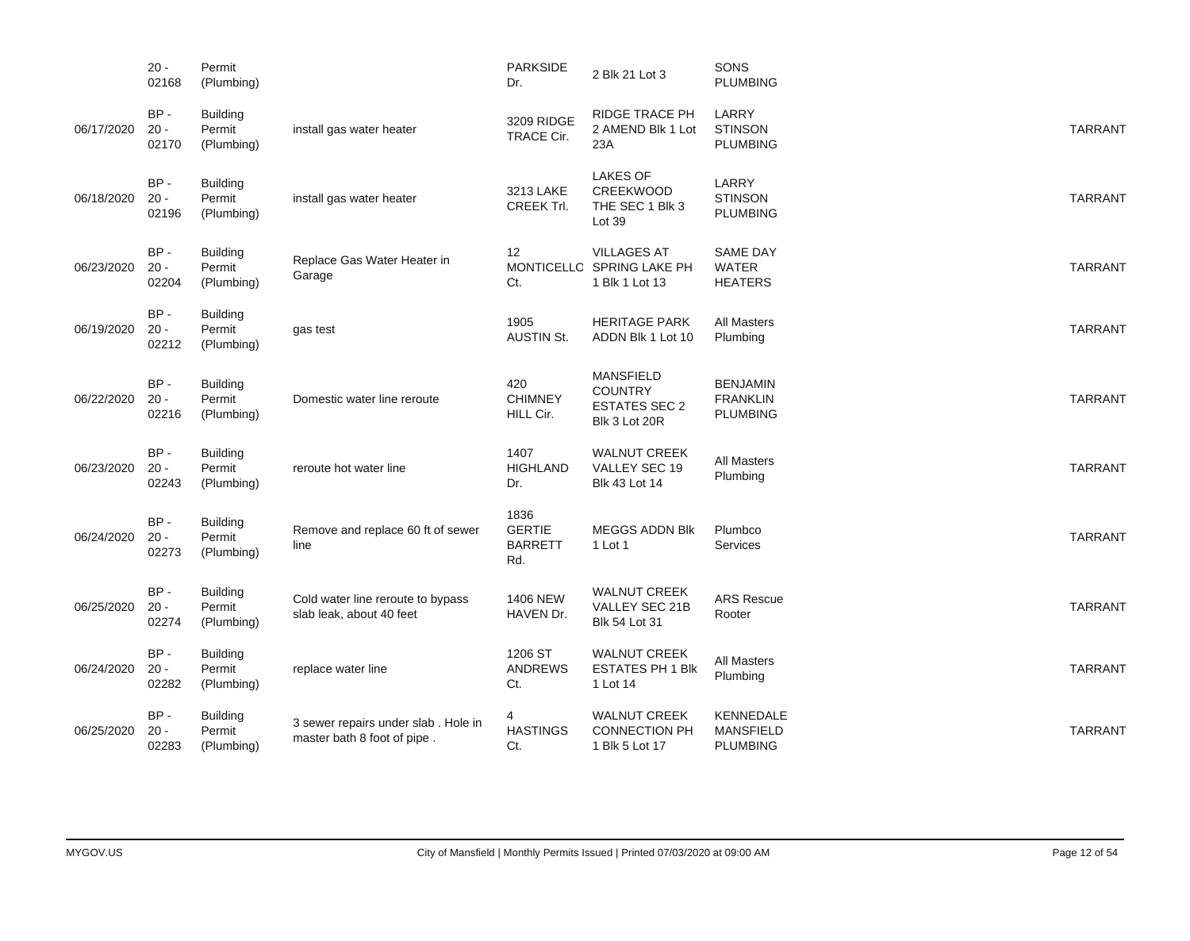|  |  |  |  |  |  |  |  |
|---|---|---|---|---|---|---|---|
|  | 20 - 02168 | Permit (Plumbing) |  | PARKSIDE Dr. | 2 Blk 21 Lot 3 | SONS PLUMBING |  |
| 06/17/2020 | BP - 20 - 02170 | Building Permit (Plumbing) | install gas water heater | 3209 RIDGE TRACE Cir. | RIDGE TRACE PH 2 AMEND Blk 1 Lot 23A | LARRY STINSON PLUMBING | TARRANT |
| 06/18/2020 | BP - 20 - 02196 | Building Permit (Plumbing) | install gas water heater | 3213 LAKE CREEK Trl. | LAKES OF CREEKWOOD THE SEC 1 Blk 3 Lot 39 | LARRY STINSON PLUMBING | TARRANT |
| 06/23/2020 | BP - 20 - 02204 | Building Permit (Plumbing) | Replace Gas Water Heater in Garage | 12 MONTICELLO Ct. | VILLAGES AT SPRING LAKE PH 1 Blk 1 Lot 13 | SAME DAY WATER HEATERS | TARRANT |
| 06/19/2020 | BP - 20 - 02212 | Building Permit (Plumbing) | gas test | 1905 AUSTIN St. | HERITAGE PARK ADDN Blk 1 Lot 10 | All Masters Plumbing | TARRANT |
| 06/22/2020 | BP - 20 - 02216 | Building Permit (Plumbing) | Domestic water line reroute | 420 CHIMNEY HILL Cir. | MANSFIELD COUNTRY ESTATES SEC 2 Blk 3 Lot 20R | BENJAMIN FRANKLIN PLUMBING | TARRANT |
| 06/23/2020 | BP - 20 - 02243 | Building Permit (Plumbing) | reroute hot water line | 1407 HIGHLAND Dr. | WALNUT CREEK VALLEY SEC 19 Blk 43 Lot 14 | All Masters Plumbing | TARRANT |
| 06/24/2020 | BP - 20 - 02273 | Building Permit (Plumbing) | Remove and replace 60 ft of sewer line | 1836 GERTIE BARRETT Rd. | MEGGS ADDN Blk 1 Lot 1 | Plumbco Services | TARRANT |
| 06/25/2020 | BP - 20 - 02274 | Building Permit (Plumbing) | Cold water line reroute to bypass slab leak, about 40 feet | 1406 NEW HAVEN Dr. | WALNUT CREEK VALLEY SEC 21B Blk 54 Lot 31 | ARS Rescue Rooter | TARRANT |
| 06/24/2020 | BP - 20 - 02282 | Building Permit (Plumbing) | replace water line | 1206 ST ANDREWS Ct. | WALNUT CREEK ESTATES PH 1 Blk 1 Lot 14 | All Masters Plumbing | TARRANT |
| 06/25/2020 | BP - 20 - 02283 | Building Permit (Plumbing) | 3 sewer repairs under slab . Hole in master bath 8 foot of pipe . | 4 HASTINGS Ct. | WALNUT CREEK CONNECTION PH 1 Blk 5 Lot 17 | KENNEDALE MANSFIELD PLUMBING | TARRANT |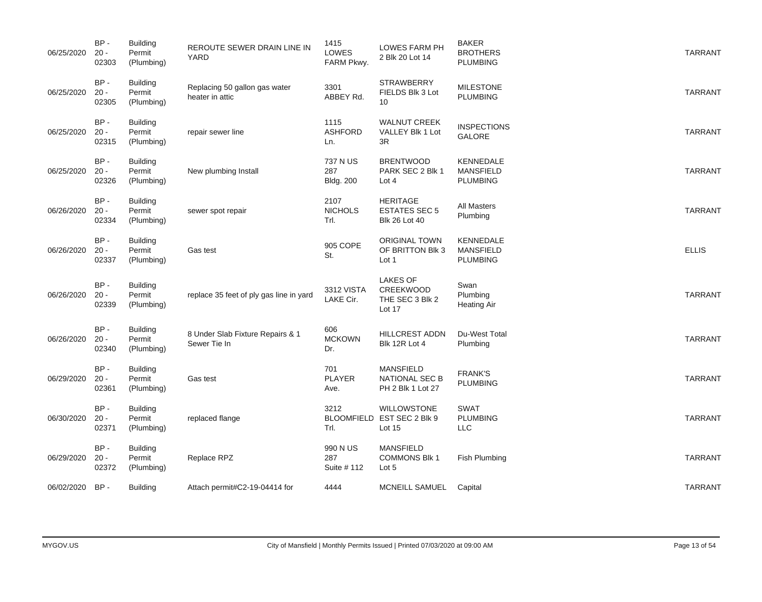| | | | | | | | | |
|---|---|---|---|---|---|---|---|---|
| 06/25/2020 | BP - 20 - 02303 | Building Permit (Plumbing) | REROUTE SEWER DRAIN LINE IN YARD | 1415 LOWES FARM Pkwy. | LOWES FARM PH 2 Blk 20 Lot 14 | BAKER BROTHERS PLUMBING | | TARRANT |
| 06/25/2020 | BP - 20 - 02305 | Building Permit (Plumbing) | Replacing 50 gallon gas water heater in attic | 3301 ABBEY Rd. | STRAWBERRY FIELDS Blk 3 Lot 10 | MILESTONE PLUMBING | | TARRANT |
| 06/25/2020 | BP - 20 - 02315 | Building Permit (Plumbing) | repair sewer line | 1115 ASHFORD Ln. | WALNUT CREEK VALLEY Blk 1 Lot 3R | INSPECTIONS GALORE | | TARRANT |
| 06/25/2020 | BP - 20 - 02326 | Building Permit (Plumbing) | New plumbing Install | 737 N US 287 Bldg. 200 | BRENTWOOD PARK SEC 2 Blk 1 Lot 4 | KENNEDALE MANSFIELD PLUMBING | | TARRANT |
| 06/26/2020 | BP - 20 - 02334 | Building Permit (Plumbing) | sewer spot repair | 2107 NICHOLS Trl. | HERITAGE ESTATES SEC 5 Blk 26 Lot 40 | All Masters Plumbing | | TARRANT |
| 06/26/2020 | BP - 20 - 02337 | Building Permit (Plumbing) | Gas test | 905 COPE St. | ORIGINAL TOWN OF BRITTON Blk 3 Lot 1 | KENNEDALE MANSFIELD PLUMBING | | ELLIS |
| 06/26/2020 | BP - 20 - 02339 | Building Permit (Plumbing) | replace 35 feet of ply gas line in yard | 3312 VISTA LAKE Cir. | LAKES OF CREEKWOOD THE SEC 3 Blk 2 Lot 17 | Swan Plumbing Heating Air | | TARRANT |
| 06/26/2020 | BP - 20 - 02340 | Building Permit (Plumbing) | 8 Under Slab Fixture Repairs & 1 Sewer Tie In | 606 MCKOWN Dr. | HILLCREST ADDN Blk 12R Lot 4 | Du-West Total Plumbing | | TARRANT |
| 06/29/2020 | BP - 20 - 02361 | Building Permit (Plumbing) | Gas test | 701 PLAYER Ave. | MANSFIELD NATIONAL SEC B PH 2 Blk 1 Lot 27 | FRANK'S PLUMBING | | TARRANT |
| 06/30/2020 | BP - 20 - 02371 | Building Permit (Plumbing) | replaced flange | 3212 BLOOMFIELD Trl. | WILLOWSTONE EST SEC 2 Blk 9 Lot 15 | SWAT PLUMBING LLC | | TARRANT |
| 06/29/2020 | BP - 20 - 02372 | Building Permit (Plumbing) | Replace RPZ | 990 N US 287 Suite # 112 | MANSFIELD COMMONS Blk 1 Lot 5 | Fish Plumbing | | TARRANT |
| 06/02/2020 | BP - | Building | Attach permit#C2-19-04414 for | 4444 | MCNEILL SAMUEL | Capital | | TARRANT |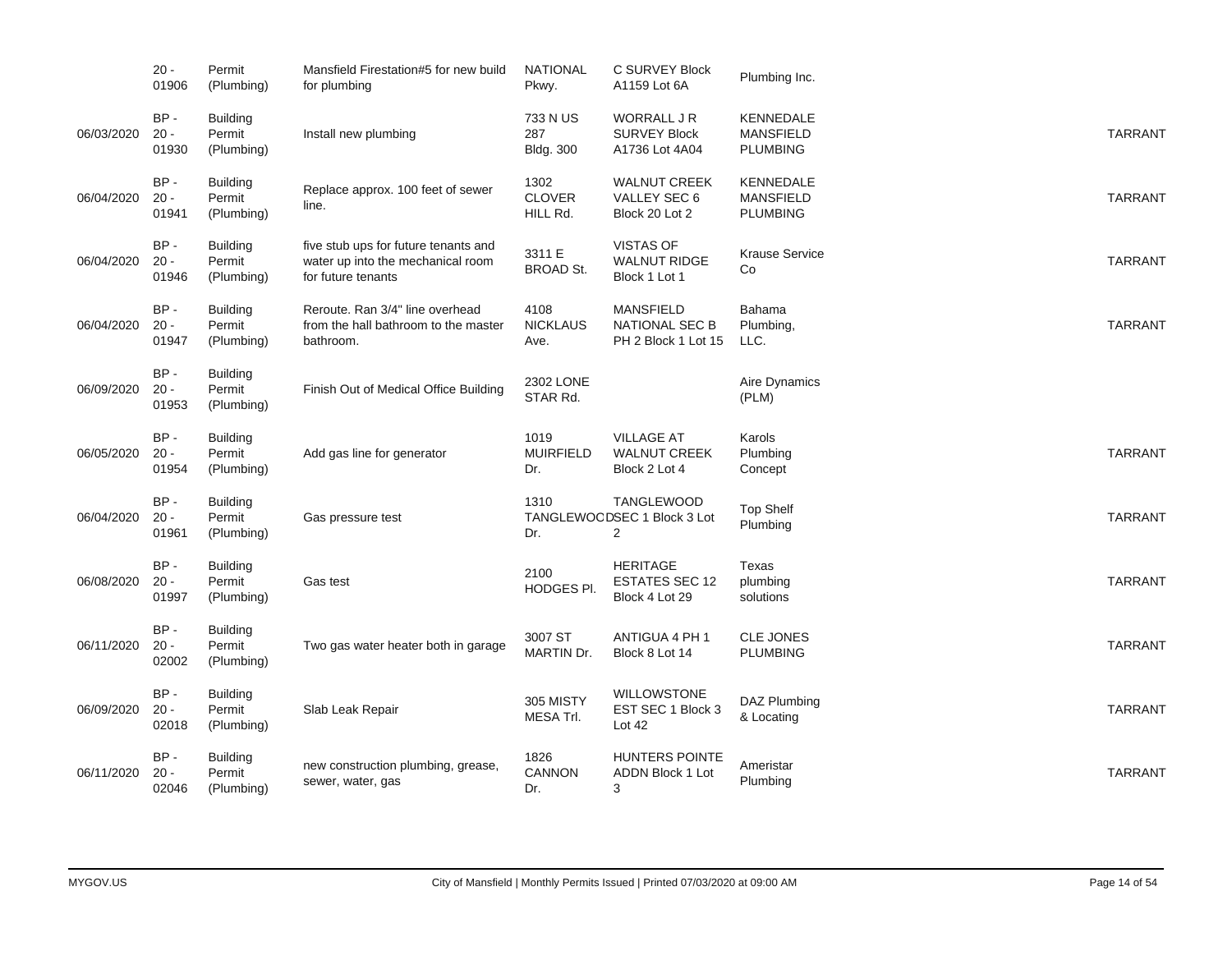| | | | | | | | |
|---|---|---|---|---|---|---|---|
| | 20 - 01906 | Permit (Plumbing) | Mansfield Firestation#5 for new build for plumbing | NATIONAL Pkwy. | C SURVEY Block A1159 Lot 6A | Plumbing Inc. | |
| 06/03/2020 | BP - 20 - 01930 | Building Permit (Plumbing) | Install new plumbing | 733 N US 287 Bldg. 300 | WORRALL J R SURVEY Block A1736 Lot 4A04 | KENNEDALE MANSFIELD PLUMBING | TARRANT |
| 06/04/2020 | BP - 20 - 01941 | Building Permit (Plumbing) | Replace approx. 100 feet of sewer line. | 1302 CLOVER HILL Rd. | WALNUT CREEK VALLEY SEC 6 Block 20 Lot 2 | KENNEDALE MANSFIELD PLUMBING | TARRANT |
| 06/04/2020 | BP - 20 - 01946 | Building Permit (Plumbing) | five stub ups for future tenants and water up into the mechanical room for future tenants | 3311 E BROAD St. | VISTAS OF WALNUT RIDGE Block 1 Lot 1 | Krause Service Co | TARRANT |
| 06/04/2020 | BP - 20 - 01947 | Building Permit (Plumbing) | Reroute. Ran 3/4" line overhead from the hall bathroom to the master bathroom. | 4108 NICKLAUS Ave. | MANSFIELD NATIONAL SEC B PH 2 Block 1 Lot 15 | Bahama Plumbing, LLC. | TARRANT |
| 06/09/2020 | BP - 20 - 01953 | Building Permit (Plumbing) | Finish Out of Medical Office Building | 2302 LONE STAR Rd. | | Aire Dynamics (PLM) | |
| 06/05/2020 | BP - 20 - 01954 | Building Permit (Plumbing) | Add gas line for generator | 1019 MUIRFIELD Dr. | VILLAGE AT WALNUT CREEK Block 2 Lot 4 | Karols Plumbing Concept | TARRANT |
| 06/04/2020 | BP - 20 - 01961 | Building Permit (Plumbing) | Gas pressure test | 1310 TANGLEWOOD Dr. | TANGLEWOOD SEC 1 Block 3 Lot 2 | Top Shelf Plumbing | TARRANT |
| 06/08/2020 | BP - 20 - 01997 | Building Permit (Plumbing) | Gas test | 2100 HODGES Pl. | HERITAGE ESTATES SEC 12 Block 4 Lot 29 | Texas plumbing solutions | TARRANT |
| 06/11/2020 | BP - 20 - 02002 | Building Permit (Plumbing) | Two gas water heater both in garage | 3007 ST MARTIN Dr. | ANTIGUA 4 PH 1 Block 8 Lot 14 | CLE JONES PLUMBING | TARRANT |
| 06/09/2020 | BP - 20 - 02018 | Building Permit (Plumbing) | Slab Leak Repair | 305 MISTY MESA Trl. | WILLOWSTONE EST SEC 1 Block 3 Lot 42 | DAZ Plumbing & Locating | TARRANT |
| 06/11/2020 | BP - 20 - 02046 | Building Permit (Plumbing) | new construction plumbing, grease, sewer, water, gas | 1826 CANNON Dr. | HUNTERS POINTE ADDN Block 1 Lot 3 | Ameristar Plumbing | TARRANT |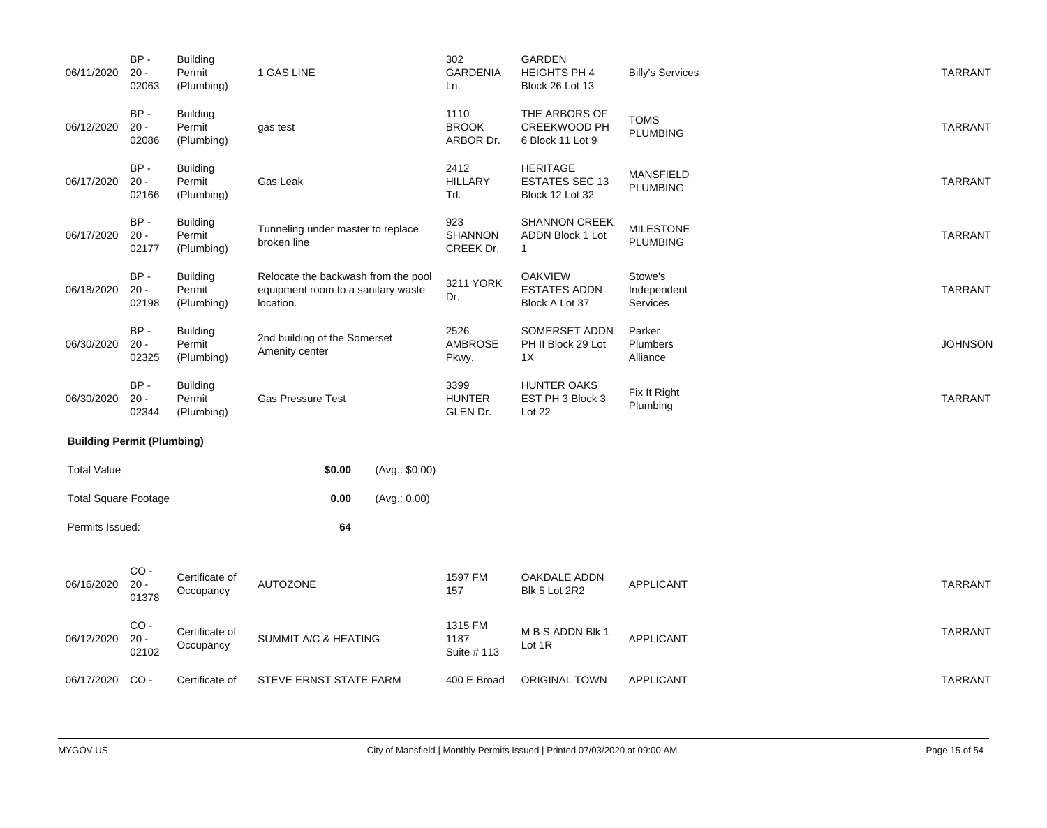| | | | | | | | |
|---|---|---|---|---|---|---|---|
| 06/11/2020 | BP - 20 - 02063 | Building Permit (Plumbing) | 1 GAS LINE | 302 GARDENIA Ln. | GARDEN HEIGHTS PH 4 Block 26 Lot 13 | Billy's Services | TARRANT |
| 06/12/2020 | BP - 20 - 02086 | Building Permit (Plumbing) | gas test | 1110 BROOK ARBOR Dr. | THE ARBORS OF CREEKWOOD PH 6 Block 11 Lot 9 | TOMS PLUMBING | TARRANT |
| 06/17/2020 | BP - 20 - 02166 | Building Permit (Plumbing) | Gas Leak | 2412 HILLARY Trl. | HERITAGE ESTATES SEC 13 Block 12 Lot 32 | MANSFIELD PLUMBING | TARRANT |
| 06/17/2020 | BP - 20 - 02177 | Building Permit (Plumbing) | Tunneling under master to replace broken line | 923 SHANNON CREEK Dr. | SHANNON CREEK ADDN Block 1 Lot 1 | MILESTONE PLUMBING | TARRANT |
| 06/18/2020 | BP - 20 - 02198 | Building Permit (Plumbing) | Relocate the backwash from the pool equipment room to a sanitary waste location. | 3211 YORK Dr. | OAKVIEW ESTATES ADDN Block A Lot 37 | Stowe's Independent Services | TARRANT |
| 06/30/2020 | BP - 20 - 02325 | Building Permit (Plumbing) | 2nd building of the Somerset Amenity center | 2526 AMBROSE Pkwy. | SOMERSET ADDN PH II Block 29 Lot 1X | Parker Plumbers Alliance | JOHNSON |
| 06/30/2020 | BP - 20 - 02344 | Building Permit (Plumbing) | Gas Pressure Test | 3399 HUNTER GLEN Dr. | HUNTER OAKS EST PH 3 Block 3 Lot 22 | Fix It Right Plumbing | TARRANT |

**Building Permit (Plumbing)**

| | | |
|---|---|---|
| Total Value | **$0.00** | (Avg.: $0.00) |
| Total Square Footage | **0.00** | (Avg.: 0.00) |
| Permits Issued: | **64** | |

| | | | | | | | |
|---|---|---|---|---|---|---|---|
| 06/16/2020 | CO - 20 - 01378 | Certificate of Occupancy | AUTOZONE | 1597 FM 157 | OAKDALE ADDN Blk 5 Lot 2R2 | APPLICANT | TARRANT |
| 06/12/2020 | CO - 20 - 02102 | Certificate of Occupancy | SUMMIT A/C & HEATING | 1315 FM 1187 Suite # 113 | M B S ADDN Blk 1 Lot 1R | APPLICANT | TARRANT |
| 06/17/2020 | CO - | Certificate of | STEVE ERNST STATE FARM | 400 E Broad | ORIGINAL TOWN | APPLICANT | TARRANT |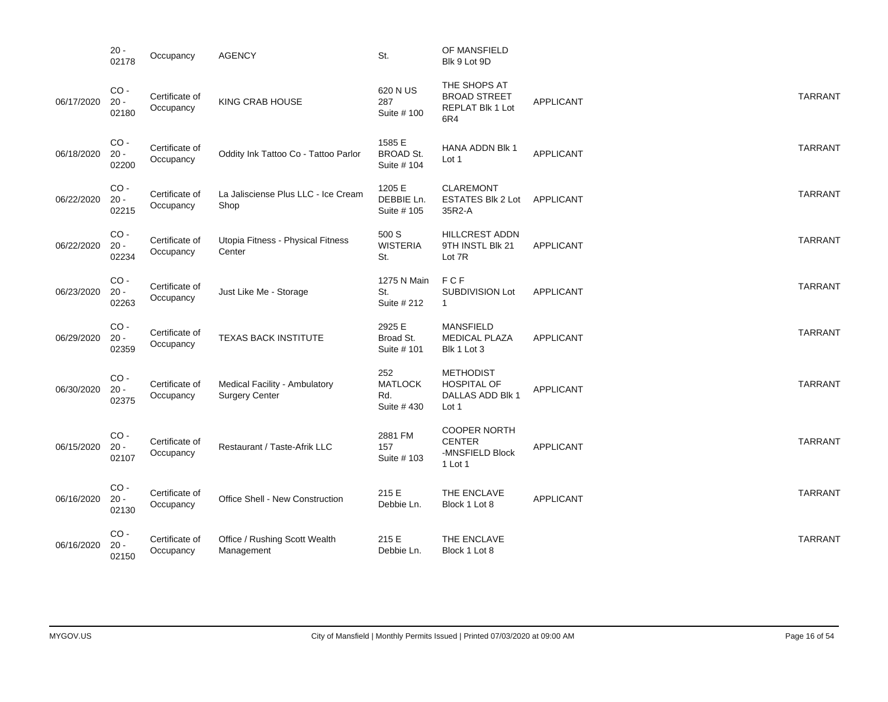| | | | | | | | | |
|---|---|---|---|---|---|---|---|---|
| | 20 - 02178 | Occupancy | AGENCY | St. | OF MANSFIELD Blk 9 Lot 9D | | | |
| 06/17/2020 | CO - 20 - 02180 | Certificate of Occupancy | KING CRAB HOUSE | 620 N US 287 Suite # 100 | THE SHOPS AT BROAD STREET REPLAT Blk 1 Lot 6R4 | APPLICANT | | TARRANT |
| 06/18/2020 | CO - 20 - 02200 | Certificate of Occupancy | Oddity Ink Tattoo Co - Tattoo Parlor | 1585 E BROAD St. Suite # 104 | HANA ADDN Blk 1 Lot 1 | APPLICANT | | TARRANT |
| 06/22/2020 | CO - 20 - 02215 | Certificate of Occupancy | La Jalisciense Plus LLC - Ice Cream Shop | 1205 E DEBBIE Ln. Suite # 105 | CLAREMONT ESTATES Blk 2 Lot 35R2-A | APPLICANT | | TARRANT |
| 06/22/2020 | CO - 20 - 02234 | Certificate of Occupancy | Utopia Fitness - Physical Fitness Center | 500 S WISTERIA St. | HILLCREST ADDN 9TH INSTL Blk 21 Lot 7R | APPLICANT | | TARRANT |
| 06/23/2020 | CO - 20 - 02263 | Certificate of Occupancy | Just Like Me - Storage | 1275 N Main St. Suite # 212 | F C F SUBDIVISION Lot 1 | APPLICANT | | TARRANT |
| 06/29/2020 | CO - 20 - 02359 | Certificate of Occupancy | TEXAS BACK INSTITUTE | 2925 E Broad St. Suite # 101 | MANSFIELD MEDICAL PLAZA Blk 1 Lot 3 | APPLICANT | | TARRANT |
| 06/30/2020 | CO - 20 - 02375 | Certificate of Occupancy | Medical Facility - Ambulatory Surgery Center | 252 MATLOCK Rd. Suite # 430 | METHODIST HOSPITAL OF DALLAS ADD Blk 1 Lot 1 | APPLICANT | | TARRANT |
| 06/15/2020 | CO - 20 - 02107 | Certificate of Occupancy | Restaurant / Taste-Afrik LLC | 2881 FM 157 Suite # 103 | COOPER NORTH CENTER -MNSFIELD Block 1 Lot 1 | APPLICANT | | TARRANT |
| 06/16/2020 | CO - 20 - 02130 | Certificate of Occupancy | Office Shell - New Construction | 215 E Debbie Ln. | THE ENCLAVE Block 1 Lot 8 | APPLICANT | | TARRANT |
| 06/16/2020 | CO - 20 - 02150 | Certificate of Occupancy | Office / Rushing Scott Wealth Management | 215 E Debbie Ln. | THE ENCLAVE Block 1 Lot 8 | | | TARRANT |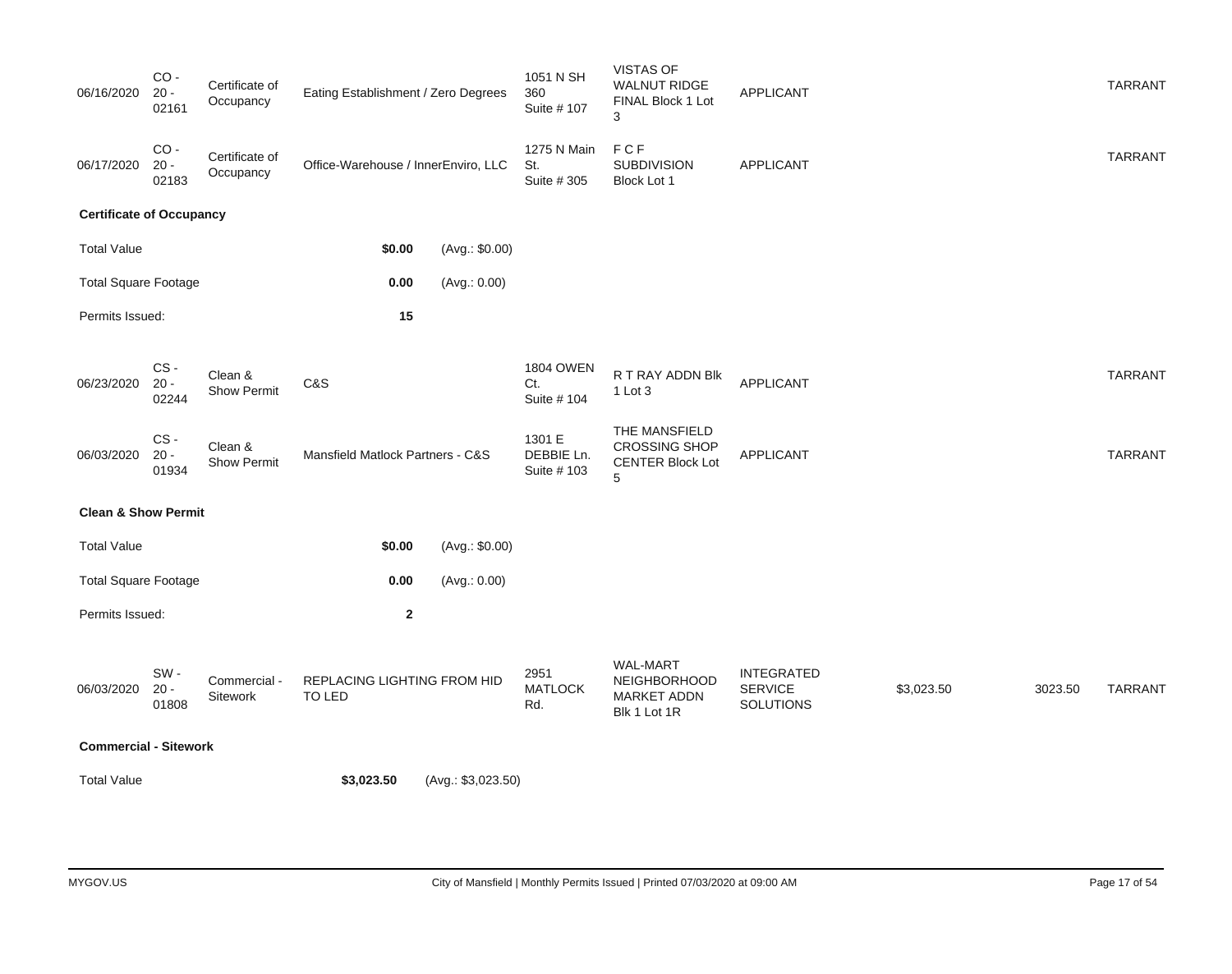| | | | | | | | | | |
|---|---|---|---|---|---|---|---|---|---|
| 06/16/2020 | CO - 20 - 02161 | Certificate of Occupancy | Eating Establishment / Zero Degrees | 1051 N SH 360 Suite # 107 | VISTAS OF WALNUT RIDGE FINAL Block 1 Lot 3 | APPLICANT | | | TARRANT |
| 06/17/2020 | CO - 20 - 02183 | Certificate of Occupancy | Office-Warehouse / InnerEnviro, LLC | 1275 N Main St. Suite # 305 | F C F SUBDIVISION Block Lot 1 | APPLICANT | | | TARRANT |

**Certificate of Occupancy**

| | | |
|---|---|---|
| Total Value | **$0.00** | (Avg.: $0.00) |
| Total Square Footage | **0.00** | (Avg.: 0.00) |
| Permits Issued: | **15** | |

| | | | | | | | | | |
|---|---|---|---|---|---|---|---|---|---|
| 06/23/2020 | CS - 20 - 02244 | Clean & Show Permit | C&S | 1804 OWEN Ct. Suite # 104 | R T RAY ADDN Blk 1 Lot 3 | APPLICANT | | | TARRANT |
| 06/03/2020 | CS - 20 - 01934 | Clean & Show Permit | Mansfield Matlock Partners - C&S | 1301 E DEBBIE Ln. Suite # 103 | THE MANSFIELD CROSSING SHOP CENTER Block Lot 5 | APPLICANT | | | TARRANT |

**Clean & Show Permit**

| | | |
|---|---|---|
| Total Value | **$0.00** | (Avg.: $0.00) |
| Total Square Footage | **0.00** | (Avg.: 0.00) |
| Permits Issued: | **2** | |

| | | | | | | | | | |
|---|---|---|---|---|---|---|---|---|---|
| 06/03/2020 | SW - 20 - 01808 | Commercial - Sitework | REPLACING LIGHTING FROM HID TO LED | 2951 MATLOCK Rd. | WAL-MART NEIGHBORHOOD MARKET ADDN Blk 1 Lot 1R | INTEGRATED SERVICE SOLUTIONS | $3,023.50 | 3023.50 | TARRANT |

**Commercial - Sitework**

| | | |
|---|---|---|
| Total Value | **$3,023.50** | (Avg.: $3,023.50) |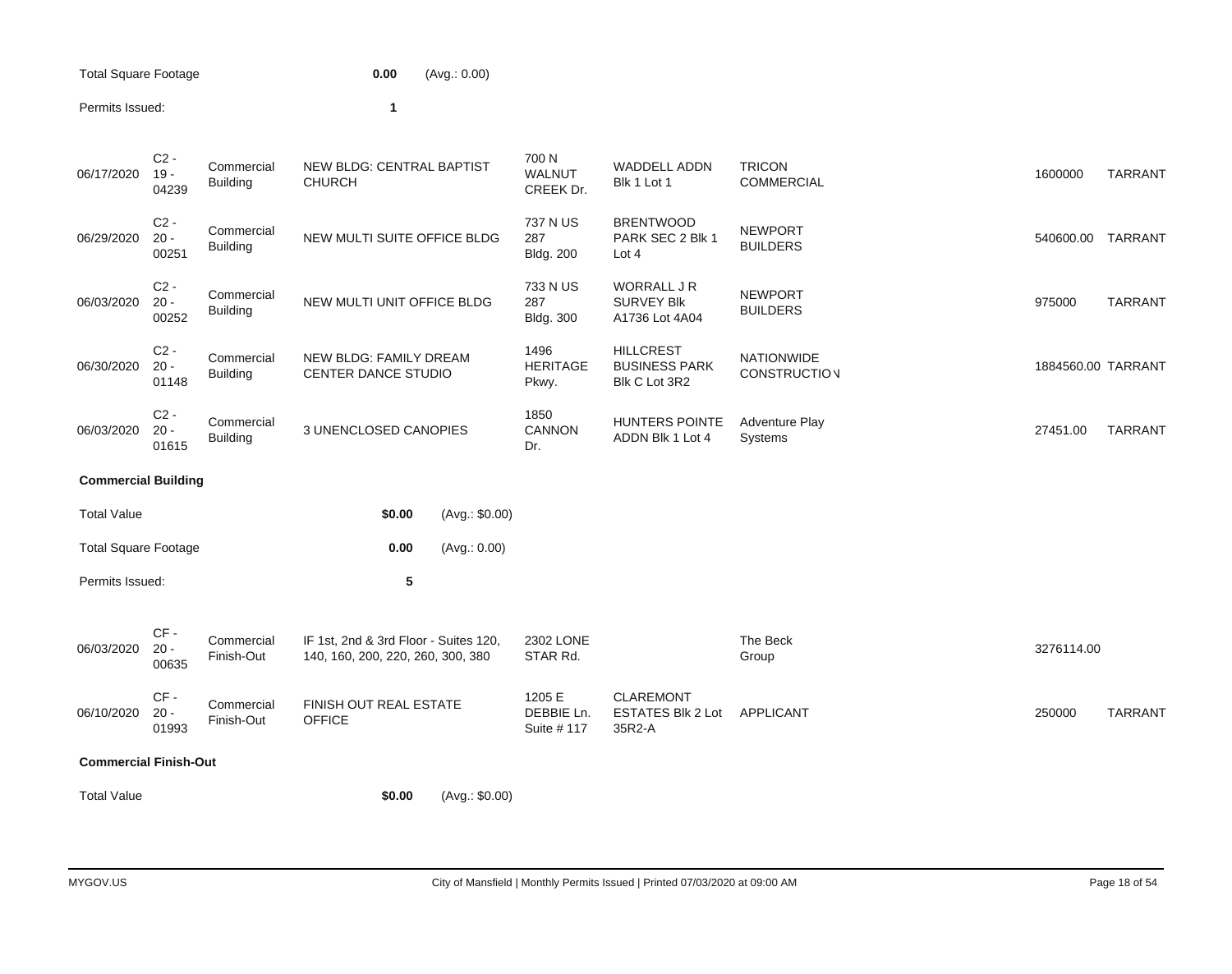Total Square Footage 0.00 (Avg.: 0.00)

Permits Issued: 1

| | | | | | | | | |
|---|---|---|---|---|---|---|---|---|
| 06/17/2020 | C2 - 19 - 04239 | Commercial Building | NEW BLDG: CENTRAL BAPTIST CHURCH | 700 N WALNUT CREEK Dr. | WADDELL ADDN Blk 1 Lot 1 | TRICON COMMERCIAL | 1600000 | TARRANT |
| 06/29/2020 | C2 - 20 - 00251 | Commercial Building | NEW MULTI SUITE OFFICE BLDG | 737 N US 287 Bldg. 200 | BRENTWOOD PARK SEC 2 Blk 1 Lot 4 | NEWPORT BUILDERS | 540600.00 | TARRANT |
| 06/03/2020 | C2 - 20 - 00252 | Commercial Building | NEW MULTI UNIT OFFICE BLDG | 733 N US 287 Bldg. 300 | WORRALL J R SURVEY Blk A1736 Lot 4A04 | NEWPORT BUILDERS | 975000 | TARRANT |
| 06/30/2020 | C2 - 20 - 01148 | Commercial Building | NEW BLDG: FAMILY DREAM CENTER DANCE STUDIO | 1496 HERITAGE Pkwy. | HILLCREST BUSINESS PARK Blk C Lot 3R2 | NATIONWIDE CONSTRUCTION | 1884560.00 | TARRANT |
| 06/03/2020 | C2 - 20 - 01615 | Commercial Building | 3 UNENCLOSED CANOPIES | 1850 CANNON Dr. | HUNTERS POINTE ADDN Blk 1 Lot 4 | Adventure Play Systems | 27451.00 | TARRANT |

**Commercial Building**

Total Value $0.00 (Avg.: $0.00)

Total Square Footage 0.00 (Avg.: 0.00)

Permits Issued: 5

| | | | | | | | | |
|---|---|---|---|---|---|---|---|---|
| 06/03/2020 | CF - 20 - 00635 | Commercial Finish-Out | IF 1st, 2nd & 3rd Floor - Suites 120, 140, 160, 200, 220, 260, 300, 380 | 2302 LONE STAR Rd. | | The Beck Group | 3276114.00 | |
| 06/10/2020 | CF - 20 - 01993 | Commercial Finish-Out | FINISH OUT REAL ESTATE OFFICE | 1205 E DEBBIE Ln. Suite # 117 | CLAREMONT ESTATES Blk 2 Lot 35R2-A | APPLICANT | 250000 | TARRANT |

**Commercial Finish-Out**

Total Value $0.00 (Avg.: $0.00)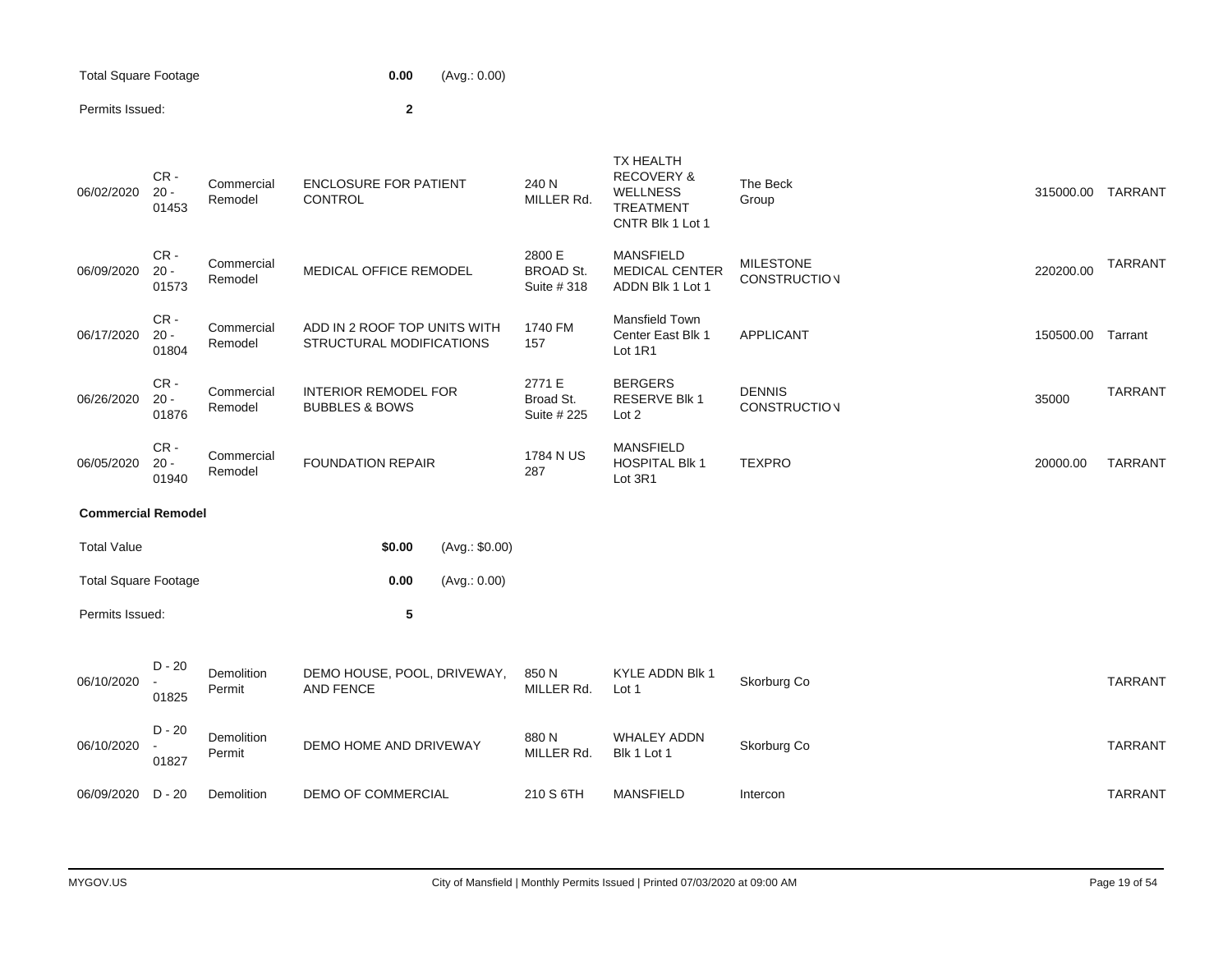| | | |
|---|---|---|
| Total Square Footage | 0.00 | (Avg.: 0.00) |
| Permits Issued: | 2 | |

| Date | Permit # | Type | Description | Address | Subdivision | Contractor | Value | County |
|---|---|---|---|---|---|---|---|---|
| 06/02/2020 | CR - 20 - 01453 | Commercial Remodel | ENCLOSURE FOR PATIENT CONTROL | 240 N MILLER Rd. | TX HEALTH RECOVERY & WELLNESS TREATMENT CNTR Blk 1 Lot 1 | The Beck Group | 315000.00 | TARRANT |
| 06/09/2020 | CR - 20 - 01573 | Commercial Remodel | MEDICAL OFFICE REMODEL | 2800 E BROAD St. Suite # 318 | MANSFIELD MEDICAL CENTER ADDN Blk 1 Lot 1 | MILESTONE CONSTRUCTION | 220200.00 | TARRANT |
| 06/17/2020 | CR - 20 - 01804 | Commercial Remodel | ADD IN 2 ROOF TOP UNITS WITH STRUCTURAL MODIFICATIONS | 1740 FM 157 | Mansfield Town Center East Blk 1 Lot 1R1 | APPLICANT | 150500.00 | Tarrant |
| 06/26/2020 | CR - 20 - 01876 | Commercial Remodel | INTERIOR REMODEL FOR BUBBLES & BOWS | 2771 E Broad St. Suite # 225 | BERGERS RESERVE Blk 1 Lot 2 | DENNIS CONSTRUCTION | 35000 | TARRANT |
| 06/05/2020 | CR - 20 - 01940 | Commercial Remodel | FOUNDATION REPAIR | 1784 N US 287 | MANSFIELD HOSPITAL Blk 1 Lot 3R1 | TEXPRO | 20000.00 | TARRANT |

**Commercial Remodel**

| | | |
|---|---|---|
| Total Value | $0.00 | (Avg.: $0.00) |
| Total Square Footage | 0.00 | (Avg.: 0.00) |
| Permits Issued: | 5 | |

| Date | Permit # | Type | Description | Address | Subdivision | Contractor | Value | County |
|---|---|---|---|---|---|---|---|---|
| 06/10/2020 | D - 20 - 01825 | Demolition Permit | DEMO HOUSE, POOL, DRIVEWAY, AND FENCE | 850 N MILLER Rd. | KYLE ADDN Blk 1 Lot 1 | Skorburg Co | | TARRANT |
| 06/10/2020 | D - 20 - 01827 | Demolition Permit | DEMO HOME AND DRIVEWAY | 880 N MILLER Rd. | WHALEY ADDN Blk 1 Lot 1 | Skorburg Co | | TARRANT |
| 06/09/2020 | D - 20 | Demolition | DEMO OF COMMERCIAL | 210 S 6TH | MANSFIELD | Intercon | | TARRANT |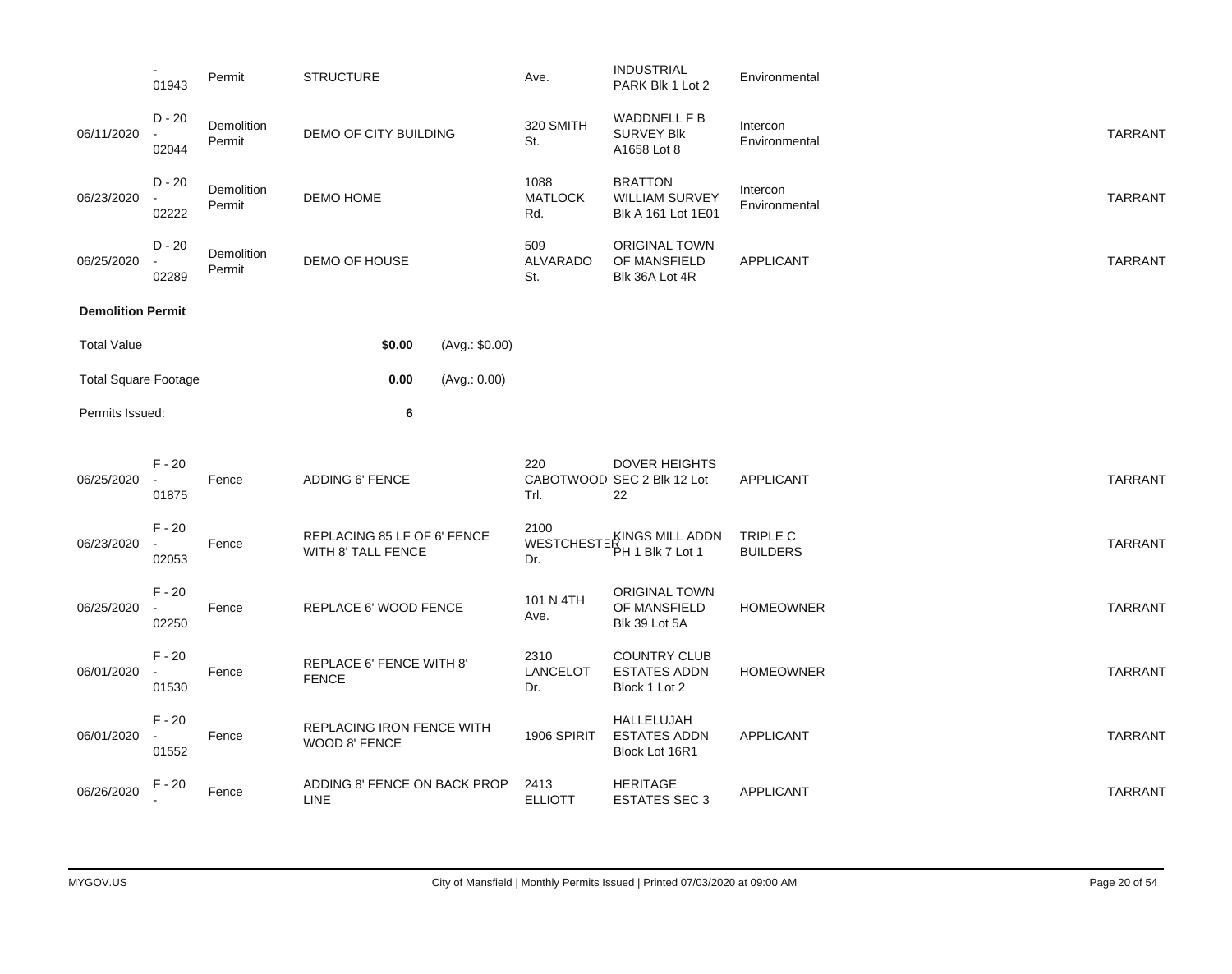| | | | | | | | |
|---|---|---|---|---|---|---|---|
| | - 01943 | Permit | STRUCTURE | Ave. | INDUSTRIAL PARK Blk 1 Lot 2 | Environmental | |
| 06/11/2020 | D - 20 - 02044 | Demolition Permit | DEMO OF CITY BUILDING | 320 SMITH St. | WADDNELL F B SURVEY Blk A1658 Lot 8 | Intercon Environmental | TARRANT |
| 06/23/2020 | D - 20 - 02222 | Demolition Permit | DEMO HOME | 1088 MATLOCK Rd. | BRATTON WILLIAM SURVEY Blk A 161 Lot 1E01 | Intercon Environmental | TARRANT |
| 06/25/2020 | D - 20 - 02289 | Demolition Permit | DEMO OF HOUSE | 509 ALVARADO St. | ORIGINAL TOWN OF MANSFIELD Blk 36A Lot 4R | APPLICANT | TARRANT |

**Demolition Permit**

| | | |
|---|---|---|
| Total Value | **$0.00** | (Avg.: $0.00) |
| Total Square Footage | **0.00** | (Avg.: 0.00) |
| Permits Issued: | **6** | |

| | | | | | | | |
|---|---|---|---|---|---|---|---|
| 06/25/2020 | F - 20 - 01875 | Fence | ADDING 6' FENCE | 220 CABOTWOOD Trl. | DOVER HEIGHTS SEC 2 Blk 12 Lot 22 | APPLICANT | TARRANT |
| 06/23/2020 | F - 20 - 02053 | Fence | REPLACING 85 LF OF 6' FENCE WITH 8' TALL FENCE | 2100 WESTCHESTER Dr. | KINGS MILL ADDN PH 1 Blk 7 Lot 1 | TRIPLE C BUILDERS | TARRANT |
| 06/25/2020 | F - 20 - 02250 | Fence | REPLACE 6' WOOD FENCE | 101 N 4TH Ave. | ORIGINAL TOWN OF MANSFIELD Blk 39 Lot 5A | HOMEOWNER | TARRANT |
| 06/01/2020 | F - 20 - 01530 | Fence | REPLACE 6' FENCE WITH 8' FENCE | 2310 LANCELOT Dr. | COUNTRY CLUB ESTATES ADDN Block 1 Lot 2 | HOMEOWNER | TARRANT |
| 06/01/2020 | F - 20 - 01552 | Fence | REPLACING IRON FENCE WITH WOOD 8' FENCE | 1906 SPIRIT | HALLELUJAH ESTATES ADDN Block Lot 16R1 | APPLICANT | TARRANT |
| 06/26/2020 | F - 20 - | Fence | ADDING 8' FENCE ON BACK PROP LINE | 2413 ELLIOTT | HERITAGE ESTATES SEC 3 | APPLICANT | TARRANT |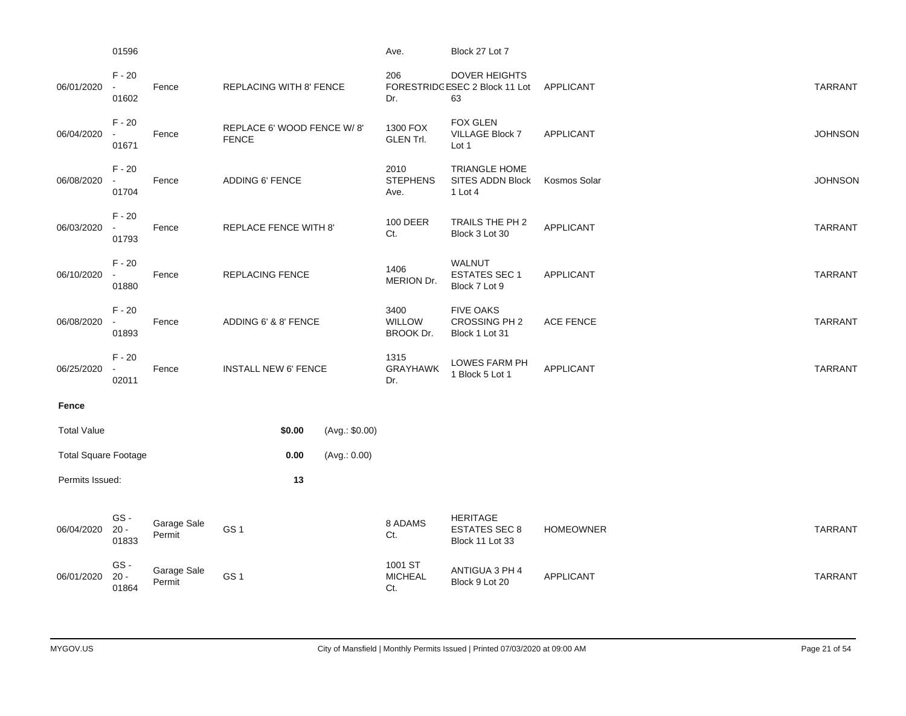| | | | | | | | | |
|---|---|---|---|---|---|---|---|---|
| | 01596 | | | | Ave. | Block 27 Lot 7 | | |
| 06/01/2020 | F - 20 - 01602 | Fence | REPLACING WITH 8' FENCE | | 206 FORESTRIDGE Dr. | DOVER HEIGHTS SEC 2 Block 11 Lot 63 | APPLICANT | TARRANT |
| 06/04/2020 | F - 20 - 01671 | Fence | REPLACE 6' WOOD FENCE W/ 8' FENCE | | 1300 FOX GLEN Trl. | FOX GLEN VILLAGE Block 7 Lot 1 | APPLICANT | JOHNSON |
| 06/08/2020 | F - 20 - 01704 | Fence | ADDING 6' FENCE | | 2010 STEPHENS Ave. | TRIANGLE HOME SITES ADDN Block 1 Lot 4 | Kosmos Solar | JOHNSON |
| 06/03/2020 | F - 20 - 01793 | Fence | REPLACE FENCE WITH 8' | | 100 DEER Ct. | TRAILS THE PH 2 Block 3 Lot 30 | APPLICANT | TARRANT |
| 06/10/2020 | F - 20 - 01880 | Fence | REPLACING FENCE | | 1406 MERION Dr. | WALNUT ESTATES SEC 1 Block 7 Lot 9 | APPLICANT | TARRANT |
| 06/08/2020 | F - 20 - 01893 | Fence | ADDING 6' & 8' FENCE | | 3400 WILLOW BROOK Dr. | FIVE OAKS CROSSING PH 2 Block 1 Lot 31 | ACE FENCE | TARRANT |
| 06/25/2020 | F - 20 - 02011 | Fence | INSTALL NEW 6' FENCE | | 1315 GRAYHAWK Dr. | LOWES FARM PH 1 Block 5 Lot 1 | APPLICANT | TARRANT |

**Fence**

| | | |
|---|---|---|
| Total Value | **$0.00** | (Avg.: $0.00) |
| Total Square Footage | **0.00** | (Avg.: 0.00) |
| Permits Issued: | **13** | |

| | | | | | | | |
|---|---|---|---|---|---|---|---|
| 06/04/2020 | GS - 20 - 01833 | Garage Sale Permit | GS 1 | 8 ADAMS Ct. | HERITAGE ESTATES SEC 8 Block 11 Lot 33 | HOMEOWNER | TARRANT |
| 06/01/2020 | GS - 20 - 01864 | Garage Sale Permit | GS 1 | 1001 ST MICHEAL Ct. | ANTIGUA 3 PH 4 Block 9 Lot 20 | APPLICANT | TARRANT |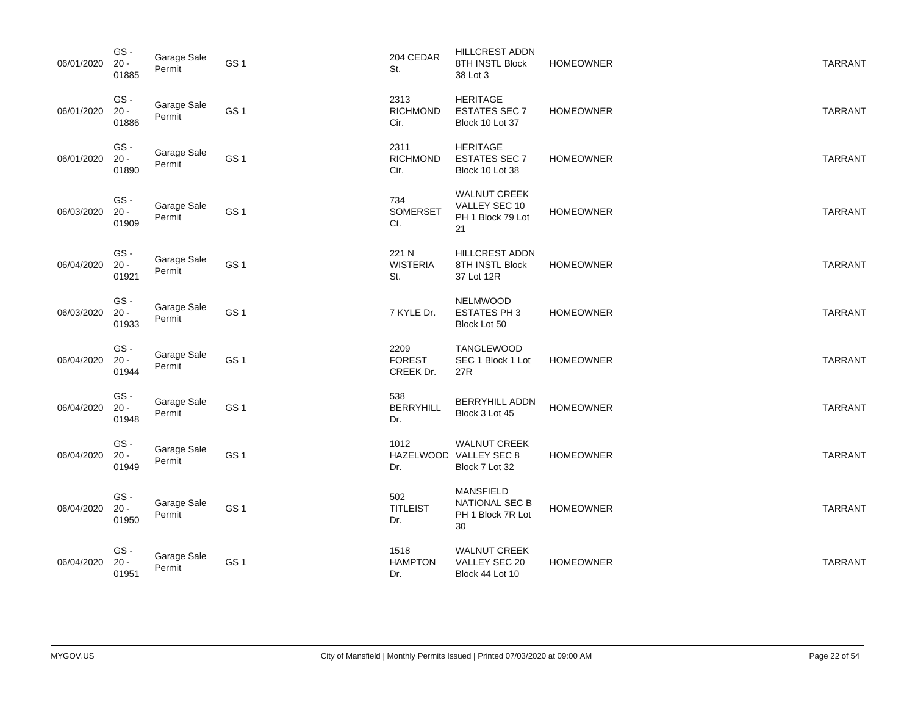| | | | | | | | | |
|---|---|---|---|---|---|---|---|---|
| 06/01/2020 | GS - 20 - 01885 | Garage Sale Permit | GS 1 | | 204 CEDAR St. | HILLCREST ADDN 8TH INSTL Block 38 Lot 3 | HOMEOWNER | TARRANT |
| 06/01/2020 | GS - 20 - 01886 | Garage Sale Permit | GS 1 | | 2313 RICHMOND Cir. | HERITAGE ESTATES SEC 7 Block 10 Lot 37 | HOMEOWNER | TARRANT |
| 06/01/2020 | GS - 20 - 01890 | Garage Sale Permit | GS 1 | | 2311 RICHMOND Cir. | HERITAGE ESTATES SEC 7 Block 10 Lot 38 | HOMEOWNER | TARRANT |
| 06/03/2020 | GS - 20 - 01909 | Garage Sale Permit | GS 1 | | 734 SOMERSET Ct. | WALNUT CREEK VALLEY SEC 10 PH 1 Block 79 Lot 21 | HOMEOWNER | TARRANT |
| 06/04/2020 | GS - 20 - 01921 | Garage Sale Permit | GS 1 | | 221 N WISTERIA St. | HILLCREST ADDN 8TH INSTL Block 37 Lot 12R | HOMEOWNER | TARRANT |
| 06/03/2020 | GS - 20 - 01933 | Garage Sale Permit | GS 1 | | 7 KYLE Dr. | NELMWOOD ESTATES PH 3 Block Lot 50 | HOMEOWNER | TARRANT |
| 06/04/2020 | GS - 20 - 01944 | Garage Sale Permit | GS 1 | | 2209 FOREST CREEK Dr. | TANGLEWOOD SEC 1 Block 1 Lot 27R | HOMEOWNER | TARRANT |
| 06/04/2020 | GS - 20 - 01948 | Garage Sale Permit | GS 1 | | 538 BERRYHILL Dr. | BERRYHILL ADDN Block 3 Lot 45 | HOMEOWNER | TARRANT |
| 06/04/2020 | GS - 20 - 01949 | Garage Sale Permit | GS 1 | | 1012 HAZELWOOD Dr. | WALNUT CREEK VALLEY SEC 8 Block 7 Lot 32 | HOMEOWNER | TARRANT |
| 06/04/2020 | GS - 20 - 01950 | Garage Sale Permit | GS 1 | | 502 TITLEIST Dr. | MANSFIELD NATIONAL SEC B PH 1 Block 7R Lot 30 | HOMEOWNER | TARRANT |
| 06/04/2020 | GS - 20 - 01951 | Garage Sale Permit | GS 1 | | 1518 HAMPTON Dr. | WALNUT CREEK VALLEY SEC 20 Block 44 Lot 10 | HOMEOWNER | TARRANT |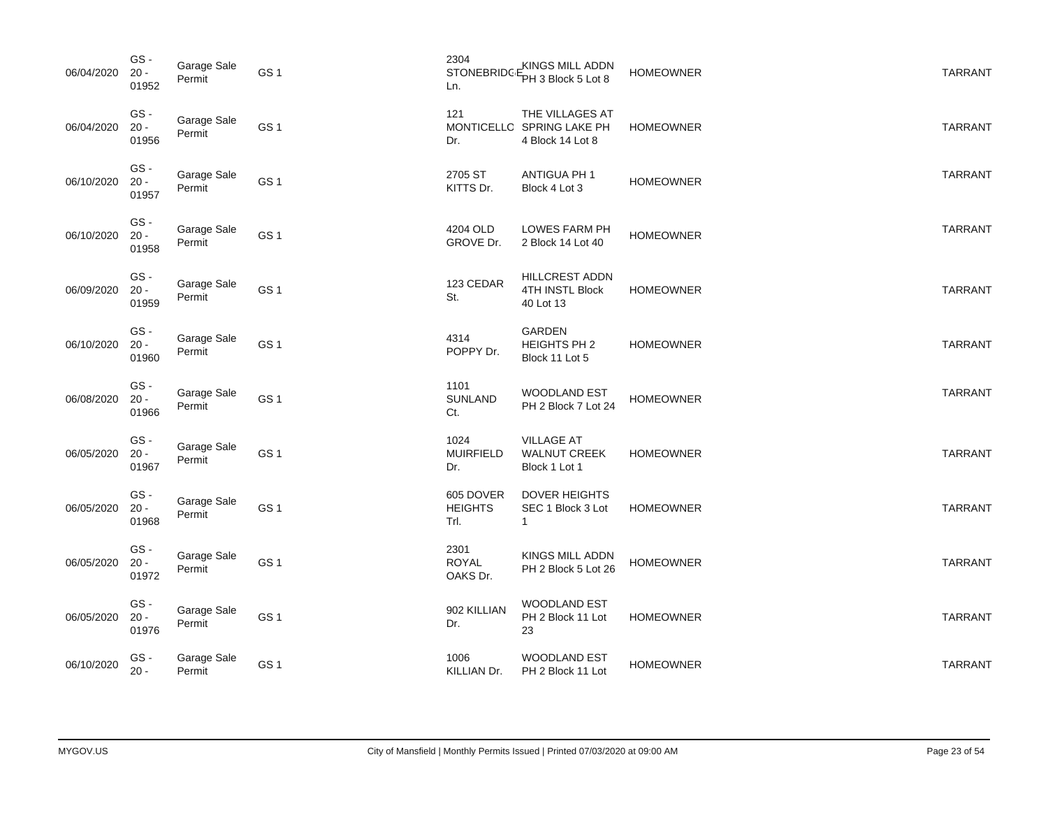| | | | | | | | |
|---|---|---|---|---|---|---|---|
| 06/04/2020 | GS - 20 - 01952 | Garage Sale Permit | GS 1 | 2304 STONEBRIDGE Ln. | KINGS MILL ADDN PH 3 Block 5 Lot 8 | HOMEOWNER | TARRANT |
| 06/04/2020 | GS - 20 - 01956 | Garage Sale Permit | GS 1 | 121 MONTICELLO Dr. | THE VILLAGES AT SPRING LAKE PH 4 Block 14 Lot 8 | HOMEOWNER | TARRANT |
| 06/10/2020 | GS - 20 - 01957 | Garage Sale Permit | GS 1 | 2705 ST KITTS Dr. | ANTIGUA PH 1 Block 4 Lot 3 | HOMEOWNER | TARRANT |
| 06/10/2020 | GS - 20 - 01958 | Garage Sale Permit | GS 1 | 4204 OLD GROVE Dr. | LOWES FARM PH 2 Block 14 Lot 40 | HOMEOWNER | TARRANT |
| 06/09/2020 | GS - 20 - 01959 | Garage Sale Permit | GS 1 | 123 CEDAR St. | HILLCREST ADDN 4TH INSTL Block 40 Lot 13 | HOMEOWNER | TARRANT |
| 06/10/2020 | GS - 20 - 01960 | Garage Sale Permit | GS 1 | 4314 POPPY Dr. | GARDEN HEIGHTS PH 2 Block 11 Lot 5 | HOMEOWNER | TARRANT |
| 06/08/2020 | GS - 20 - 01966 | Garage Sale Permit | GS 1 | 1101 SUNLAND Ct. | WOODLAND EST PH 2 Block 7 Lot 24 | HOMEOWNER | TARRANT |
| 06/05/2020 | GS - 20 - 01967 | Garage Sale Permit | GS 1 | 1024 MUIRFIELD Dr. | VILLAGE AT WALNUT CREEK Block 1 Lot 1 | HOMEOWNER | TARRANT |
| 06/05/2020 | GS - 20 - 01968 | Garage Sale Permit | GS 1 | 605 DOVER HEIGHTS Trl. | DOVER HEIGHTS SEC 1 Block 3 Lot 1 | HOMEOWNER | TARRANT |
| 06/05/2020 | GS - 20 - 01972 | Garage Sale Permit | GS 1 | 2301 ROYAL OAKS Dr. | KINGS MILL ADDN PH 2 Block 5 Lot 26 | HOMEOWNER | TARRANT |
| 06/05/2020 | GS - 20 - 01976 | Garage Sale Permit | GS 1 | 902 KILLIAN Dr. | WOODLAND EST PH 2 Block 11 Lot 23 | HOMEOWNER | TARRANT |
| 06/10/2020 | GS - 20 - | Garage Sale Permit | GS 1 | 1006 KILLIAN Dr. | WOODLAND EST PH 2 Block 11 Lot | HOMEOWNER | TARRANT |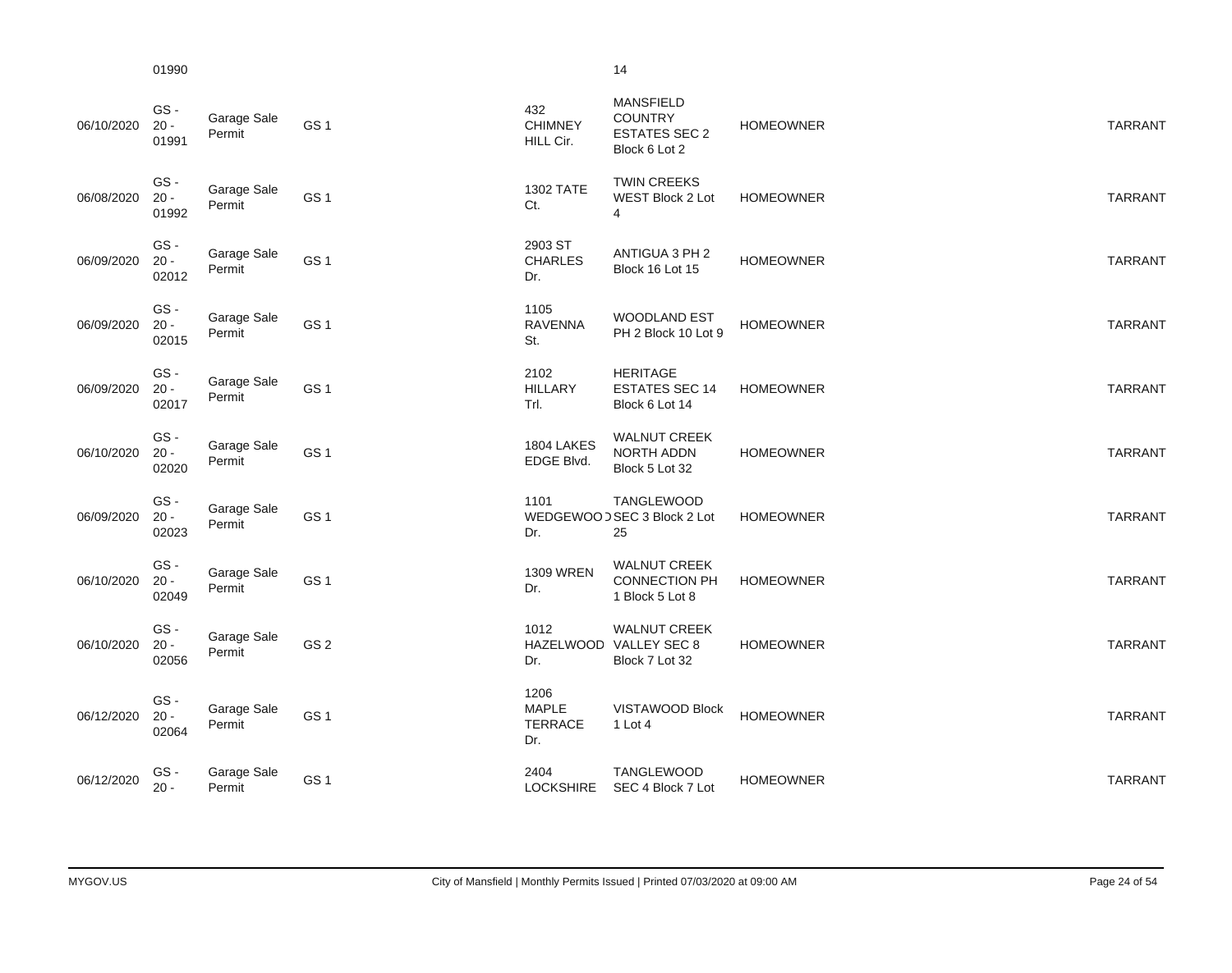| | | | | | | | | |
|---|---|---|---|---|---|---|---|---|
| | 01990 | | | | | 14 | | |
| 06/10/2020 | GS - 20 - 01991 | Garage Sale Permit | GS 1 | | 432 CHIMNEY HILL Cir. | MANSFIELD COUNTRY ESTATES SEC 2 Block 6 Lot 2 | HOMEOWNER | TARRANT |
| 06/08/2020 | GS - 20 - 01992 | Garage Sale Permit | GS 1 | | 1302 TATE Ct. | TWIN CREEKS WEST Block 2 Lot 4 | HOMEOWNER | TARRANT |
| 06/09/2020 | GS - 20 - 02012 | Garage Sale Permit | GS 1 | | 2903 ST CHARLES Dr. | ANTIGUA 3 PH 2 Block 16 Lot 15 | HOMEOWNER | TARRANT |
| 06/09/2020 | GS - 20 - 02015 | Garage Sale Permit | GS 1 | | 1105 RAVENNA St. | WOODLAND EST PH 2 Block 10 Lot 9 | HOMEOWNER | TARRANT |
| 06/09/2020 | GS - 20 - 02017 | Garage Sale Permit | GS 1 | | 2102 HILLARY Trl. | HERITAGE ESTATES SEC 14 Block 6 Lot 14 | HOMEOWNER | TARRANT |
| 06/10/2020 | GS - 20 - 02020 | Garage Sale Permit | GS 1 | | 1804 LAKES EDGE Blvd. | WALNUT CREEK NORTH ADDN Block 5 Lot 32 | HOMEOWNER | TARRANT |
| 06/09/2020 | GS - 20 - 02023 | Garage Sale Permit | GS 1 | | 1101 WEDGEWOOD Dr. | TANGLEWOOD SEC 3 Block 2 Lot 25 | HOMEOWNER | TARRANT |
| 06/10/2020 | GS - 20 - 02049 | Garage Sale Permit | GS 1 | | 1309 WREN Dr. | WALNUT CREEK CONNECTION PH 1 Block 5 Lot 8 | HOMEOWNER | TARRANT |
| 06/10/2020 | GS - 20 - 02056 | Garage Sale Permit | GS 2 | | 1012 HAZELWOOD Dr. | WALNUT CREEK VALLEY SEC 8 Block 7 Lot 32 | HOMEOWNER | TARRANT |
| 06/12/2020 | GS - 20 - 02064 | Garage Sale Permit | GS 1 | | 1206 MAPLE TERRACE Dr. | VISTAWOOD Block 1 Lot 4 | HOMEOWNER | TARRANT |
| 06/12/2020 | GS - 20 - | Garage Sale Permit | GS 1 | | 2404 LOCKSHIRE | TANGLEWOOD SEC 4 Block 7 Lot | HOMEOWNER | TARRANT |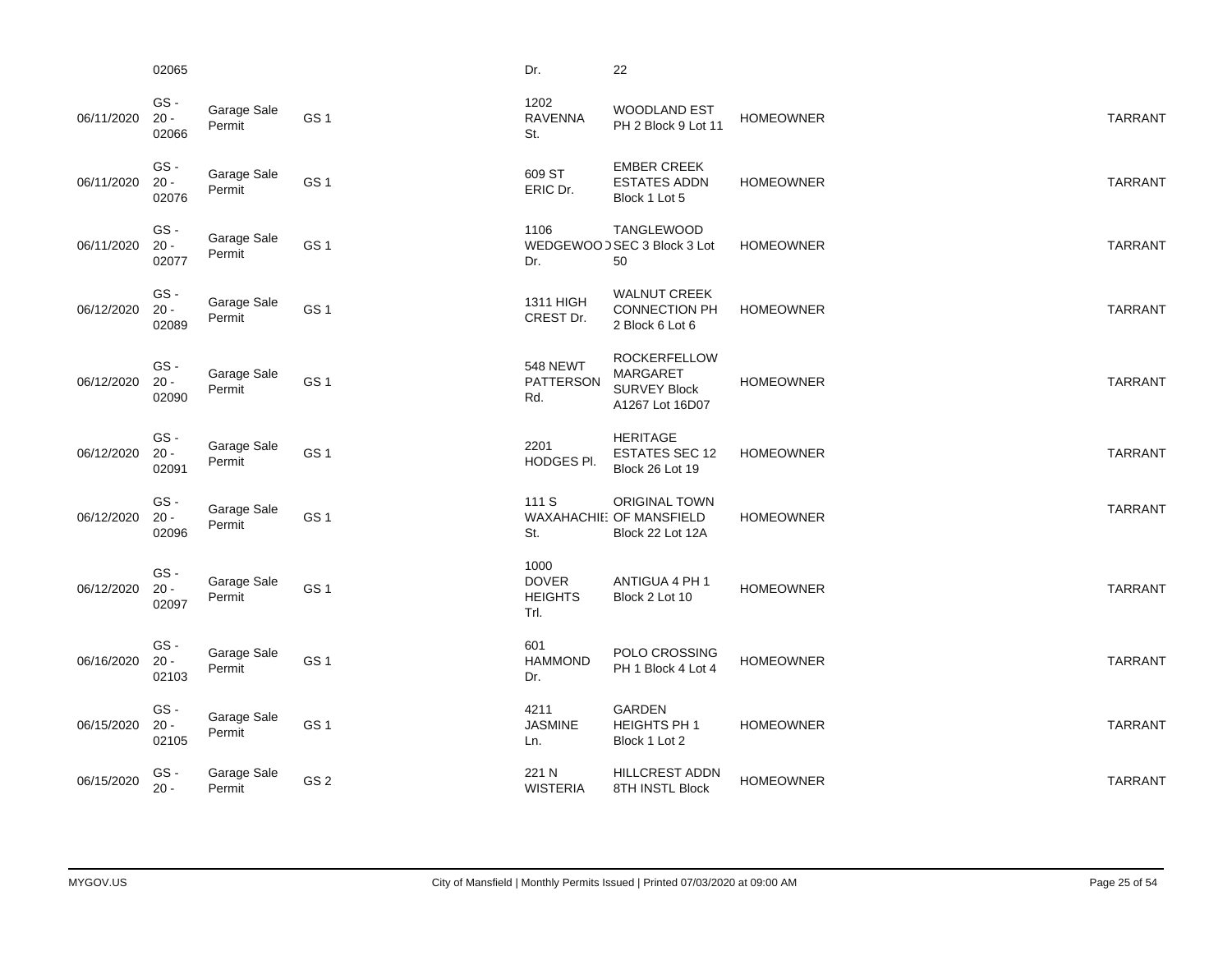| | | | | | | | | |
|---|---|---|---|---|---|---|---|---|
| | 02065 | | | | Dr. | 22 | | |
| 06/11/2020 | GS - 20 - 02066 | Garage Sale Permit | GS 1 | | 1202 RAVENNA St. | WOODLAND EST PH 2 Block 9 Lot 11 | HOMEOWNER | TARRANT |
| 06/11/2020 | GS - 20 - 02076 | Garage Sale Permit | GS 1 | | 609 ST ERIC Dr. | EMBER CREEK ESTATES ADDN Block 1 Lot 5 | HOMEOWNER | TARRANT |
| 06/11/2020 | GS - 20 - 02077 | Garage Sale Permit | GS 1 | | 1106 WEDGEWOOD Dr. | TANGLEWOOD SEC 3 Block 3 Lot 50 | HOMEOWNER | TARRANT |
| 06/12/2020 | GS - 20 - 02089 | Garage Sale Permit | GS 1 | | 1311 HIGH CREST Dr. | WALNUT CREEK CONNECTION PH 2 Block 6 Lot 6 | HOMEOWNER | TARRANT |
| 06/12/2020 | GS - 20 - 02090 | Garage Sale Permit | GS 1 | | 548 NEWT PATTERSON Rd. | ROCKERFELLOW MARGARET SURVEY Block A1267 Lot 16D07 | HOMEOWNER | TARRANT |
| 06/12/2020 | GS - 20 - 02091 | Garage Sale Permit | GS 1 | | 2201 HODGES Pl. | HERITAGE ESTATES SEC 12 Block 26 Lot 19 | HOMEOWNER | TARRANT |
| 06/12/2020 | GS - 20 - 02096 | Garage Sale Permit | GS 1 | | 111 S WAXAHACHIE St. | ORIGINAL TOWN OF MANSFIELD Block 22 Lot 12A | HOMEOWNER | TARRANT |
| 06/12/2020 | GS - 20 - 02097 | Garage Sale Permit | GS 1 | | 1000 DOVER HEIGHTS Trl. | ANTIGUA 4 PH 1 Block 2 Lot 10 | HOMEOWNER | TARRANT |
| 06/16/2020 | GS - 20 - 02103 | Garage Sale Permit | GS 1 | | 601 HAMMOND Dr. | POLO CROSSING PH 1 Block 4 Lot 4 | HOMEOWNER | TARRANT |
| 06/15/2020 | GS - 20 - 02105 | Garage Sale Permit | GS 1 | | 4211 JASMINE Ln. | GARDEN HEIGHTS PH 1 Block 1 Lot 2 | HOMEOWNER | TARRANT |
| 06/15/2020 | GS - 20 - | Garage Sale Permit | GS 2 | | 221 N WISTERIA | HILLCREST ADDN 8TH INSTL Block | HOMEOWNER | TARRANT |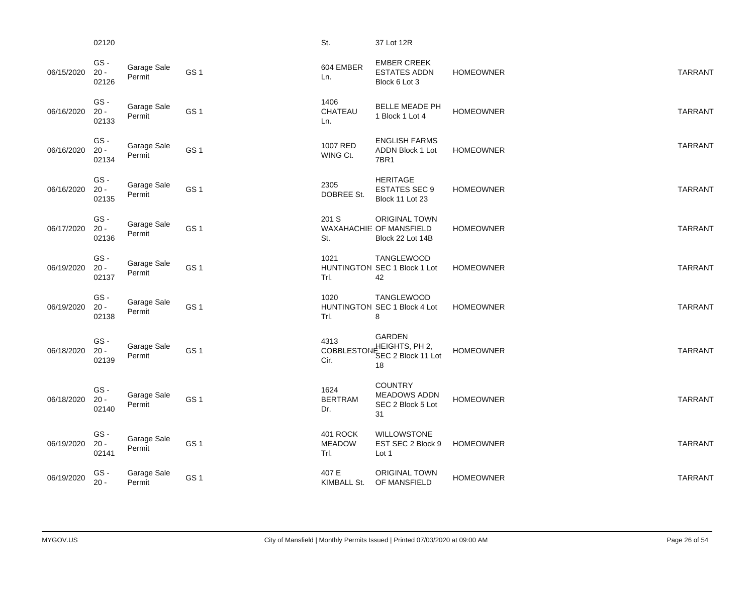| | | | | | | | | | |
|---|---|---|---|---|---|---|---|---|---|
| | 02120 | | | | St. | 37 Lot 12R | | | |
| 06/15/2020 | GS - 20 - 02126 | Garage Sale Permit | GS 1 | | 604 EMBER Ln. | EMBER CREEK ESTATES ADDN Block 6 Lot 3 | HOMEOWNER | | TARRANT |
| 06/16/2020 | GS - 20 - 02133 | Garage Sale Permit | GS 1 | | 1406 CHATEAU Ln. | BELLE MEADE PH 1 Block 1 Lot 4 | HOMEOWNER | | TARRANT |
| 06/16/2020 | GS - 20 - 02134 | Garage Sale Permit | GS 1 | | 1007 RED WING Ct. | ENGLISH FARMS ADDN Block 1 Lot 7BR1 | HOMEOWNER | | TARRANT |
| 06/16/2020 | GS - 20 - 02135 | Garage Sale Permit | GS 1 | | 2305 DOBREE St. | HERITAGE ESTATES SEC 9 Block 11 Lot 23 | HOMEOWNER | | TARRANT |
| 06/17/2020 | GS - 20 - 02136 | Garage Sale Permit | GS 1 | | 201 S WAXAHACHIE St. | ORIGINAL TOWN OF MANSFIELD Block 22 Lot 14B | HOMEOWNER | | TARRANT |
| 06/19/2020 | GS - 20 - 02137 | Garage Sale Permit | GS 1 | | 1021 HUNTINGTON Trl. | TANGLEWOOD SEC 1 Block 1 Lot 42 | HOMEOWNER | | TARRANT |
| 06/19/2020 | GS - 20 - 02138 | Garage Sale Permit | GS 1 | | 1020 HUNTINGTON Trl. | TANGLEWOOD SEC 1 Block 4 Lot 8 | HOMEOWNER | | TARRANT |
| 06/18/2020 | GS - 20 - 02139 | Garage Sale Permit | GS 1 | | 4313 COBBLESTONE Cir. | GARDEN HEIGHTS, PH 2, SEC 2 Block 11 Lot 18 | HOMEOWNER | | TARRANT |
| 06/18/2020 | GS - 20 - 02140 | Garage Sale Permit | GS 1 | | 1624 BERTRAM Dr. | COUNTRY MEADOWS ADDN SEC 2 Block 5 Lot 31 | HOMEOWNER | | TARRANT |
| 06/19/2020 | GS - 20 - 02141 | Garage Sale Permit | GS 1 | | 401 ROCK MEADOW Trl. | WILLOWSTONE EST SEC 2 Block 9 Lot 1 | HOMEOWNER | | TARRANT |
| 06/19/2020 | GS - 20 - | Garage Sale Permit | GS 1 | | 407 E KIMBALL St. | ORIGINAL TOWN OF MANSFIELD | HOMEOWNER | | TARRANT |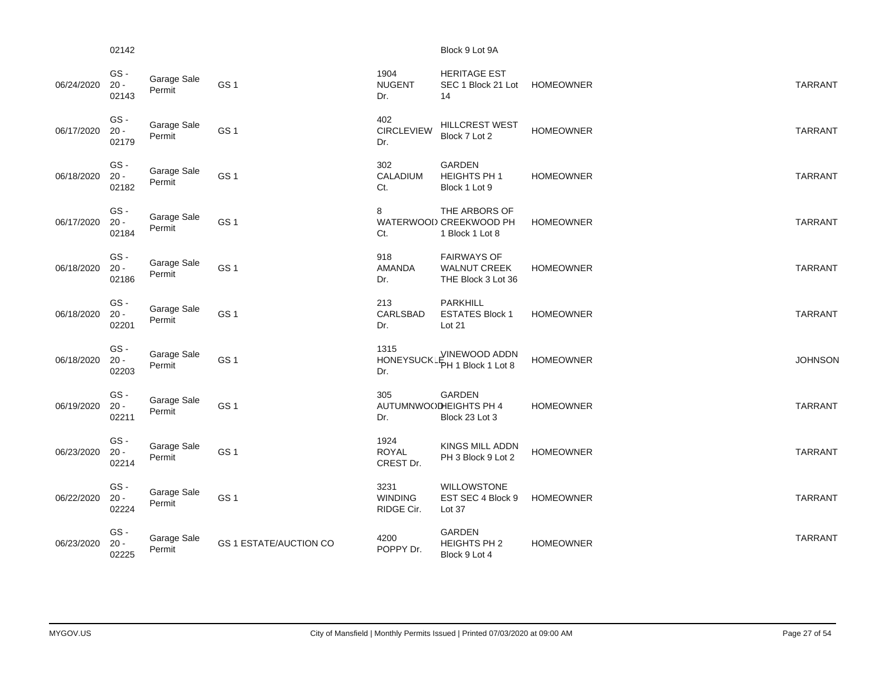| | | | | | | | | |
|---|---|---|---|---|---|---|---|---|
| | 02142 | | | | Block 9 Lot 9A | | | |
| 06/24/2020 | GS - 20 - 02143 | Garage Sale Permit | GS 1 | 1904 NUGENT Dr. | HERITAGE EST SEC 1 Block 21 Lot 14 | HOMEOWNER | | TARRANT |
| 06/17/2020 | GS - 20 - 02179 | Garage Sale Permit | GS 1 | 402 CIRCLEVIEW Dr. | HILLCREST WEST Block 7 Lot 2 | HOMEOWNER | | TARRANT |
| 06/18/2020 | GS - 20 - 02182 | Garage Sale Permit | GS 1 | 302 CALADIUM Ct. | GARDEN HEIGHTS PH 1 Block 1 Lot 9 | HOMEOWNER | | TARRANT |
| 06/17/2020 | GS - 20 - 02184 | Garage Sale Permit | GS 1 | 8 WATERWOOD Ct. | THE ARBORS OF CREEKWOOD PH 1 Block 1 Lot 8 | HOMEOWNER | | TARRANT |
| 06/18/2020 | GS - 20 - 02186 | Garage Sale Permit | GS 1 | 918 AMANDA Dr. | FAIRWAYS OF WALNUT CREEK THE Block 3 Lot 36 | HOMEOWNER | | TARRANT |
| 06/18/2020 | GS - 20 - 02201 | Garage Sale Permit | GS 1 | 213 CARLSBAD Dr. | PARKHILL ESTATES Block 1 Lot 21 | HOMEOWNER | | TARRANT |
| 06/18/2020 | GS - 20 - 02203 | Garage Sale Permit | GS 1 | 1315 HONEYSUCKLE Dr. | VINEWOOD ADDN PH 1 Block 1 Lot 8 | HOMEOWNER | | JOHNSON |
| 06/19/2020 | GS - 20 - 02211 | Garage Sale Permit | GS 1 | 305 AUTUMNWOOD Dr. | GARDEN HEIGHTS PH 4 Block 23 Lot 3 | HOMEOWNER | | TARRANT |
| 06/23/2020 | GS - 20 - 02214 | Garage Sale Permit | GS 1 | 1924 ROYAL CREST Dr. | KINGS MILL ADDN PH 3 Block 9 Lot 2 | HOMEOWNER | | TARRANT |
| 06/22/2020 | GS - 20 - 02224 | Garage Sale Permit | GS 1 | 3231 WINDING RIDGE Cir. | WILLOWSTONE EST SEC 4 Block 9 Lot 37 | HOMEOWNER | | TARRANT |
| 06/23/2020 | GS - 20 - 02225 | Garage Sale Permit | GS 1 ESTATE/AUCTION CO | 4200 POPPY Dr. | GARDEN HEIGHTS PH 2 Block 9 Lot 4 | HOMEOWNER | | TARRANT |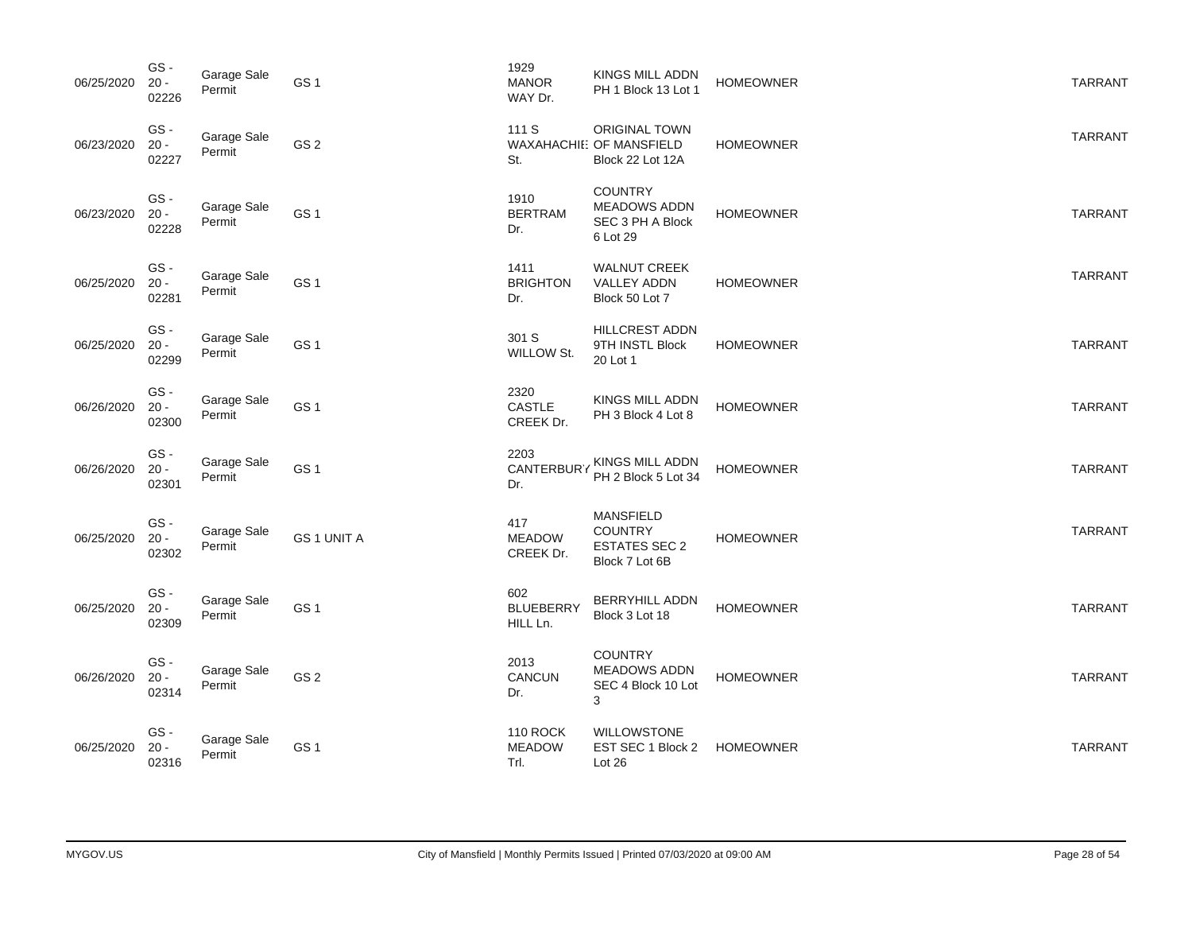| | | | | | | | |
|---|---|---|---|---|---|---|---|
| 06/25/2020 | GS - 20 - 02226 | Garage Sale Permit | GS 1 | 1929 MANOR WAY Dr. | KINGS MILL ADDN PH 1 Block 13 Lot 1 | HOMEOWNER | TARRANT |
| 06/23/2020 | GS - 20 - 02227 | Garage Sale Permit | GS 2 | 111 S WAXAHACHIE St. | ORIGINAL TOWN OF MANSFIELD Block 22 Lot 12A | HOMEOWNER | TARRANT |
| 06/23/2020 | GS - 20 - 02228 | Garage Sale Permit | GS 1 | 1910 BERTRAM Dr. | COUNTRY MEADOWS ADDN SEC 3 PH A Block 6 Lot 29 | HOMEOWNER | TARRANT |
| 06/25/2020 | GS - 20 - 02281 | Garage Sale Permit | GS 1 | 1411 BRIGHTON Dr. | WALNUT CREEK VALLEY ADDN Block 50 Lot 7 | HOMEOWNER | TARRANT |
| 06/25/2020 | GS - 20 - 02299 | Garage Sale Permit | GS 1 | 301 S WILLOW St. | HILLCREST ADDN 9TH INSTL Block 20 Lot 1 | HOMEOWNER | TARRANT |
| 06/26/2020 | GS - 20 - 02300 | Garage Sale Permit | GS 1 | 2320 CASTLE CREEK Dr. | KINGS MILL ADDN PH 3 Block 4 Lot 8 | HOMEOWNER | TARRANT |
| 06/26/2020 | GS - 20 - 02301 | Garage Sale Permit | GS 1 | 2203 CANTERBURY Dr. | KINGS MILL ADDN PH 2 Block 5 Lot 34 | HOMEOWNER | TARRANT |
| 06/25/2020 | GS - 20 - 02302 | Garage Sale Permit | GS 1 UNIT A | 417 MEADOW CREEK Dr. | MANSFIELD COUNTRY ESTATES SEC 2 Block 7 Lot 6B | HOMEOWNER | TARRANT |
| 06/25/2020 | GS - 20 - 02309 | Garage Sale Permit | GS 1 | 602 BLUEBERRY HILL Ln. | BERRYHILL ADDN Block 3 Lot 18 | HOMEOWNER | TARRANT |
| 06/26/2020 | GS - 20 - 02314 | Garage Sale Permit | GS 2 | 2013 CANCUN Dr. | COUNTRY MEADOWS ADDN SEC 4 Block 10 Lot 3 | HOMEOWNER | TARRANT |
| 06/25/2020 | GS - 20 - 02316 | Garage Sale Permit | GS 1 | 110 ROCK MEADOW Trl. | WILLOWSTONE EST SEC 1 Block 2 Lot 26 | HOMEOWNER | TARRANT |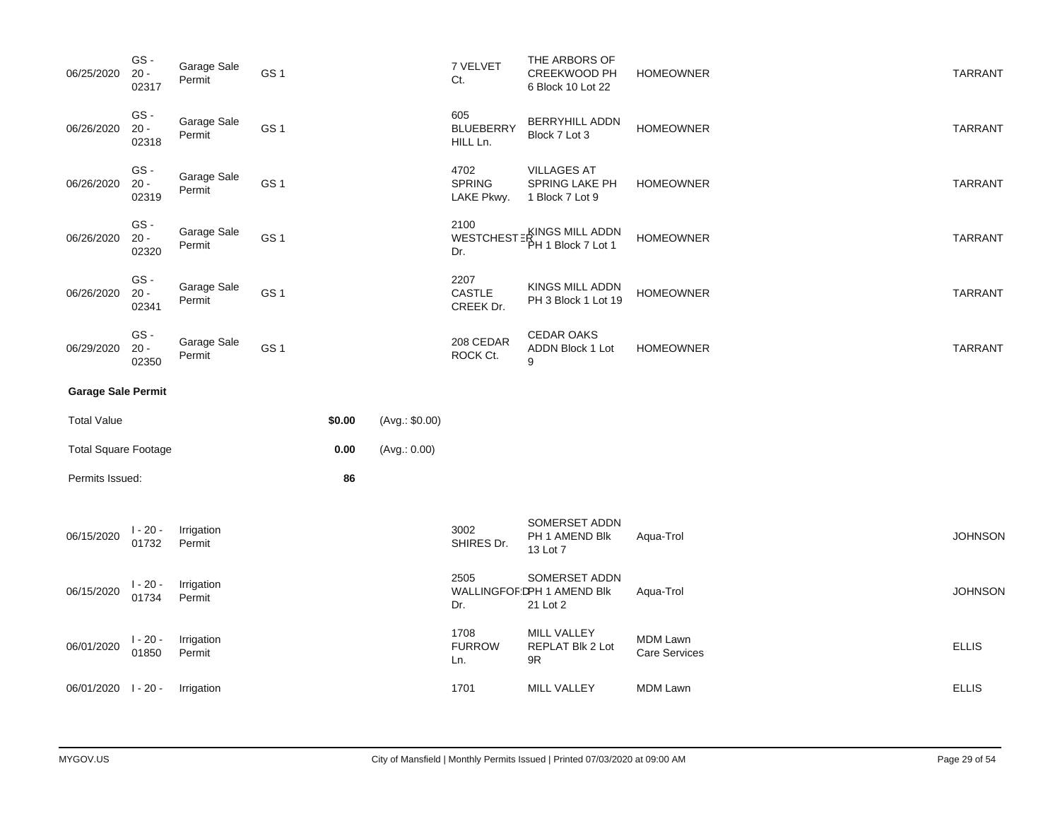| | | | | | | | | | |
|---|---|---|---|---|---|---|---|---|---|
| 06/25/2020 | GS - 20 - 02317 | Garage Sale Permit | GS 1 | | | 7 VELVET Ct. | THE ARBORS OF CREEKWOOD PH 6 Block 10 Lot 22 | HOMEOWNER | TARRANT |
| 06/26/2020 | GS - 20 - 02318 | Garage Sale Permit | GS 1 | | | 605 BLUEBERRY HILL Ln. | BERRYHILL ADDN Block 7 Lot 3 | HOMEOWNER | TARRANT |
| 06/26/2020 | GS - 20 - 02319 | Garage Sale Permit | GS 1 | | | 4702 SPRING LAKE Pkwy. | VILLAGES AT SPRING LAKE PH 1 Block 7 Lot 9 | HOMEOWNER | TARRANT |
| 06/26/2020 | GS - 20 - 02320 | Garage Sale Permit | GS 1 | | | 2100 WESTCHESTER Dr. | KINGS MILL ADDN PH 1 Block 7 Lot 1 | HOMEOWNER | TARRANT |
| 06/26/2020 | GS - 20 - 02341 | Garage Sale Permit | GS 1 | | | 2207 CASTLE CREEK Dr. | KINGS MILL ADDN PH 3 Block 1 Lot 19 | HOMEOWNER | TARRANT |
| 06/29/2020 | GS - 20 - 02350 | Garage Sale Permit | GS 1 | | | 208 CEDAR ROCK Ct. | CEDAR OAKS ADDN Block 1 Lot 9 | HOMEOWNER | TARRANT |

**Garage Sale Permit**

| | | |
|---|---|---|
| Total Value | $0.00 | (Avg.: $0.00) |
| Total Square Footage | 0.00 | (Avg.: 0.00) |
| Permits Issued: | 86 | |

| | | | | | | | | | |
|---|---|---|---|---|---|---|---|---|---|
| 06/15/2020 | I - 20 - 01732 | Irrigation Permit | | | | 3002 SHIRES Dr. | SOMERSET ADDN PH 1 AMEND Blk 13 Lot 7 | Aqua-Trol | JOHNSON |
| 06/15/2020 | I - 20 - 01734 | Irrigation Permit | | | | 2505 WALLINGFORD Dr. | SOMERSET ADDN PH 1 AMEND Blk 21 Lot 2 | Aqua-Trol | JOHNSON |
| 06/01/2020 | I - 20 - 01850 | Irrigation Permit | | | | 1708 FURROW Ln. | MILL VALLEY REPLAT Blk 2 Lot 9R | MDM Lawn Care Services | ELLIS |
| 06/01/2020 | I - 20 - | Irrigation | | | | 1701 | MILL VALLEY | MDM Lawn | ELLIS |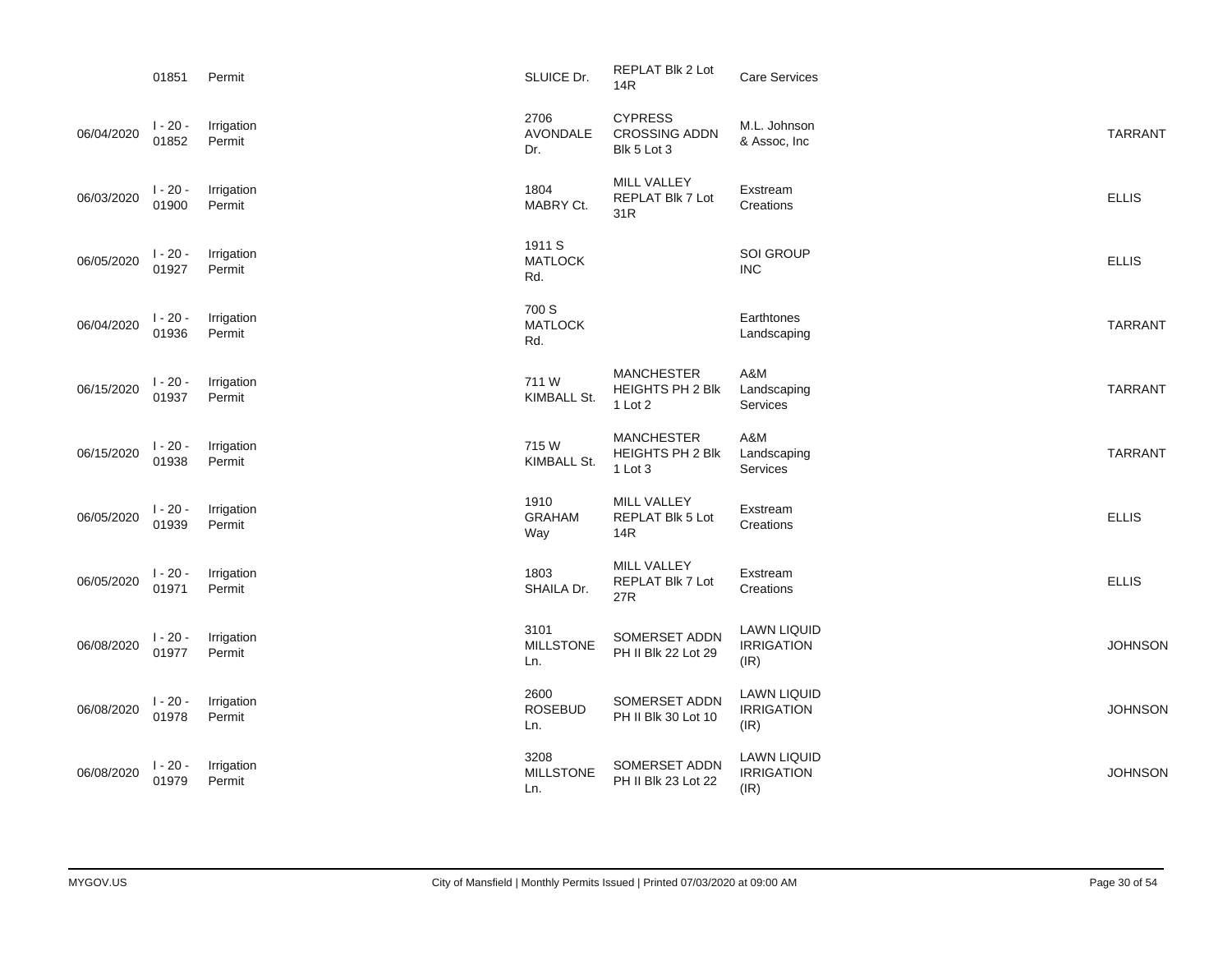| | | | | | | |
|---|---|---|---|---|---|---|
| | 01851 | Permit | SLUICE Dr. | REPLAT Blk 2 Lot 14R | Care Services | |
| 06/04/2020 | I - 20 - 01852 | Irrigation Permit | 2706 AVONDALE Dr. | CYPRESS CROSSING ADDN Blk 5 Lot 3 | M.L. Johnson & Assoc, Inc | TARRANT |
| 06/03/2020 | I - 20 - 01900 | Irrigation Permit | 1804 MABRY Ct. | MILL VALLEY REPLAT Blk 7 Lot 31R | Exstream Creations | ELLIS |
| 06/05/2020 | I - 20 - 01927 | Irrigation Permit | 1911 S MATLOCK Rd. | | SOI GROUP INC | ELLIS |
| 06/04/2020 | I - 20 - 01936 | Irrigation Permit | 700 S MATLOCK Rd. | | Earthtones Landscaping | TARRANT |
| 06/15/2020 | I - 20 - 01937 | Irrigation Permit | 711 W KIMBALL St. | MANCHESTER HEIGHTS PH 2 Blk 1 Lot 2 | A&M Landscaping Services | TARRANT |
| 06/15/2020 | I - 20 - 01938 | Irrigation Permit | 715 W KIMBALL St. | MANCHESTER HEIGHTS PH 2 Blk 1 Lot 3 | A&M Landscaping Services | TARRANT |
| 06/05/2020 | I - 20 - 01939 | Irrigation Permit | 1910 GRAHAM Way | MILL VALLEY REPLAT Blk 5 Lot 14R | Exstream Creations | ELLIS |
| 06/05/2020 | I - 20 - 01971 | Irrigation Permit | 1803 SHAILA Dr. | MILL VALLEY REPLAT Blk 7 Lot 27R | Exstream Creations | ELLIS |
| 06/08/2020 | I - 20 - 01977 | Irrigation Permit | 3101 MILLSTONE Ln. | SOMERSET ADDN PH II Blk 22 Lot 29 | LAWN LIQUID IRRIGATION (IR) | JOHNSON |
| 06/08/2020 | I - 20 - 01978 | Irrigation Permit | 2600 ROSEBUD Ln. | SOMERSET ADDN PH II Blk 30 Lot 10 | LAWN LIQUID IRRIGATION (IR) | JOHNSON |
| 06/08/2020 | I - 20 - 01979 | Irrigation Permit | 3208 MILLSTONE Ln. | SOMERSET ADDN PH II Blk 23 Lot 22 | LAWN LIQUID IRRIGATION (IR) | JOHNSON |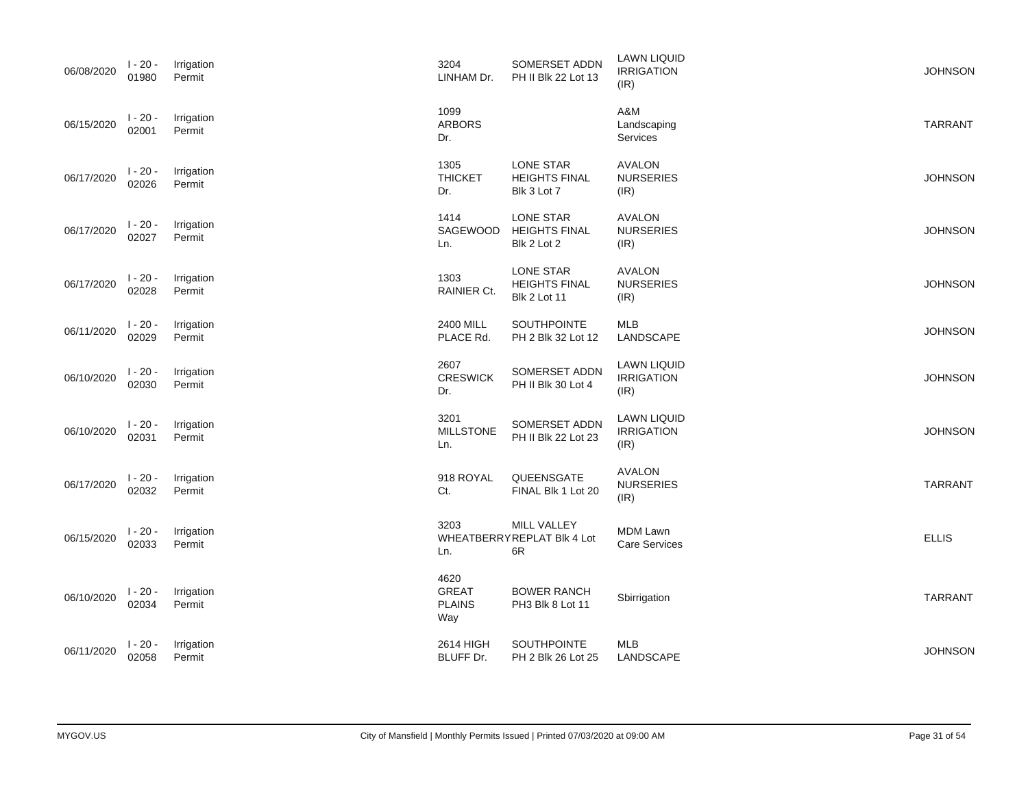| | | | | | | |
|---|---|---|---|---|---|---|
| 06/08/2020 | I - 20 - 01980 | Irrigation Permit | 3204 LINHAM Dr. | SOMERSET ADDN PH II Blk 22 Lot 13 | LAWN LIQUID IRRIGATION (IR) | JOHNSON |
| 06/15/2020 | I - 20 - 02001 | Irrigation Permit | 1099 ARBORS Dr. | | A&M Landscaping Services | TARRANT |
| 06/17/2020 | I - 20 - 02026 | Irrigation Permit | 1305 THICKET Dr. | LONE STAR HEIGHTS FINAL Blk 3 Lot 7 | AVALON NURSERIES (IR) | JOHNSON |
| 06/17/2020 | I - 20 - 02027 | Irrigation Permit | 1414 SAGEWOOD Ln. | LONE STAR HEIGHTS FINAL Blk 2 Lot 2 | AVALON NURSERIES (IR) | JOHNSON |
| 06/17/2020 | I - 20 - 02028 | Irrigation Permit | 1303 RAINIER Ct. | LONE STAR HEIGHTS FINAL Blk 2 Lot 11 | AVALON NURSERIES (IR) | JOHNSON |
| 06/11/2020 | I - 20 - 02029 | Irrigation Permit | 2400 MILL PLACE Rd. | SOUTHPOINTE PH 2 Blk 32 Lot 12 | MLB LANDSCAPE | JOHNSON |
| 06/10/2020 | I - 20 - 02030 | Irrigation Permit | 2607 CRESWICK Dr. | SOMERSET ADDN PH II Blk 30 Lot 4 | LAWN LIQUID IRRIGATION (IR) | JOHNSON |
| 06/10/2020 | I - 20 - 02031 | Irrigation Permit | 3201 MILLSTONE Ln. | SOMERSET ADDN PH II Blk 22 Lot 23 | LAWN LIQUID IRRIGATION (IR) | JOHNSON |
| 06/17/2020 | I - 20 - 02032 | Irrigation Permit | 918 ROYAL Ct. | QUEENSGATE FINAL Blk 1 Lot 20 | AVALON NURSERIES (IR) | TARRANT |
| 06/15/2020 | I - 20 - 02033 | Irrigation Permit | 3203 WHEATBERRY Ln. | MILL VALLEY REPLAT Blk 4 Lot 6R | MDM Lawn Care Services | ELLIS |
| 06/10/2020 | I - 20 - 02034 | Irrigation Permit | 4620 GREAT PLAINS Way | BOWER RANCH PH3 Blk 8 Lot 11 | Sbirrigation | TARRANT |
| 06/11/2020 | I - 20 - 02058 | Irrigation Permit | 2614 HIGH BLUFF Dr. | SOUTHPOINTE PH 2 Blk 26 Lot 25 | MLB LANDSCAPE | JOHNSON |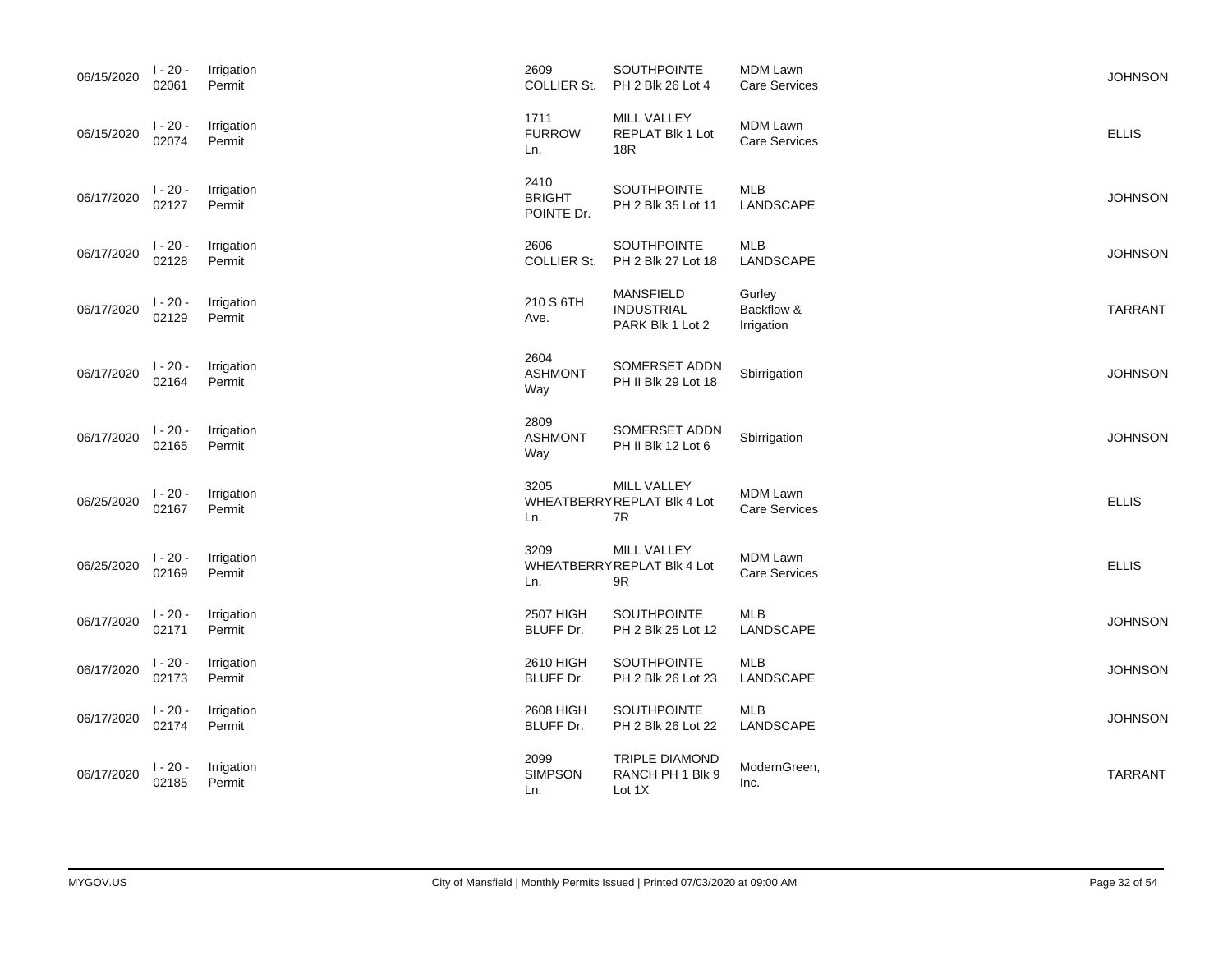| | | | | | | |
|---|---|---|---|---|---|---|
| 06/15/2020 | I - 20 - 02061 | Irrigation Permit | 2609 COLLIER St. | SOUTHPOINTE PH 2 Blk 26 Lot 4 | MDM Lawn Care Services | JOHNSON |
| 06/15/2020 | I - 20 - 02074 | Irrigation Permit | 1711 FURROW Ln. | MILL VALLEY REPLAT Blk 1 Lot 18R | MDM Lawn Care Services | ELLIS |
| 06/17/2020 | I - 20 - 02127 | Irrigation Permit | 2410 BRIGHT POINTE Dr. | SOUTHPOINTE PH 2 Blk 35 Lot 11 | MLB LANDSCAPE | JOHNSON |
| 06/17/2020 | I - 20 - 02128 | Irrigation Permit | 2606 COLLIER St. | SOUTHPOINTE PH 2 Blk 27 Lot 18 | MLB LANDSCAPE | JOHNSON |
| 06/17/2020 | I - 20 - 02129 | Irrigation Permit | 210 S 6TH Ave. | MANSFIELD INDUSTRIAL PARK Blk 1 Lot 2 | Gurley Backflow & Irrigation | TARRANT |
| 06/17/2020 | I - 20 - 02164 | Irrigation Permit | 2604 ASHMONT Way | SOMERSET ADDN PH II Blk 29 Lot 18 | Sbirrigation | JOHNSON |
| 06/17/2020 | I - 20 - 02165 | Irrigation Permit | 2809 ASHMONT Way | SOMERSET ADDN PH II Blk 12 Lot 6 | Sbirrigation | JOHNSON |
| 06/25/2020 | I - 20 - 02167 | Irrigation Permit | 3205 WHEATBERRY Ln. | MILL VALLEY REPLAT Blk 4 Lot 7R | MDM Lawn Care Services | ELLIS |
| 06/25/2020 | I - 20 - 02169 | Irrigation Permit | 3209 WHEATBERRY Ln. | MILL VALLEY REPLAT Blk 4 Lot 9R | MDM Lawn Care Services | ELLIS |
| 06/17/2020 | I - 20 - 02171 | Irrigation Permit | 2507 HIGH BLUFF Dr. | SOUTHPOINTE PH 2 Blk 25 Lot 12 | MLB LANDSCAPE | JOHNSON |
| 06/17/2020 | I - 20 - 02173 | Irrigation Permit | 2610 HIGH BLUFF Dr. | SOUTHPOINTE PH 2 Blk 26 Lot 23 | MLB LANDSCAPE | JOHNSON |
| 06/17/2020 | I - 20 - 02174 | Irrigation Permit | 2608 HIGH BLUFF Dr. | SOUTHPOINTE PH 2 Blk 26 Lot 22 | MLB LANDSCAPE | JOHNSON |
| 06/17/2020 | I - 20 - 02185 | Irrigation Permit | 2099 SIMPSON Ln. | TRIPLE DIAMOND RANCH PH 1 Blk 9 Lot 1X | ModernGreen, Inc. | TARRANT |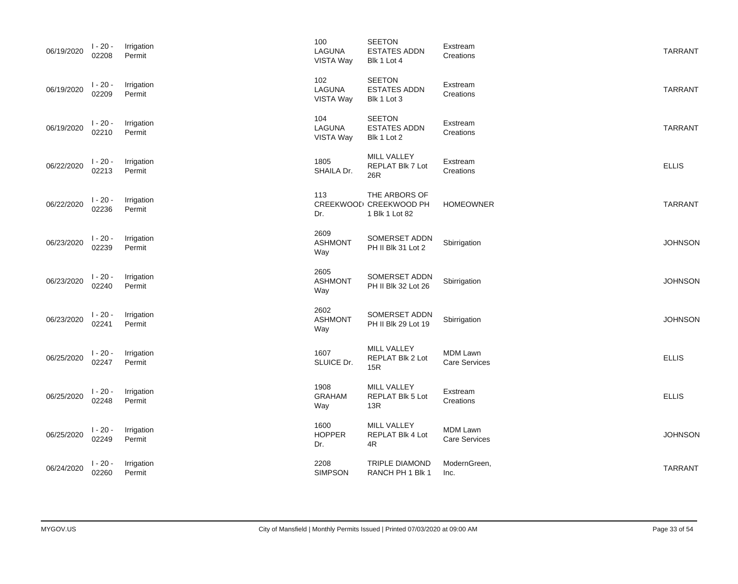| | | | | | | |
|---|---|---|---|---|---|---|
| 06/19/2020 | I - 20 - 02208 | Irrigation Permit | 100 LAGUNA VISTA Way | SEETON ESTATES ADDN Blk 1 Lot 4 | Exstream Creations | TARRANT |
| 06/19/2020 | I - 20 - 02209 | Irrigation Permit | 102 LAGUNA VISTA Way | SEETON ESTATES ADDN Blk 1 Lot 3 | Exstream Creations | TARRANT |
| 06/19/2020 | I - 20 - 02210 | Irrigation Permit | 104 LAGUNA VISTA Way | SEETON ESTATES ADDN Blk 1 Lot 2 | Exstream Creations | TARRANT |
| 06/22/2020 | I - 20 - 02213 | Irrigation Permit | 1805 SHAILA Dr. | MILL VALLEY REPLAT Blk 7 Lot 26R | Exstream Creations | ELLIS |
| 06/22/2020 | I - 20 - 02236 | Irrigation Permit | 113 CREEKWOOD Dr. | THE ARBORS OF CREEKWOOD PH 1 Blk 1 Lot 82 | HOMEOWNER | TARRANT |
| 06/23/2020 | I - 20 - 02239 | Irrigation Permit | 2609 ASHMONT Way | SOMERSET ADDN PH II Blk 31 Lot 2 | Sbirrigation | JOHNSON |
| 06/23/2020 | I - 20 - 02240 | Irrigation Permit | 2605 ASHMONT Way | SOMERSET ADDN PH II Blk 32 Lot 26 | Sbirrigation | JOHNSON |
| 06/23/2020 | I - 20 - 02241 | Irrigation Permit | 2602 ASHMONT Way | SOMERSET ADDN PH II Blk 29 Lot 19 | Sbirrigation | JOHNSON |
| 06/25/2020 | I - 20 - 02247 | Irrigation Permit | 1607 SLUICE Dr. | MILL VALLEY REPLAT Blk 2 Lot 15R | MDM Lawn Care Services | ELLIS |
| 06/25/2020 | I - 20 - 02248 | Irrigation Permit | 1908 GRAHAM Way | MILL VALLEY REPLAT Blk 5 Lot 13R | Exstream Creations | ELLIS |
| 06/25/2020 | I - 20 - 02249 | Irrigation Permit | 1600 HOPPER Dr. | MILL VALLEY REPLAT Blk 4 Lot 4R | MDM Lawn Care Services | JOHNSON |
| 06/24/2020 | I - 20 - 02260 | Irrigation Permit | 2208 SIMPSON | TRIPLE DIAMOND RANCH PH 1 Blk 1 | ModernGreen, Inc. | TARRANT |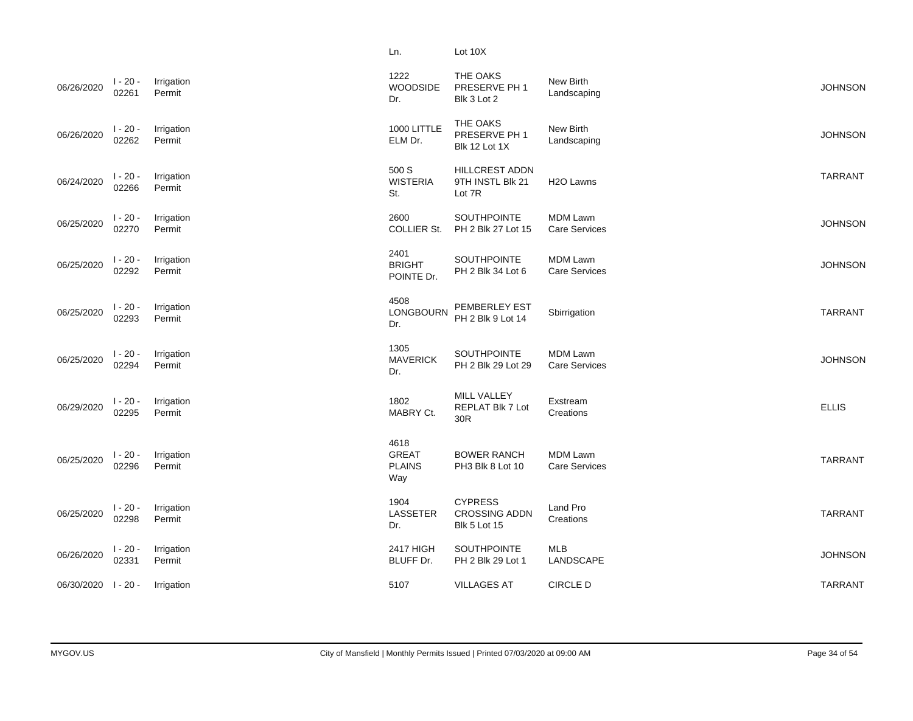| | | | | | | |
|---|---|---|---|---|---|---|
| | | | Ln. | Lot 10X | | |
| 06/26/2020 | I - 20 - 02261 | Irrigation Permit | 1222 WOODSIDE Dr. | THE OAKS PRESERVE PH 1 Blk 3 Lot 2 | New Birth Landscaping | JOHNSON |
| 06/26/2020 | I - 20 - 02262 | Irrigation Permit | 1000 LITTLE ELM Dr. | THE OAKS PRESERVE PH 1 Blk 12 Lot 1X | New Birth Landscaping | JOHNSON |
| 06/24/2020 | I - 20 - 02266 | Irrigation Permit | 500 S WISTERIA St. | HILLCREST ADDN 9TH INSTL Blk 21 Lot 7R | H2O Lawns | TARRANT |
| 06/25/2020 | I - 20 - 02270 | Irrigation Permit | 2600 COLLIER St. | SOUTHPOINTE PH 2 Blk 27 Lot 15 | MDM Lawn Care Services | JOHNSON |
| 06/25/2020 | I - 20 - 02292 | Irrigation Permit | 2401 BRIGHT POINTE Dr. | SOUTHPOINTE PH 2 Blk 34 Lot 6 | MDM Lawn Care Services | JOHNSON |
| 06/25/2020 | I - 20 - 02293 | Irrigation Permit | 4508 LONGBOURN Dr. | PEMBERLEY EST PH 2 Blk 9 Lot 14 | Sbirrigation | TARRANT |
| 06/25/2020 | I - 20 - 02294 | Irrigation Permit | 1305 MAVERICK Dr. | SOUTHPOINTE PH 2 Blk 29 Lot 29 | MDM Lawn Care Services | JOHNSON |
| 06/29/2020 | I - 20 - 02295 | Irrigation Permit | 1802 MABRY Ct. | MILL VALLEY REPLAT Blk 7 Lot 30R | Exstream Creations | ELLIS |
| 06/25/2020 | I - 20 - 02296 | Irrigation Permit | 4618 GREAT PLAINS Way | BOWER RANCH PH3 Blk 8 Lot 10 | MDM Lawn Care Services | TARRANT |
| 06/25/2020 | I - 20 - 02298 | Irrigation Permit | 1904 LASSETER Dr. | CYPRESS CROSSING ADDN Blk 5 Lot 15 | Land Pro Creations | TARRANT |
| 06/26/2020 | I - 20 - 02331 | Irrigation Permit | 2417 HIGH BLUFF Dr. | SOUTHPOINTE PH 2 Blk 29 Lot 1 | MLB LANDSCAPE | JOHNSON |
| 06/30/2020 | I - 20 - | Irrigation | 5107 | VILLAGES AT | CIRCLE D | TARRANT |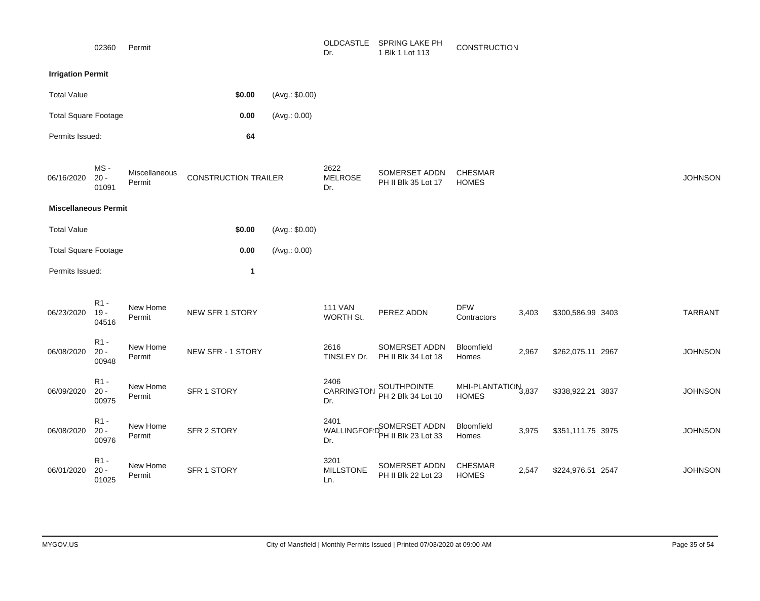| | 02360 | Permit | | OLDCASTLE Dr. | SPRING LAKE PH 1 Blk 1 Lot 113 | CONSTRUCTION | | | | |
|---|---|---|---|---|---|---|---|---|---|---|

**Irrigation Permit**

| | | |
|---|---|---|
| Total Value | **$0.00** | (Avg.: $0.00) |
| Total Square Footage | **0.00** | (Avg.: 0.00) |
| Permits Issued: | **64** | |

| 06/16/2020 | MS - 20 - 01091 | Miscellaneous Permit | CONSTRUCTION TRAILER | 2622 MELROSE Dr. | SOMERSET ADDN PH II Blk 35 Lot 17 | CHESMAR HOMES | | | | JOHNSON |
|---|---|---|---|---|---|---|---|---|---|---|

**Miscellaneous Permit**

| | | |
|---|---|---|
| Total Value | **$0.00** | (Avg.: $0.00) |
| Total Square Footage | **0.00** | (Avg.: 0.00) |
| Permits Issued: | **1** | |

| | | | | | | | | | | |
|---|---|---|---|---|---|---|---|---|---|---|
| 06/23/2020 | R1 - 19 - 04516 | New Home Permit | NEW SFR 1 STORY | 111 VAN WORTH St. | PEREZ ADDN | DFW Contractors | 3,403 | $300,586.99 | 3403 | TARRANT |
| 06/08/2020 | R1 - 20 - 00948 | New Home Permit | NEW SFR - 1 STORY | 2616 TINSLEY Dr. | SOMERSET ADDN PH II Blk 34 Lot 18 | Bloomfield Homes | 2,967 | $262,075.11 | 2967 | JOHNSON |
| 06/09/2020 | R1 - 20 - 00975 | New Home Permit | SFR 1 STORY | 2406 CARRINGTON Dr. | SOUTHPOINTE PH 2 Blk 34 Lot 10 | MHI-PLANTATION HOMES | 3,837 | $338,922.21 | 3837 | JOHNSON |
| 06/08/2020 | R1 - 20 - 00976 | New Home Permit | SFR 2 STORY | 2401 WALLINGFORD Dr. | SOMERSET ADDN PH II Blk 23 Lot 33 | Bloomfield Homes | 3,975 | $351,111.75 | 3975 | JOHNSON |
| 06/01/2020 | R1 - 20 - 01025 | New Home Permit | SFR 1 STORY | 3201 MILLSTONE Ln. | SOMERSET ADDN PH II Blk 22 Lot 23 | CHESMAR HOMES | 2,547 | $224,976.51 | 2547 | JOHNSON |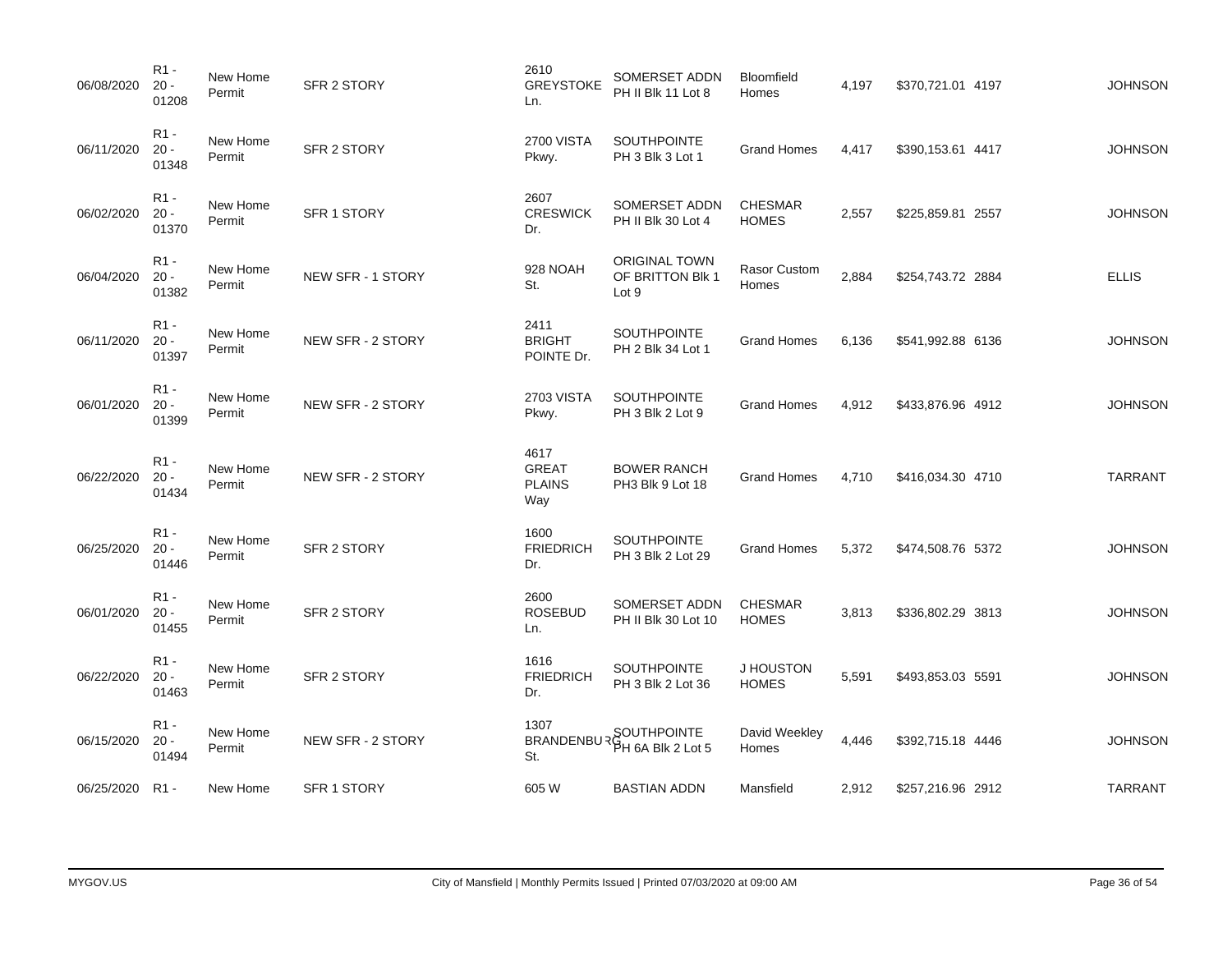| | | | | | | | | | | |
|---|---|---|---|---|---|---|---|---|---|---|
| 06/08/2020 | R1 - 20 - 01208 | New Home Permit | SFR 2 STORY | 2610 GREYSTOKE Ln. | SOMERSET ADDN PH II Blk 11 Lot 8 | Bloomfield Homes | 4,197 | $370,721.01 | 4197 | JOHNSON |
| 06/11/2020 | R1 - 20 - 01348 | New Home Permit | SFR 2 STORY | 2700 VISTA Pkwy. | SOUTHPOINTE PH 3 Blk 3 Lot 1 | Grand Homes | 4,417 | $390,153.61 | 4417 | JOHNSON |
| 06/02/2020 | R1 - 20 - 01370 | New Home Permit | SFR 1 STORY | 2607 CRESWICK Dr. | SOMERSET ADDN PH II Blk 30 Lot 4 | CHESMAR HOMES | 2,557 | $225,859.81 | 2557 | JOHNSON |
| 06/04/2020 | R1 - 20 - 01382 | New Home Permit | NEW SFR - 1 STORY | 928 NOAH St. | ORIGINAL TOWN OF BRITTON Blk 1 Lot 9 | Rasor Custom Homes | 2,884 | $254,743.72 | 2884 | ELLIS |
| 06/11/2020 | R1 - 20 - 01397 | New Home Permit | NEW SFR - 2 STORY | 2411 BRIGHT POINTE Dr. | SOUTHPOINTE PH 2 Blk 34 Lot 1 | Grand Homes | 6,136 | $541,992.88 | 6136 | JOHNSON |
| 06/01/2020 | R1 - 20 - 01399 | New Home Permit | NEW SFR - 2 STORY | 2703 VISTA Pkwy. | SOUTHPOINTE PH 3 Blk 2 Lot 9 | Grand Homes | 4,912 | $433,876.96 | 4912 | JOHNSON |
| 06/22/2020 | R1 - 20 - 01434 | New Home Permit | NEW SFR - 2 STORY | 4617 GREAT PLAINS Way | BOWER RANCH PH3 Blk 9 Lot 18 | Grand Homes | 4,710 | $416,034.30 | 4710 | TARRANT |
| 06/25/2020 | R1 - 20 - 01446 | New Home Permit | SFR 2 STORY | 1600 FRIEDRICH Dr. | SOUTHPOINTE PH 3 Blk 2 Lot 29 | Grand Homes | 5,372 | $474,508.76 | 5372 | JOHNSON |
| 06/01/2020 | R1 - 20 - 01455 | New Home Permit | SFR 2 STORY | 2600 ROSEBUD Ln. | SOMERSET ADDN PH II Blk 30 Lot 10 | CHESMAR HOMES | 3,813 | $336,802.29 | 3813 | JOHNSON |
| 06/22/2020 | R1 - 20 - 01463 | New Home Permit | SFR 2 STORY | 1616 FRIEDRICH Dr. | SOUTHPOINTE PH 3 Blk 2 Lot 36 | J HOUSTON HOMES | 5,591 | $493,853.03 | 5591 | JOHNSON |
| 06/15/2020 | R1 - 20 - 01494 | New Home Permit | NEW SFR - 2 STORY | 1307 BRANDENBURG St. | SOUTHPOINTE PH 6A Blk 2 Lot 5 | David Weekley Homes | 4,446 | $392,715.18 | 4446 | JOHNSON |
| 06/25/2020 | R1 - | New Home | SFR 1 STORY | 605 W | BASTIAN ADDN | Mansfield | 2,912 | $257,216.96 | 2912 | TARRANT |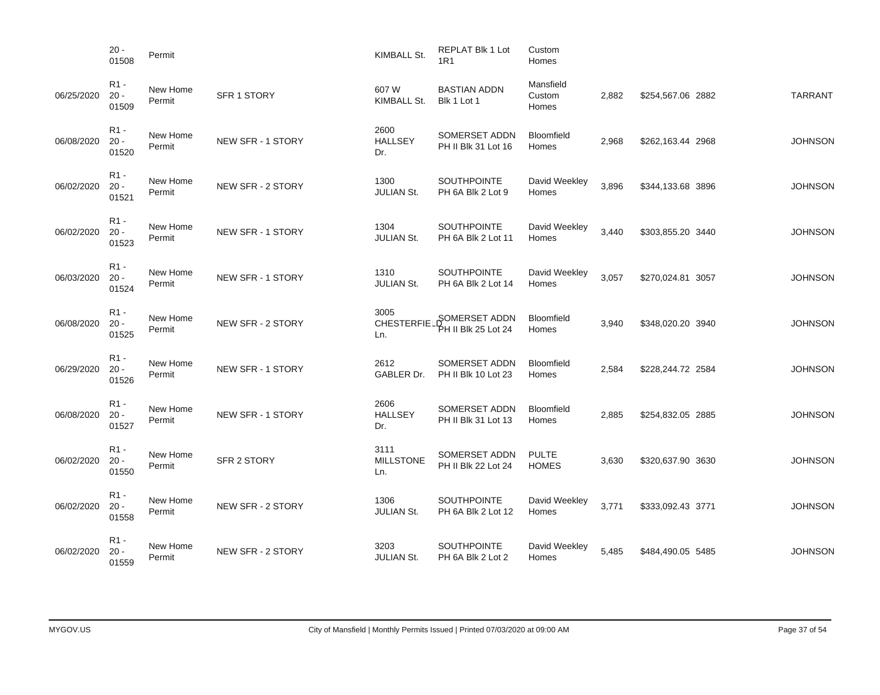| | | | | | | | | | | |
|---|---|---|---|---|---|---|---|---|---|---|
| | 20 - 01508 | Permit | | KIMBALL St. | REPLAT Blk 1 Lot 1R1 | Custom Homes | | | | |
| 06/25/2020 | R1 - 20 - 01509 | New Home Permit | SFR 1 STORY | 607 W KIMBALL St. | BASTIAN ADDN Blk 1 Lot 1 | Mansfield Custom Homes | 2,882 | $254,567.06 | 2882 | TARRANT |
| 06/08/2020 | R1 - 20 - 01520 | New Home Permit | NEW SFR - 1 STORY | 2600 HALLSEY Dr. | SOMERSET ADDN PH II Blk 31 Lot 16 | Bloomfield Homes | 2,968 | $262,163.44 | 2968 | JOHNSON |
| 06/02/2020 | R1 - 20 - 01521 | New Home Permit | NEW SFR - 2 STORY | 1300 JULIAN St. | SOUTHPOINTE PH 6A Blk 2 Lot 9 | David Weekley Homes | 3,896 | $344,133.68 | 3896 | JOHNSON |
| 06/02/2020 | R1 - 20 - 01523 | New Home Permit | NEW SFR - 1 STORY | 1304 JULIAN St. | SOUTHPOINTE PH 6A Blk 2 Lot 11 | David Weekley Homes | 3,440 | $303,855.20 | 3440 | JOHNSON |
| 06/03/2020 | R1 - 20 - 01524 | New Home Permit | NEW SFR - 1 STORY | 1310 JULIAN St. | SOUTHPOINTE PH 6A Blk 2 Lot 14 | David Weekley Homes | 3,057 | $270,024.81 | 3057 | JOHNSON |
| 06/08/2020 | R1 - 20 - 01525 | New Home Permit | NEW SFR - 2 STORY | 3005 CHESTERFIELD Ln. | SOMERSET ADDN PH II Blk 25 Lot 24 | Bloomfield Homes | 3,940 | $348,020.20 | 3940 | JOHNSON |
| 06/29/2020 | R1 - 20 - 01526 | New Home Permit | NEW SFR - 1 STORY | 2612 GABLER Dr. | SOMERSET ADDN PH II Blk 10 Lot 23 | Bloomfield Homes | 2,584 | $228,244.72 | 2584 | JOHNSON |
| 06/08/2020 | R1 - 20 - 01527 | New Home Permit | NEW SFR - 1 STORY | 2606 HALLSEY Dr. | SOMERSET ADDN PH II Blk 31 Lot 13 | Bloomfield Homes | 2,885 | $254,832.05 | 2885 | JOHNSON |
| 06/02/2020 | R1 - 20 - 01550 | New Home Permit | SFR 2 STORY | 3111 MILLSTONE Ln. | SOMERSET ADDN PH II Blk 22 Lot 24 | PULTE HOMES | 3,630 | $320,637.90 | 3630 | JOHNSON |
| 06/02/2020 | R1 - 20 - 01558 | New Home Permit | NEW SFR - 2 STORY | 1306 JULIAN St. | SOUTHPOINTE PH 6A Blk 2 Lot 12 | David Weekley Homes | 3,771 | $333,092.43 | 3771 | JOHNSON |
| 06/02/2020 | R1 - 20 - 01559 | New Home Permit | NEW SFR - 2 STORY | 3203 JULIAN St. | SOUTHPOINTE PH 6A Blk 2 Lot 2 | David Weekley Homes | 5,485 | $484,490.05 | 5485 | JOHNSON |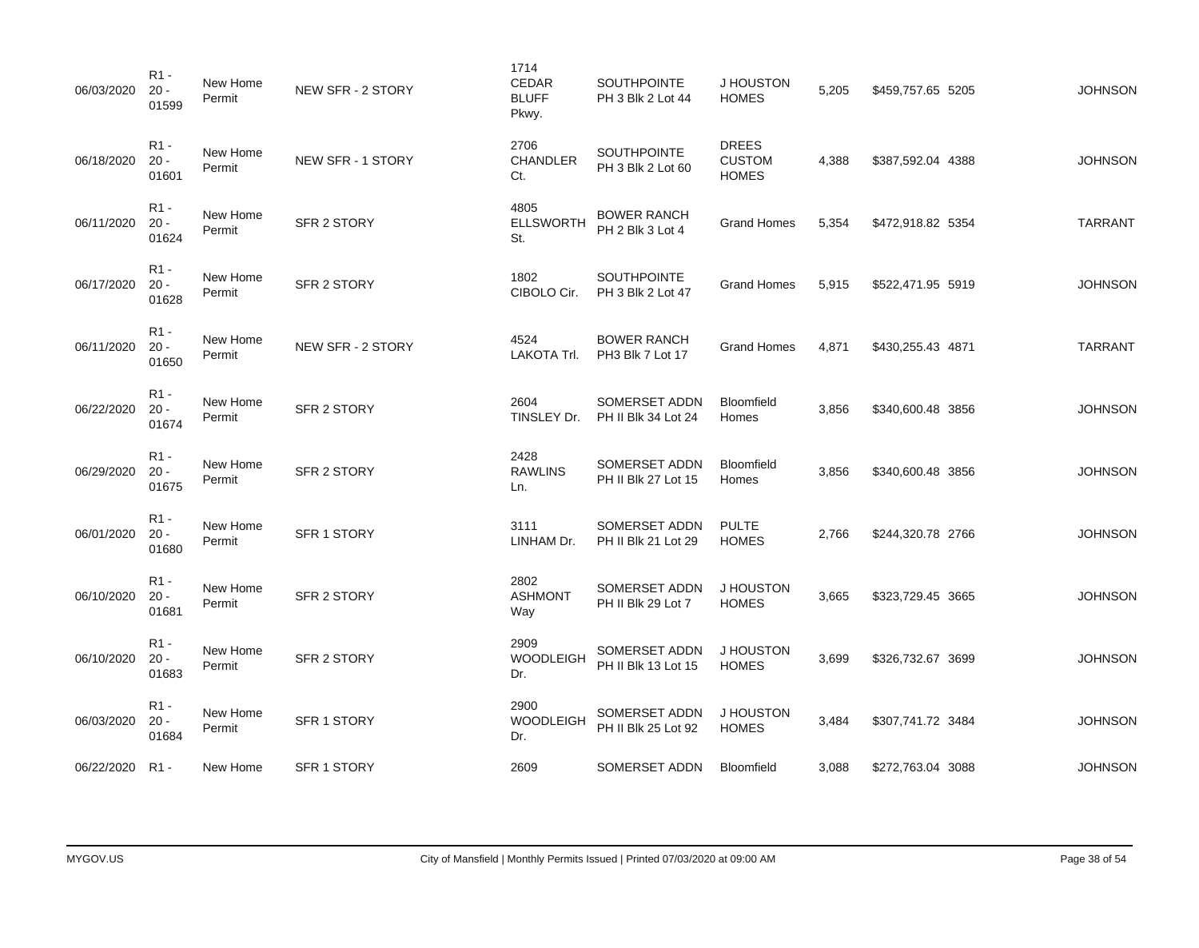| | | | | | | | | | | |
|---|---|---|---|---|---|---|---|---|---|---|
| 06/03/2020 | R1 - 20 - 01599 | New Home Permit | NEW SFR - 2 STORY | 1714 CEDAR BLUFF Pkwy. | SOUTHPOINTE PH 3 Blk 2 Lot 44 | J HOUSTON HOMES | 5,205 | $459,757.65 | 5205 | JOHNSON |
| 06/18/2020 | R1 - 20 - 01601 | New Home Permit | NEW SFR - 1 STORY | 2706 CHANDLER Ct. | SOUTHPOINTE PH 3 Blk 2 Lot 60 | DREES CUSTOM HOMES | 4,388 | $387,592.04 | 4388 | JOHNSON |
| 06/11/2020 | R1 - 20 - 01624 | New Home Permit | SFR 2 STORY | 4805 ELLSWORTH St. | BOWER RANCH PH 2 Blk 3 Lot 4 | Grand Homes | 5,354 | $472,918.82 | 5354 | TARRANT |
| 06/17/2020 | R1 - 20 - 01628 | New Home Permit | SFR 2 STORY | 1802 CIBOLO Cir. | SOUTHPOINTE PH 3 Blk 2 Lot 47 | Grand Homes | 5,915 | $522,471.95 | 5919 | JOHNSON |
| 06/11/2020 | R1 - 20 - 01650 | New Home Permit | NEW SFR - 2 STORY | 4524 LAKOTA Trl. | BOWER RANCH PH3 Blk 7 Lot 17 | Grand Homes | 4,871 | $430,255.43 | 4871 | TARRANT |
| 06/22/2020 | R1 - 20 - 01674 | New Home Permit | SFR 2 STORY | 2604 TINSLEY Dr. | SOMERSET ADDN PH II Blk 34 Lot 24 | Bloomfield Homes | 3,856 | $340,600.48 | 3856 | JOHNSON |
| 06/29/2020 | R1 - 20 - 01675 | New Home Permit | SFR 2 STORY | 2428 RAWLINS Ln. | SOMERSET ADDN PH II Blk 27 Lot 15 | Bloomfield Homes | 3,856 | $340,600.48 | 3856 | JOHNSON |
| 06/01/2020 | R1 - 20 - 01680 | New Home Permit | SFR 1 STORY | 3111 LINHAM Dr. | SOMERSET ADDN PH II Blk 21 Lot 29 | PULTE HOMES | 2,766 | $244,320.78 | 2766 | JOHNSON |
| 06/10/2020 | R1 - 20 - 01681 | New Home Permit | SFR 2 STORY | 2802 ASHMONT Way | SOMERSET ADDN PH II Blk 29 Lot 7 | J HOUSTON HOMES | 3,665 | $323,729.45 | 3665 | JOHNSON |
| 06/10/2020 | R1 - 20 - 01683 | New Home Permit | SFR 2 STORY | 2909 WOODLEIGH Dr. | SOMERSET ADDN PH II Blk 13 Lot 15 | J HOUSTON HOMES | 3,699 | $326,732.67 | 3699 | JOHNSON |
| 06/03/2020 | R1 - 20 - 01684 | New Home Permit | SFR 1 STORY | 2900 WOODLEIGH Dr. | SOMERSET ADDN PH II Blk 25 Lot 92 | J HOUSTON HOMES | 3,484 | $307,741.72 | 3484 | JOHNSON |
| 06/22/2020 | R1 - | New Home | SFR 1 STORY | 2609 | SOMERSET ADDN | Bloomfield | 3,088 | $272,763.04 | 3088 | JOHNSON |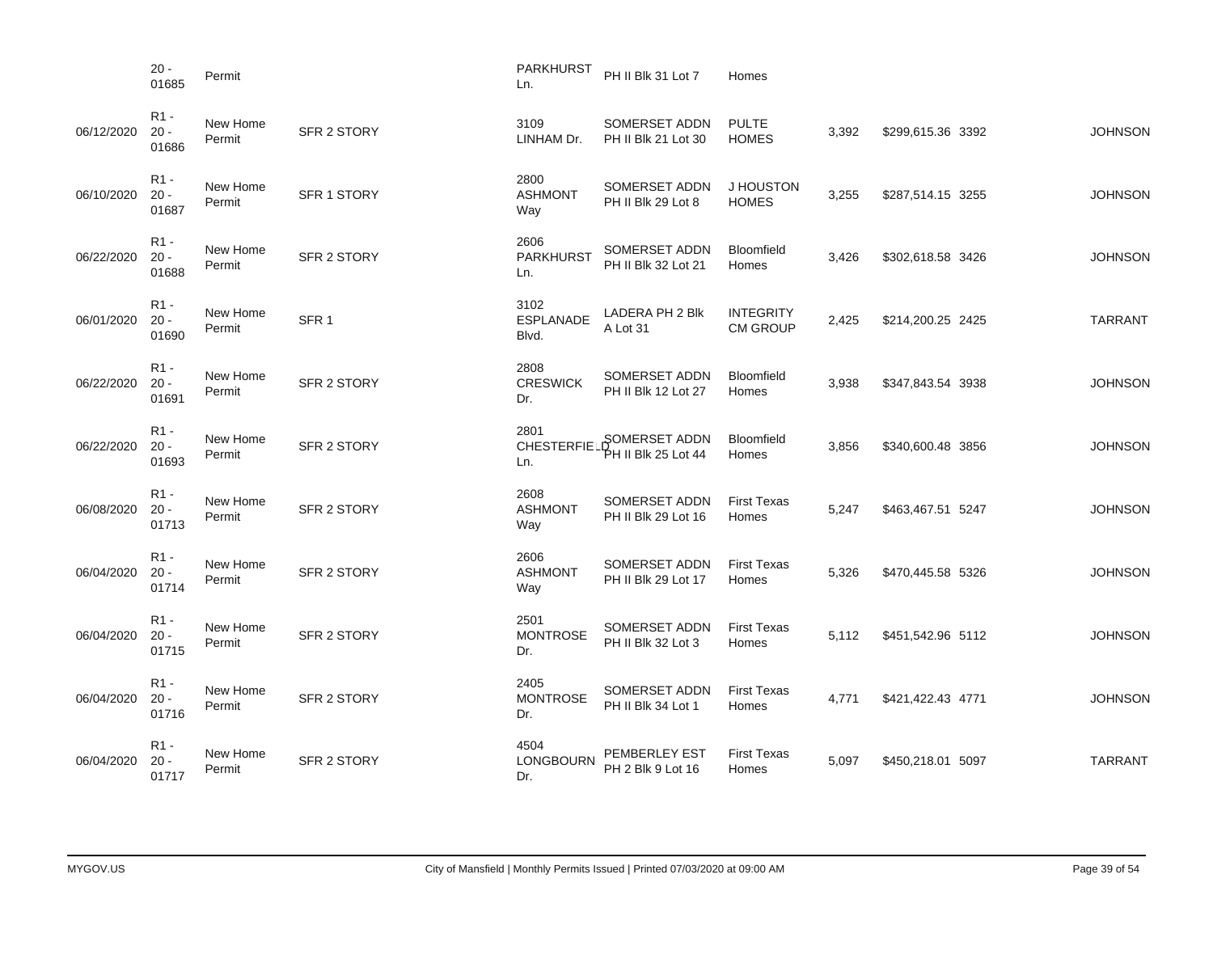| | | | | | | | | | | |
|---|---|---|---|---|---|---|---|---|---|---|
| | 20 - 01685 | Permit | | PARKHURST Ln. | PH II Blk 31 Lot 7 | Homes | | | | |
| 06/12/2020 | R1 - 20 - 01686 | New Home Permit | SFR 2 STORY | 3109 LINHAM Dr. | SOMERSET ADDN PH II Blk 21 Lot 30 | PULTE HOMES | 3,392 | $299,615.36 | 3392 | JOHNSON |
| 06/10/2020 | R1 - 20 - 01687 | New Home Permit | SFR 1 STORY | 2800 ASHMONT Way | SOMERSET ADDN PH II Blk 29 Lot 8 | J HOUSTON HOMES | 3,255 | $287,514.15 | 3255 | JOHNSON |
| 06/22/2020 | R1 - 20 - 01688 | New Home Permit | SFR 2 STORY | 2606 PARKHURST Ln. | SOMERSET ADDN PH II Blk 32 Lot 21 | Bloomfield Homes | 3,426 | $302,618.58 | 3426 | JOHNSON |
| 06/01/2020 | R1 - 20 - 01690 | New Home Permit | SFR 1 | 3102 ESPLANADE Blvd. | LADERA PH 2 Blk A Lot 31 | INTEGRITY CM GROUP | 2,425 | $214,200.25 | 2425 | TARRANT |
| 06/22/2020 | R1 - 20 - 01691 | New Home Permit | SFR 2 STORY | 2808 CRESWICK Dr. | SOMERSET ADDN PH II Blk 12 Lot 27 | Bloomfield Homes | 3,938 | $347,843.54 | 3938 | JOHNSON |
| 06/22/2020 | R1 - 20 - 01693 | New Home Permit | SFR 2 STORY | 2801 CHESTERFIELD Ln. | SOMERSET ADDN PH II Blk 25 Lot 44 | Bloomfield Homes | 3,856 | $340,600.48 | 3856 | JOHNSON |
| 06/08/2020 | R1 - 20 - 01713 | New Home Permit | SFR 2 STORY | 2608 ASHMONT Way | SOMERSET ADDN PH II Blk 29 Lot 16 | First Texas Homes | 5,247 | $463,467.51 | 5247 | JOHNSON |
| 06/04/2020 | R1 - 20 - 01714 | New Home Permit | SFR 2 STORY | 2606 ASHMONT Way | SOMERSET ADDN PH II Blk 29 Lot 17 | First Texas Homes | 5,326 | $470,445.58 | 5326 | JOHNSON |
| 06/04/2020 | R1 - 20 - 01715 | New Home Permit | SFR 2 STORY | 2501 MONTROSE Dr. | SOMERSET ADDN PH II Blk 32 Lot 3 | First Texas Homes | 5,112 | $451,542.96 | 5112 | JOHNSON |
| 06/04/2020 | R1 - 20 - 01716 | New Home Permit | SFR 2 STORY | 2405 MONTROSE Dr. | SOMERSET ADDN PH II Blk 34 Lot 1 | First Texas Homes | 4,771 | $421,422.43 | 4771 | JOHNSON |
| 06/04/2020 | R1 - 20 - 01717 | New Home Permit | SFR 2 STORY | 4504 LONGBOURN Dr. | PEMBERLEY EST PH 2 Blk 9 Lot 16 | First Texas Homes | 5,097 | $450,218.01 | 5097 | TARRANT |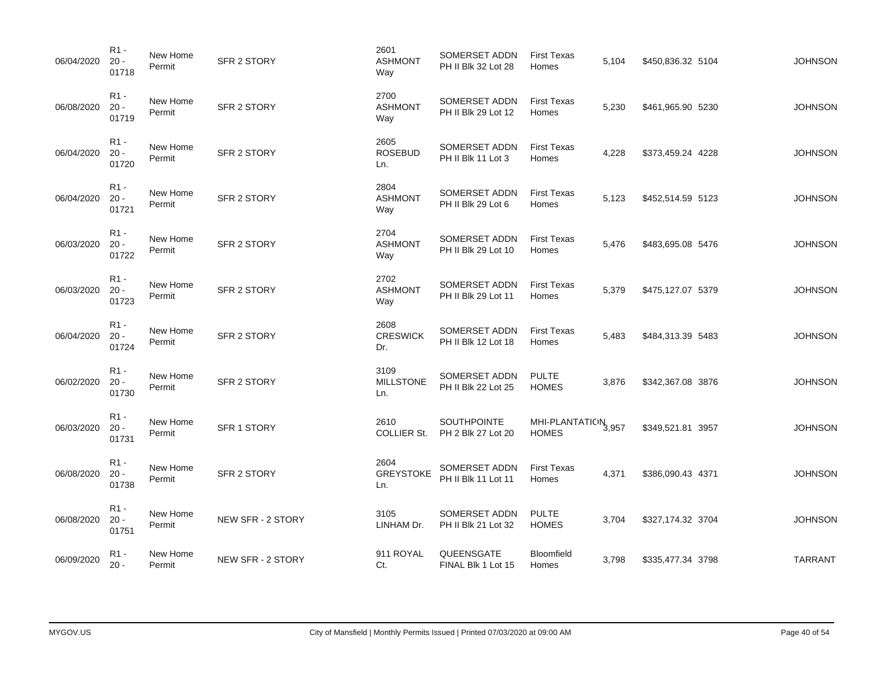| | | | | | | | | | | |
|---|---|---|---|---|---|---|---|---|---|---|
| 06/04/2020 | R1 - 20 - 01718 | New Home Permit | SFR 2 STORY | 2601 ASHMONT Way | SOMERSET ADDN PH II Blk 32 Lot 28 | First Texas Homes | 5,104 | $450,836.32 | 5104 | JOHNSON |
| 06/08/2020 | R1 - 20 - 01719 | New Home Permit | SFR 2 STORY | 2700 ASHMONT Way | SOMERSET ADDN PH II Blk 29 Lot 12 | First Texas Homes | 5,230 | $461,965.90 | 5230 | JOHNSON |
| 06/04/2020 | R1 - 20 - 01720 | New Home Permit | SFR 2 STORY | 2605 ROSEBUD Ln. | SOMERSET ADDN PH II Blk 11 Lot 3 | First Texas Homes | 4,228 | $373,459.24 | 4228 | JOHNSON |
| 06/04/2020 | R1 - 20 - 01721 | New Home Permit | SFR 2 STORY | 2804 ASHMONT Way | SOMERSET ADDN PH II Blk 29 Lot 6 | First Texas Homes | 5,123 | $452,514.59 | 5123 | JOHNSON |
| 06/03/2020 | R1 - 20 - 01722 | New Home Permit | SFR 2 STORY | 2704 ASHMONT Way | SOMERSET ADDN PH II Blk 29 Lot 10 | First Texas Homes | 5,476 | $483,695.08 | 5476 | JOHNSON |
| 06/03/2020 | R1 - 20 - 01723 | New Home Permit | SFR 2 STORY | 2702 ASHMONT Way | SOMERSET ADDN PH II Blk 29 Lot 11 | First Texas Homes | 5,379 | $475,127.07 | 5379 | JOHNSON |
| 06/04/2020 | R1 - 20 - 01724 | New Home Permit | SFR 2 STORY | 2608 CRESWICK Dr. | SOMERSET ADDN PH II Blk 12 Lot 18 | First Texas Homes | 5,483 | $484,313.39 | 5483 | JOHNSON |
| 06/02/2020 | R1 - 20 - 01730 | New Home Permit | SFR 2 STORY | 3109 MILLSTONE Ln. | SOMERSET ADDN PH II Blk 22 Lot 25 | PULTE HOMES | 3,876 | $342,367.08 | 3876 | JOHNSON |
| 06/03/2020 | R1 - 20 - 01731 | New Home Permit | SFR 1 STORY | 2610 COLLIER St. | SOUTHPOINTE PH 2 Blk 27 Lot 20 | MHI-PLANTATION HOMES | 3,957 | $349,521.81 | 3957 | JOHNSON |
| 06/08/2020 | R1 - 20 - 01738 | New Home Permit | SFR 2 STORY | 2604 GREYSTOKE Ln. | SOMERSET ADDN PH II Blk 11 Lot 11 | First Texas Homes | 4,371 | $386,090.43 | 4371 | JOHNSON |
| 06/08/2020 | R1 - 20 - 01751 | New Home Permit | NEW SFR - 2 STORY | 3105 LINHAM Dr. | SOMERSET ADDN PH II Blk 21 Lot 32 | PULTE HOMES | 3,704 | $327,174.32 | 3704 | JOHNSON |
| 06/09/2020 | R1 - 20 - | New Home Permit | NEW SFR - 2 STORY | 911 ROYAL Ct. | QUEENSGATE FINAL Blk 1 Lot 15 | Bloomfield Homes | 3,798 | $335,477.34 | 3798 | TARRANT |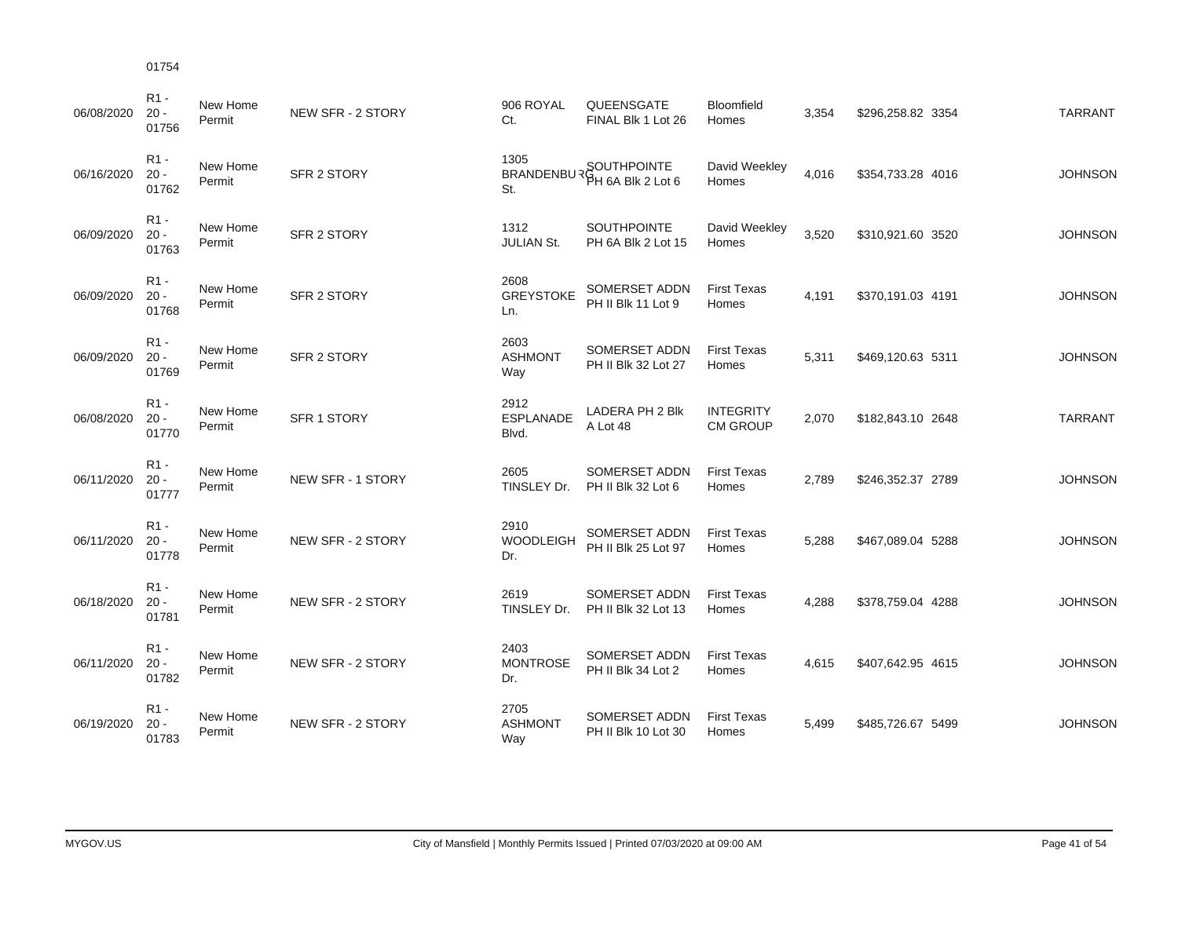| | | | | | | | | | | |
|---|---|---|---|---|---|---|---|---|---|---|
| | R1 - 20 - 01754 | | | | | | | | | |
| 06/08/2020 | R1 - 20 - 01756 | New Home Permit | NEW SFR - 2 STORY | 906 ROYAL Ct. | QUEENSGATE FINAL Blk 1 Lot 26 | Bloomfield Homes | 3,354 | $296,258.82 | 3354 | TARRANT |
| 06/16/2020 | R1 - 20 - 01762 | New Home Permit | SFR 2 STORY | 1305 BRANDENBURG St. | SOUTHPOINTE PH 6A Blk 2 Lot 6 | David Weekley Homes | 4,016 | $354,733.28 | 4016 | JOHNSON |
| 06/09/2020 | R1 - 20 - 01763 | New Home Permit | SFR 2 STORY | 1312 JULIAN St. | SOUTHPOINTE PH 6A Blk 2 Lot 15 | David Weekley Homes | 3,520 | $310,921.60 | 3520 | JOHNSON |
| 06/09/2020 | R1 - 20 - 01768 | New Home Permit | SFR 2 STORY | 2608 GREYSTOKE Ln. | SOMERSET ADDN PH II Blk 11 Lot 9 | First Texas Homes | 4,191 | $370,191.03 | 4191 | JOHNSON |
| 06/09/2020 | R1 - 20 - 01769 | New Home Permit | SFR 2 STORY | 2603 ASHMONT Way | SOMERSET ADDN PH II Blk 32 Lot 27 | First Texas Homes | 5,311 | $469,120.63 | 5311 | JOHNSON |
| 06/08/2020 | R1 - 20 - 01770 | New Home Permit | SFR 1 STORY | 2912 ESPLANADE Blvd. | LADERA PH 2 Blk A Lot 48 | INTEGRITY CM GROUP | 2,070 | $182,843.10 | 2648 | TARRANT |
| 06/11/2020 | R1 - 20 - 01777 | New Home Permit | NEW SFR - 1 STORY | 2605 TINSLEY Dr. | SOMERSET ADDN PH II Blk 32 Lot 6 | First Texas Homes | 2,789 | $246,352.37 | 2789 | JOHNSON |
| 06/11/2020 | R1 - 20 - 01778 | New Home Permit | NEW SFR - 2 STORY | 2910 WOODLEIGH Dr. | SOMERSET ADDN PH II Blk 25 Lot 97 | First Texas Homes | 5,288 | $467,089.04 | 5288 | JOHNSON |
| 06/18/2020 | R1 - 20 - 01781 | New Home Permit | NEW SFR - 2 STORY | 2619 TINSLEY Dr. | SOMERSET ADDN PH II Blk 32 Lot 13 | First Texas Homes | 4,288 | $378,759.04 | 4288 | JOHNSON |
| 06/11/2020 | R1 - 20 - 01782 | New Home Permit | NEW SFR - 2 STORY | 2403 MONTROSE Dr. | SOMERSET ADDN PH II Blk 34 Lot 2 | First Texas Homes | 4,615 | $407,642.95 | 4615 | JOHNSON |
| 06/19/2020 | R1 - 20 - 01783 | New Home Permit | NEW SFR - 2 STORY | 2705 ASHMONT Way | SOMERSET ADDN PH II Blk 10 Lot 30 | First Texas Homes | 5,499 | $485,726.67 | 5499 | JOHNSON |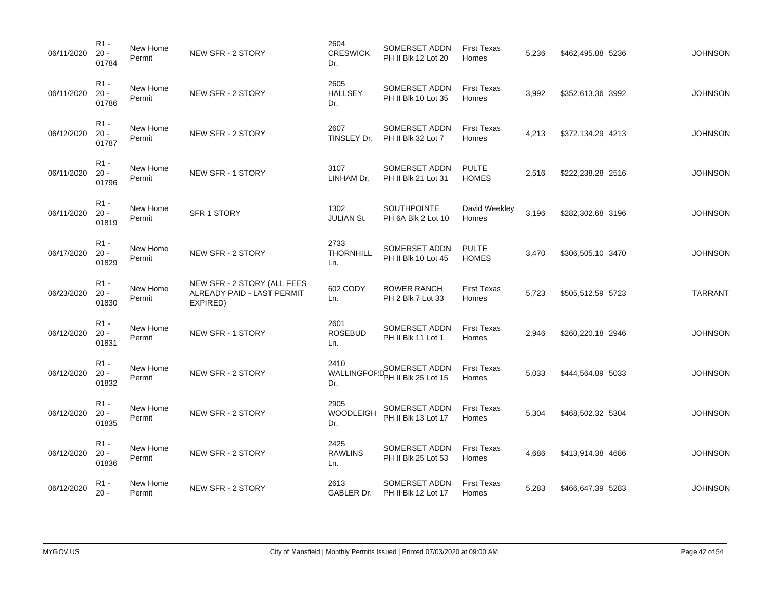| | | | | | | | | | | |
|---|---|---|---|---|---|---|---|---|---|---|
| 06/11/2020 | R1 - 20 - 01784 | New Home Permit | NEW SFR - 2 STORY | 2604 CRESWICK Dr. | SOMERSET ADDN PH II Blk 12 Lot 20 | First Texas Homes | 5,236 | $462,495.88 | 5236 | JOHNSON |
| 06/11/2020 | R1 - 20 - 01786 | New Home Permit | NEW SFR - 2 STORY | 2605 HALLSEY Dr. | SOMERSET ADDN PH II Blk 10 Lot 35 | First Texas Homes | 3,992 | $352,613.36 | 3992 | JOHNSON |
| 06/12/2020 | R1 - 20 - 01787 | New Home Permit | NEW SFR - 2 STORY | 2607 TINSLEY Dr. | SOMERSET ADDN PH II Blk 32 Lot 7 | First Texas Homes | 4,213 | $372,134.29 | 4213 | JOHNSON |
| 06/11/2020 | R1 - 20 - 01796 | New Home Permit | NEW SFR - 1 STORY | 3107 LINHAM Dr. | SOMERSET ADDN PH II Blk 21 Lot 31 | PULTE HOMES | 2,516 | $222,238.28 | 2516 | JOHNSON |
| 06/11/2020 | R1 - 20 - 01819 | New Home Permit | SFR 1 STORY | 1302 JULIAN St. | SOUTHPOINTE PH 6A Blk 2 Lot 10 | David Weekley Homes | 3,196 | $282,302.68 | 3196 | JOHNSON |
| 06/17/2020 | R1 - 20 - 01829 | New Home Permit | NEW SFR - 2 STORY | 2733 THORNHILL Ln. | SOMERSET ADDN PH II Blk 10 Lot 45 | PULTE HOMES | 3,470 | $306,505.10 | 3470 | JOHNSON |
| 06/23/2020 | R1 - 20 - 01830 | New Home Permit | NEW SFR - 2 STORY (ALL FEES ALREADY PAID - LAST PERMIT EXPIRED) | 602 CODY Ln. | BOWER RANCH PH 2 Blk 7 Lot 33 | First Texas Homes | 5,723 | $505,512.59 | 5723 | TARRANT |
| 06/12/2020 | R1 - 20 - 01831 | New Home Permit | NEW SFR - 1 STORY | 2601 ROSEBUD Ln. | SOMERSET ADDN PH II Blk 11 Lot 1 | First Texas Homes | 2,946 | $260,220.18 | 2946 | JOHNSON |
| 06/12/2020 | R1 - 20 - 01832 | New Home Permit | NEW SFR - 2 STORY | 2410 WALLINGFORD Dr. | SOMERSET ADDN PH II Blk 25 Lot 15 | First Texas Homes | 5,033 | $444,564.89 | 5033 | JOHNSON |
| 06/12/2020 | R1 - 20 - 01835 | New Home Permit | NEW SFR - 2 STORY | 2905 WOODLEIGH Dr. | SOMERSET ADDN PH II Blk 13 Lot 17 | First Texas Homes | 5,304 | $468,502.32 | 5304 | JOHNSON |
| 06/12/2020 | R1 - 20 - 01836 | New Home Permit | NEW SFR - 2 STORY | 2425 RAWLINS Ln. | SOMERSET ADDN PH II Blk 25 Lot 53 | First Texas Homes | 4,686 | $413,914.38 | 4686 | JOHNSON |
| 06/12/2020 | R1 - 20 - | New Home Permit | NEW SFR - 2 STORY | 2613 GABLER Dr. | SOMERSET ADDN PH II Blk 12 Lot 17 | First Texas Homes | 5,283 | $466,647.39 | 5283 | JOHNSON |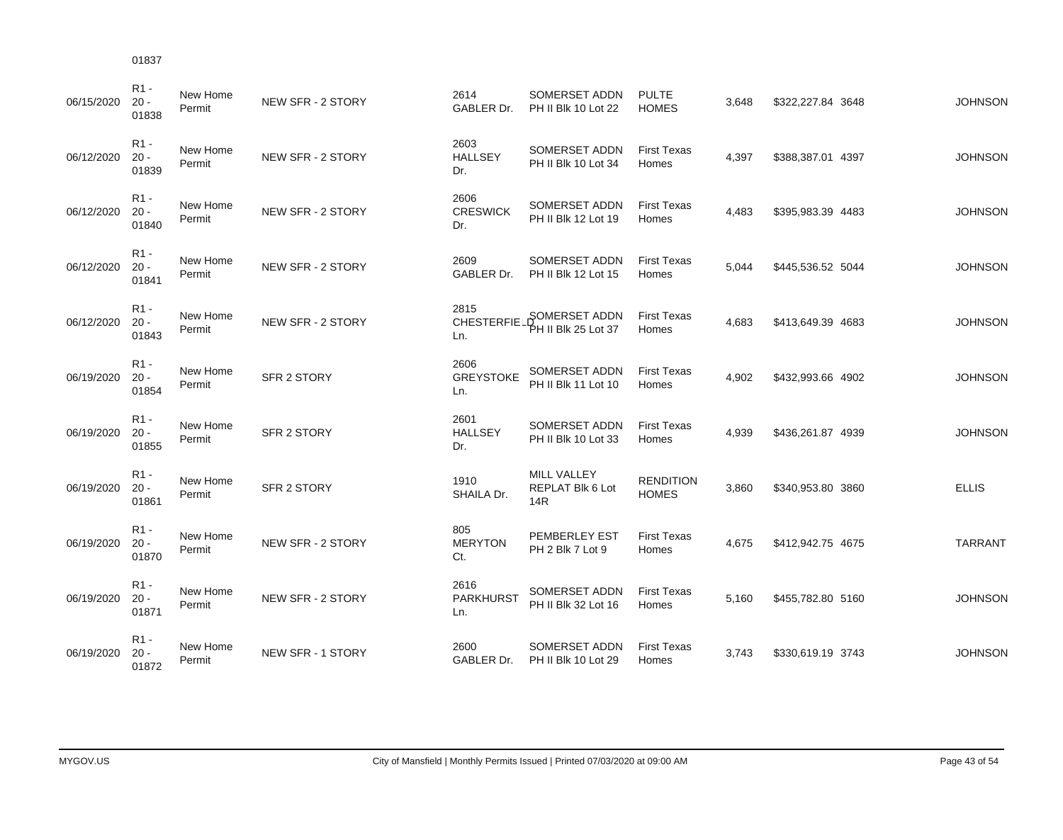| | 01837 | | | | | | | | |
|---|---|---|---|---|---|---|---|---|---|
| 06/15/2020 | R1 - 20 - 01838 | New Home Permit | NEW SFR - 2 STORY | 2614 GABLER Dr. | SOMERSET ADDN PH II Blk 10 Lot 22 | PULTE HOMES | 3,648 | $322,227.84 3648 | JOHNSON |
| 06/12/2020 | R1 - 20 - 01839 | New Home Permit | NEW SFR - 2 STORY | 2603 HALLSEY Dr. | SOMERSET ADDN PH II Blk 10 Lot 34 | First Texas Homes | 4,397 | $388,387.01 4397 | JOHNSON |
| 06/12/2020 | R1 - 20 - 01840 | New Home Permit | NEW SFR - 2 STORY | 2606 CRESWICK Dr. | SOMERSET ADDN PH II Blk 12 Lot 19 | First Texas Homes | 4,483 | $395,983.39 4483 | JOHNSON |
| 06/12/2020 | R1 - 20 - 01841 | New Home Permit | NEW SFR - 2 STORY | 2609 GABLER Dr. | SOMERSET ADDN PH II Blk 12 Lot 15 | First Texas Homes | 5,044 | $445,536.52 5044 | JOHNSON |
| 06/12/2020 | R1 - 20 - 01843 | New Home Permit | NEW SFR - 2 STORY | 2815 CHESTERFIELD Ln. | SOMERSET ADDN PH II Blk 25 Lot 37 | First Texas Homes | 4,683 | $413,649.39 4683 | JOHNSON |
| 06/19/2020 | R1 - 20 - 01854 | New Home Permit | SFR 2 STORY | 2606 GREYSTOKE Ln. | SOMERSET ADDN PH II Blk 11 Lot 10 | First Texas Homes | 4,902 | $432,993.66 4902 | JOHNSON |
| 06/19/2020 | R1 - 20 - 01855 | New Home Permit | SFR 2 STORY | 2601 HALLSEY Dr. | SOMERSET ADDN PH II Blk 10 Lot 33 | First Texas Homes | 4,939 | $436,261.87 4939 | JOHNSON |
| 06/19/2020 | R1 - 20 - 01861 | New Home Permit | SFR 2 STORY | 1910 SHAILA Dr. | MILL VALLEY REPLAT Blk 6 Lot 14R | RENDITION HOMES | 3,860 | $340,953.80 3860 | ELLIS |
| 06/19/2020 | R1 - 20 - 01870 | New Home Permit | NEW SFR - 2 STORY | 805 MERYTON Ct. | PEMBERLEY EST PH 2 Blk 7 Lot 9 | First Texas Homes | 4,675 | $412,942.75 4675 | TARRANT |
| 06/19/2020 | R1 - 20 - 01871 | New Home Permit | NEW SFR - 2 STORY | 2616 PARKHURST Ln. | SOMERSET ADDN PH II Blk 32 Lot 16 | First Texas Homes | 5,160 | $455,782.80 5160 | JOHNSON |
| 06/19/2020 | R1 - 20 - 01872 | New Home Permit | NEW SFR - 1 STORY | 2600 GABLER Dr. | SOMERSET ADDN PH II Blk 10 Lot 29 | First Texas Homes | 3,743 | $330,619.19 3743 | JOHNSON |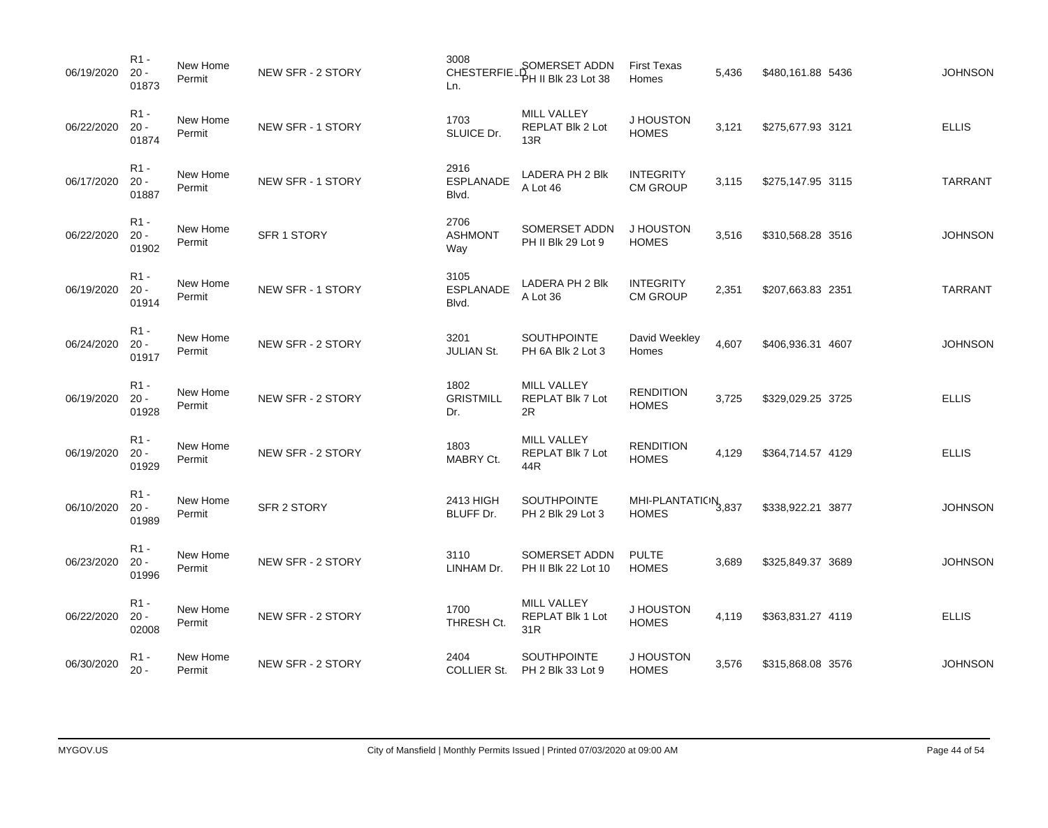| | | | | | | | | | | |
|---|---|---|---|---|---|---|---|---|---|---|
| 06/19/2020 | R1 - 20 - 01873 | New Home Permit | NEW SFR - 2 STORY | 3008 CHESTERFIELD Ln. | SOMERSET ADDN PH II Blk 23 Lot 38 | First Texas Homes | 5,436 | $480,161.88 | 5436 | JOHNSON |
| 06/22/2020 | R1 - 20 - 01874 | New Home Permit | NEW SFR - 1 STORY | 1703 SLUICE Dr. | MILL VALLEY REPLAT Blk 2 Lot 13R | J HOUSTON HOMES | 3,121 | $275,677.93 | 3121 | ELLIS |
| 06/17/2020 | R1 - 20 - 01887 | New Home Permit | NEW SFR - 1 STORY | 2916 ESPLANADE Blvd. | LADERA PH 2 Blk A Lot 46 | INTEGRITY CM GROUP | 3,115 | $275,147.95 | 3115 | TARRANT |
| 06/22/2020 | R1 - 20 - 01902 | New Home Permit | SFR 1 STORY | 2706 ASHMONT Way | SOMERSET ADDN PH II Blk 29 Lot 9 | J HOUSTON HOMES | 3,516 | $310,568.28 | 3516 | JOHNSON |
| 06/19/2020 | R1 - 20 - 01914 | New Home Permit | NEW SFR - 1 STORY | 3105 ESPLANADE Blvd. | LADERA PH 2 Blk A Lot 36 | INTEGRITY CM GROUP | 2,351 | $207,663.83 | 2351 | TARRANT |
| 06/24/2020 | R1 - 20 - 01917 | New Home Permit | NEW SFR - 2 STORY | 3201 JULIAN St. | SOUTHPOINTE PH 6A Blk 2 Lot 3 | David Weekley Homes | 4,607 | $406,936.31 | 4607 | JOHNSON |
| 06/19/2020 | R1 - 20 - 01928 | New Home Permit | NEW SFR - 2 STORY | 1802 GRISTMILL Dr. | MILL VALLEY REPLAT Blk 7 Lot 2R | RENDITION HOMES | 3,725 | $329,029.25 | 3725 | ELLIS |
| 06/19/2020 | R1 - 20 - 01929 | New Home Permit | NEW SFR - 2 STORY | 1803 MABRY Ct. | MILL VALLEY REPLAT Blk 7 Lot 44R | RENDITION HOMES | 4,129 | $364,714.57 | 4129 | ELLIS |
| 06/10/2020 | R1 - 20 - 01989 | New Home Permit | SFR 2 STORY | 2413 HIGH BLUFF Dr. | SOUTHPOINTE PH 2 Blk 29 Lot 3 | MHI-PLANTATION HOMES | 3,837 | $338,922.21 | 3877 | JOHNSON |
| 06/23/2020 | R1 - 20 - 01996 | New Home Permit | NEW SFR - 2 STORY | 3110 LINHAM Dr. | SOMERSET ADDN PH II Blk 22 Lot 10 | PULTE HOMES | 3,689 | $325,849.37 | 3689 | JOHNSON |
| 06/22/2020 | R1 - 20 - 02008 | New Home Permit | NEW SFR - 2 STORY | 1700 THRESH Ct. | MILL VALLEY REPLAT Blk 1 Lot 31R | J HOUSTON HOMES | 4,119 | $363,831.27 | 4119 | ELLIS |
| 06/30/2020 | R1 - 20 - | New Home Permit | NEW SFR - 2 STORY | 2404 COLLIER St. | SOUTHPOINTE PH 2 Blk 33 Lot 9 | J HOUSTON HOMES | 3,576 | $315,868.08 | 3576 | JOHNSON |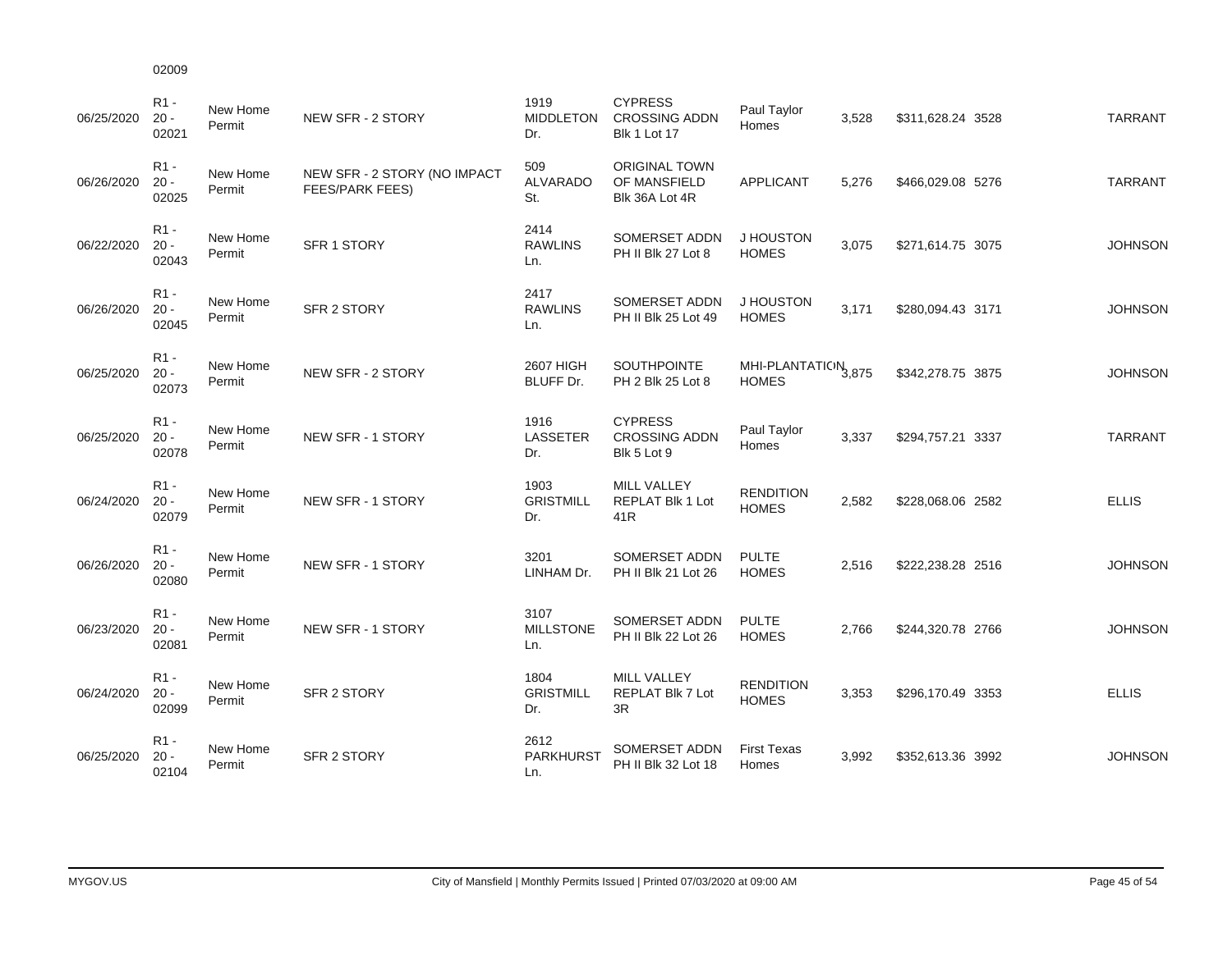| | 02009 | | | | | | | | | |
|---|---|---|---|---|---|---|---|---|---|---|
| 06/25/2020 | R1 - 20 - 02021 | New Home Permit | NEW SFR - 2 STORY | 1919 MIDDLETON Dr. | CYPRESS CROSSING ADDN Blk 1 Lot 17 | Paul Taylor Homes | 3,528 | $311,628.24 | 3528 | TARRANT |
| 06/26/2020 | R1 - 20 - 02025 | New Home Permit | NEW SFR - 2 STORY (NO IMPACT FEES/PARK FEES) | 509 ALVARADO St. | ORIGINAL TOWN OF MANSFIELD Blk 36A Lot 4R | APPLICANT | 5,276 | $466,029.08 | 5276 | TARRANT |
| 06/22/2020 | R1 - 20 - 02043 | New Home Permit | SFR 1 STORY | 2414 RAWLINS Ln. | SOMERSET ADDN PH II Blk 27 Lot 8 | J HOUSTON HOMES | 3,075 | $271,614.75 | 3075 | JOHNSON |
| 06/26/2020 | R1 - 20 - 02045 | New Home Permit | SFR 2 STORY | 2417 RAWLINS Ln. | SOMERSET ADDN PH II Blk 25 Lot 49 | J HOUSTON HOMES | 3,171 | $280,094.43 | 3171 | JOHNSON |
| 06/25/2020 | R1 - 20 - 02073 | New Home Permit | NEW SFR - 2 STORY | 2607 HIGH BLUFF Dr. | SOUTHPOINTE PH 2 Blk 25 Lot 8 | MHI-PLANTATION HOMES | 3,875 | $342,278.75 | 3875 | JOHNSON |
| 06/25/2020 | R1 - 20 - 02078 | New Home Permit | NEW SFR - 1 STORY | 1916 LASSETER Dr. | CYPRESS CROSSING ADDN Blk 5 Lot 9 | Paul Taylor Homes | 3,337 | $294,757.21 | 3337 | TARRANT |
| 06/24/2020 | R1 - 20 - 02079 | New Home Permit | NEW SFR - 1 STORY | 1903 GRISTMILL Dr. | MILL VALLEY REPLAT Blk 1 Lot 41R | RENDITION HOMES | 2,582 | $228,068.06 | 2582 | ELLIS |
| 06/26/2020 | R1 - 20 - 02080 | New Home Permit | NEW SFR - 1 STORY | 3201 LINHAM Dr. | SOMERSET ADDN PH II Blk 21 Lot 26 | PULTE HOMES | 2,516 | $222,238.28 | 2516 | JOHNSON |
| 06/23/2020 | R1 - 20 - 02081 | New Home Permit | NEW SFR - 1 STORY | 3107 MILLSTONE Ln. | SOMERSET ADDN PH II Blk 22 Lot 26 | PULTE HOMES | 2,766 | $244,320.78 | 2766 | JOHNSON |
| 06/24/2020 | R1 - 20 - 02099 | New Home Permit | SFR 2 STORY | 1804 GRISTMILL Dr. | MILL VALLEY REPLAT Blk 7 Lot 3R | RENDITION HOMES | 3,353 | $296,170.49 | 3353 | ELLIS |
| 06/25/2020 | R1 - 20 - 02104 | New Home Permit | SFR 2 STORY | 2612 PARKHURST Ln. | SOMERSET ADDN PH II Blk 32 Lot 18 | First Texas Homes | 3,992 | $352,613.36 | 3992 | JOHNSON |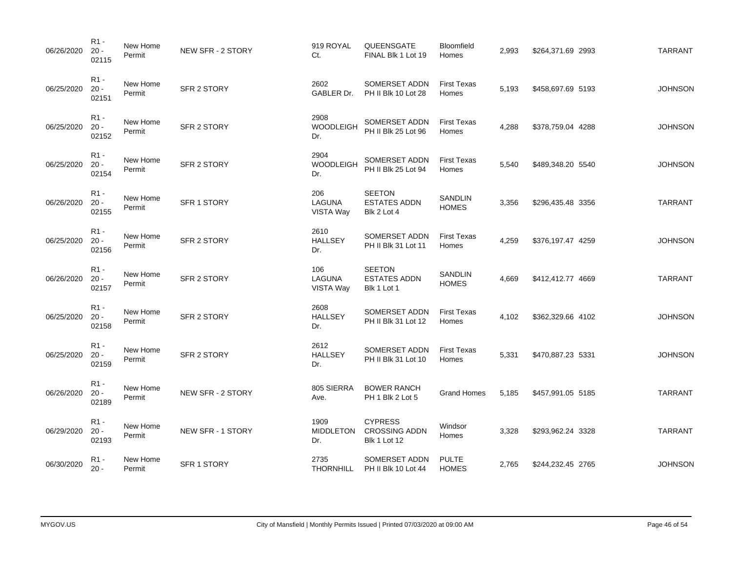| | | | | | | | | | | |
|---|---|---|---|---|---|---|---|---|---|---|
| 06/26/2020 | R1 - 20 - 02115 | New Home Permit | NEW SFR - 2 STORY | 919 ROYAL Ct. | QUEENSGATE FINAL Blk 1 Lot 19 | Bloomfield Homes | 2,993 | $264,371.69 | 2993 | TARRANT |
| 06/25/2020 | R1 - 20 - 02151 | New Home Permit | SFR 2 STORY | 2602 GABLER Dr. | SOMERSET ADDN PH II Blk 10 Lot 28 | First Texas Homes | 5,193 | $458,697.69 | 5193 | JOHNSON |
| 06/25/2020 | R1 - 20 - 02152 | New Home Permit | SFR 2 STORY | 2908 WOODLEIGH Dr. | SOMERSET ADDN PH II Blk 25 Lot 96 | First Texas Homes | 4,288 | $378,759.04 | 4288 | JOHNSON |
| 06/25/2020 | R1 - 20 - 02154 | New Home Permit | SFR 2 STORY | 2904 WOODLEIGH Dr. | SOMERSET ADDN PH II Blk 25 Lot 94 | First Texas Homes | 5,540 | $489,348.20 | 5540 | JOHNSON |
| 06/26/2020 | R1 - 20 - 02155 | New Home Permit | SFR 1 STORY | 206 LAGUNA VISTA Way | SEETON ESTATES ADDN Blk 2 Lot 4 | SANDLIN HOMES | 3,356 | $296,435.48 | 3356 | TARRANT |
| 06/25/2020 | R1 - 20 - 02156 | New Home Permit | SFR 2 STORY | 2610 HALLSEY Dr. | SOMERSET ADDN PH II Blk 31 Lot 11 | First Texas Homes | 4,259 | $376,197.47 | 4259 | JOHNSON |
| 06/26/2020 | R1 - 20 - 02157 | New Home Permit | SFR 2 STORY | 106 LAGUNA VISTA Way | SEETON ESTATES ADDN Blk 1 Lot 1 | SANDLIN HOMES | 4,669 | $412,412.77 | 4669 | TARRANT |
| 06/25/2020 | R1 - 20 - 02158 | New Home Permit | SFR 2 STORY | 2608 HALLSEY Dr. | SOMERSET ADDN PH II Blk 31 Lot 12 | First Texas Homes | 4,102 | $362,329.66 | 4102 | JOHNSON |
| 06/25/2020 | R1 - 20 - 02159 | New Home Permit | SFR 2 STORY | 2612 HALLSEY Dr. | SOMERSET ADDN PH II Blk 31 Lot 10 | First Texas Homes | 5,331 | $470,887.23 | 5331 | JOHNSON |
| 06/26/2020 | R1 - 20 - 02189 | New Home Permit | NEW SFR - 2 STORY | 805 SIERRA Ave. | BOWER RANCH PH 1 Blk 2 Lot 5 | Grand Homes | 5,185 | $457,991.05 | 5185 | TARRANT |
| 06/29/2020 | R1 - 20 - 02193 | New Home Permit | NEW SFR - 1 STORY | 1909 MIDDLETON Dr. | CYPRESS CROSSING ADDN Blk 1 Lot 12 | Windsor Homes | 3,328 | $293,962.24 | 3328 | TARRANT |
| 06/30/2020 | R1 - 20 - | New Home Permit | SFR 1 STORY | 2735 THORNHILL | SOMERSET ADDN PH II Blk 10 Lot 44 | PULTE HOMES | 2,765 | $244,232.45 | 2765 | JOHNSON |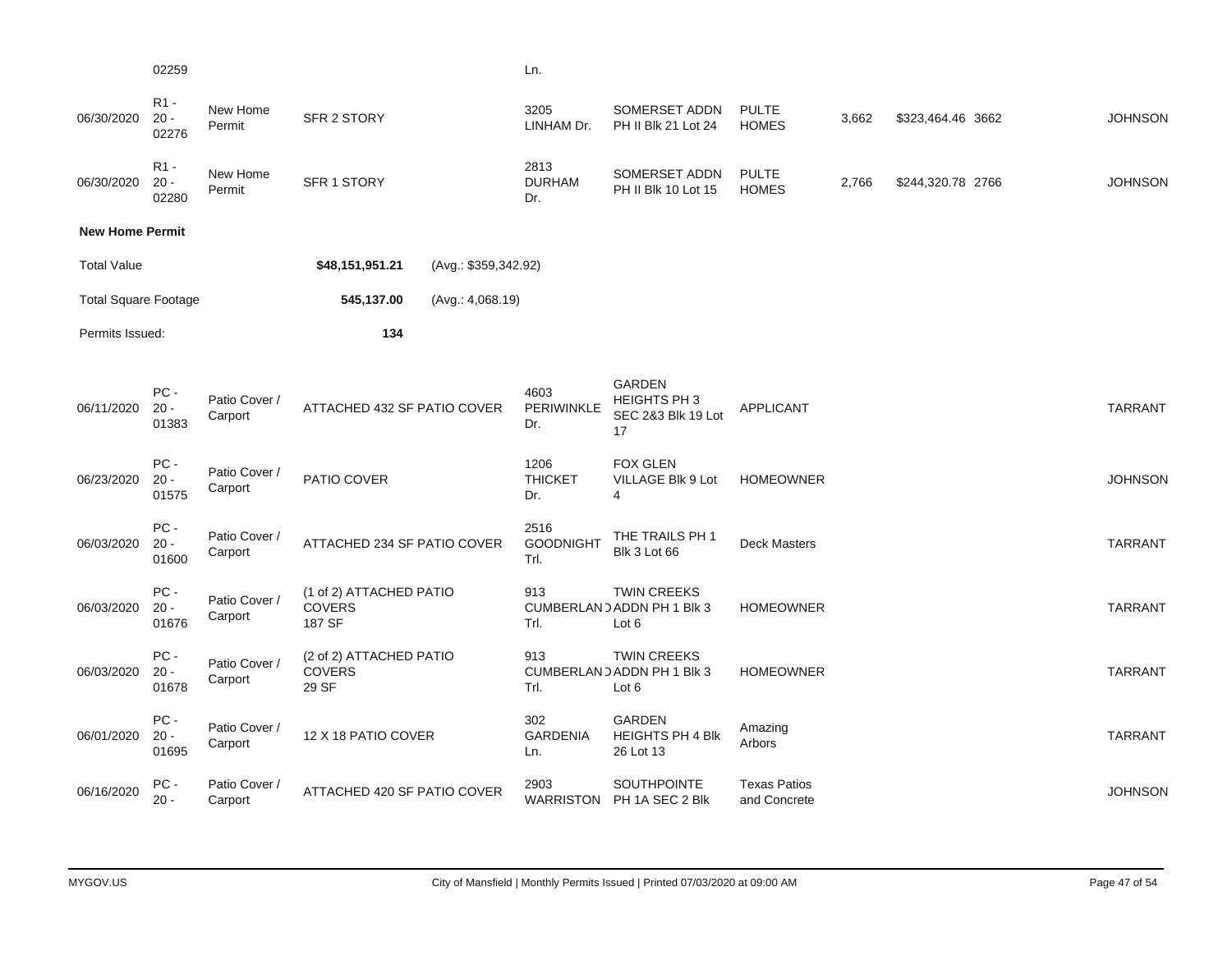| | | | | | | | | | | | |
|---|---|---|---|---|---|---|---|---|---|---|---|
| | 02259 | | | | Ln. | | | | | | |
| 06/30/2020 | R1 - 20 - 02276 | New Home Permit | SFR 2 STORY | | 3205 LINHAM Dr. | SOMERSET ADDN PH II Blk 21 Lot 24 | PULTE HOMES | 3,662 | $323,464.46 | 3662 | JOHNSON |
| 06/30/2020 | R1 - 20 - 02280 | New Home Permit | SFR 1 STORY | | 2813 DURHAM Dr. | SOMERSET ADDN PH II Blk 10 Lot 15 | PULTE HOMES | 2,766 | $244,320.78 | 2766 | JOHNSON |

**New Home Permit**

| | | |
|---|---|---|
| Total Value | **$48,151,951.21** | (Avg.: $359,342.92) |
| Total Square Footage | **545,137.00** | (Avg.: 4,068.19) |
| Permits Issued: | **134** | |

| | | | | | | | | | | | |
|---|---|---|---|---|---|---|---|---|---|---|---|
| 06/11/2020 | PC - 20 - 01383 | Patio Cover / Carport | ATTACHED 432 SF PATIO COVER | | 4603 PERIWINKLE Dr. | GARDEN HEIGHTS PH 3 SEC 2&3 Blk 19 Lot 17 | APPLICANT | | | | TARRANT |
| 06/23/2020 | PC - 20 - 01575 | Patio Cover / Carport | PATIO COVER | | 1206 THICKET Dr. | FOX GLEN VILLAGE Blk 9 Lot 4 | HOMEOWNER | | | | JOHNSON |
| 06/03/2020 | PC - 20 - 01600 | Patio Cover / Carport | ATTACHED 234 SF PATIO COVER | | 2516 GOODNIGHT Trl. | THE TRAILS PH 1 Blk 3 Lot 66 | Deck Masters | | | | TARRANT |
| 06/03/2020 | PC - 20 - 01676 | Patio Cover / Carport | (1 of 2) ATTACHED PATIO COVERS 187 SF | | 913 CUMBERLAND Trl. | TWIN CREEKS ADDN PH 1 Blk 3 Lot 6 | HOMEOWNER | | | | TARRANT |
| 06/03/2020 | PC - 20 - 01678 | Patio Cover / Carport | (2 of 2) ATTACHED PATIO COVERS 29 SF | | 913 CUMBERLAND Trl. | TWIN CREEKS ADDN PH 1 Blk 3 Lot 6 | HOMEOWNER | | | | TARRANT |
| 06/01/2020 | PC - 20 - 01695 | Patio Cover / Carport | 12 X 18 PATIO COVER | | 302 GARDENIA Ln. | GARDEN HEIGHTS PH 4 Blk 26 Lot 13 | Amazing Arbors | | | | TARRANT |
| 06/16/2020 | PC - 20 - | Patio Cover / Carport | ATTACHED 420 SF PATIO COVER | | 2903 WARRISTON | SOUTHPOINTE PH 1A SEC 2 Blk | Texas Patios and Concrete | | | | JOHNSON |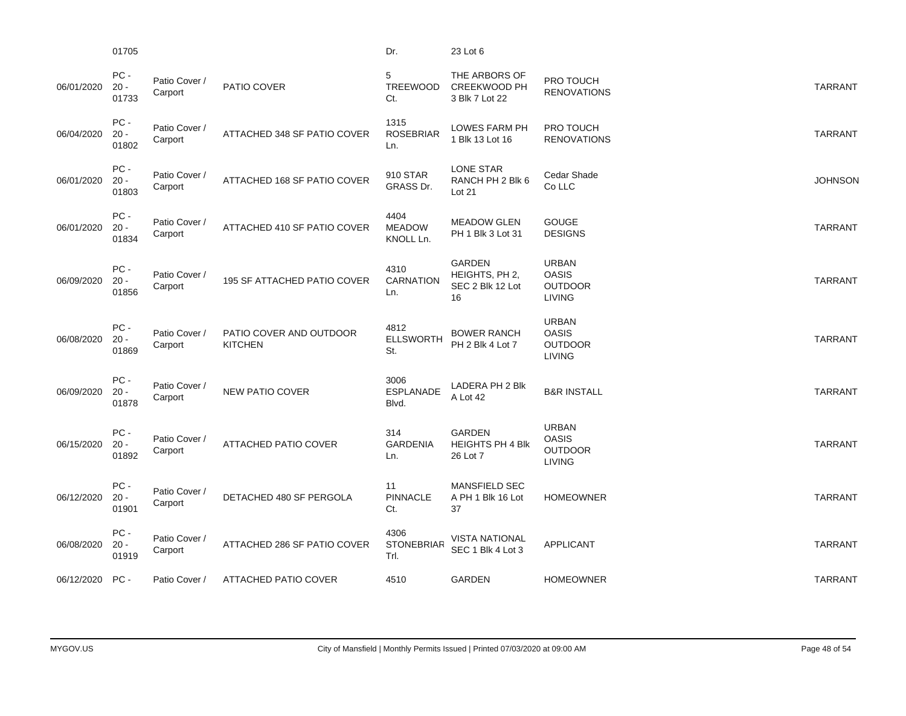| | | | | | | | |
|---|---|---|---|---|---|---|---|
| | 01705 | | | Dr. | 23 Lot 6 | | |
| 06/01/2020 | PC - 20 - 01733 | Patio Cover / Carport | PATIO COVER | 5 TREEWOOD Ct. | THE ARBORS OF CREEKWOOD PH 3 Blk 7 Lot 22 | PRO TOUCH RENOVATIONS | TARRANT |
| 06/04/2020 | PC - 20 - 01802 | Patio Cover / Carport | ATTACHED 348 SF PATIO COVER | 1315 ROSEBRIAR Ln. | LOWES FARM PH 1 Blk 13 Lot 16 | PRO TOUCH RENOVATIONS | TARRANT |
| 06/01/2020 | PC - 20 - 01803 | Patio Cover / Carport | ATTACHED 168 SF PATIO COVER | 910 STAR GRASS Dr. | LONE STAR RANCH PH 2 Blk 6 Lot 21 | Cedar Shade Co LLC | JOHNSON |
| 06/01/2020 | PC - 20 - 01834 | Patio Cover / Carport | ATTACHED 410 SF PATIO COVER | 4404 MEADOW KNOLL Ln. | MEADOW GLEN PH 1 Blk 3 Lot 31 | GOUGE DESIGNS | TARRANT |
| 06/09/2020 | PC - 20 - 01856 | Patio Cover / Carport | 195 SF ATTACHED PATIO COVER | 4310 CARNATION Ln. | GARDEN HEIGHTS, PH 2, SEC 2 Blk 12 Lot 16 | URBAN OASIS OUTDOOR LIVING | TARRANT |
| 06/08/2020 | PC - 20 - 01869 | Patio Cover / Carport | PATIO COVER AND OUTDOOR KITCHEN | 4812 ELLSWORTH St. | BOWER RANCH PH 2 Blk 4 Lot 7 | URBAN OASIS OUTDOOR LIVING | TARRANT |
| 06/09/2020 | PC - 20 - 01878 | Patio Cover / Carport | NEW PATIO COVER | 3006 ESPLANADE Blvd. | LADERA PH 2 Blk A Lot 42 | B&R INSTALL | TARRANT |
| 06/15/2020 | PC - 20 - 01892 | Patio Cover / Carport | ATTACHED PATIO COVER | 314 GARDENIA Ln. | GARDEN HEIGHTS PH 4 Blk 26 Lot 7 | URBAN OASIS OUTDOOR LIVING | TARRANT |
| 06/12/2020 | PC - 20 - 01901 | Patio Cover / Carport | DETACHED 480 SF PERGOLA | 11 PINNACLE Ct. | MANSFIELD SEC A PH 1 Blk 16 Lot 37 | HOMEOWNER | TARRANT |
| 06/08/2020 | PC - 20 - 01919 | Patio Cover / Carport | ATTACHED 286 SF PATIO COVER | 4306 STONEBRIAR Trl. | VISTA NATIONAL SEC 1 Blk 4 Lot 3 | APPLICANT | TARRANT |
| 06/12/2020 | PC - | Patio Cover / | ATTACHED PATIO COVER | 4510 | GARDEN | HOMEOWNER | TARRANT |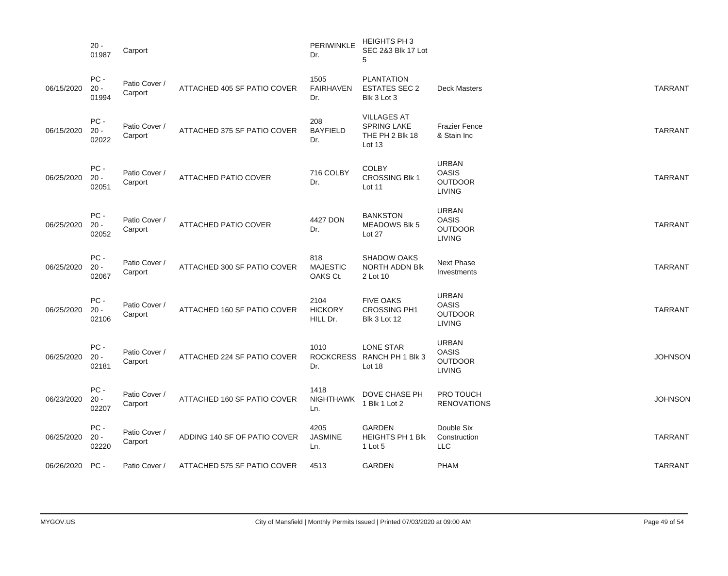| | | | | | | | |
|---|---|---|---|---|---|---|---|
| | 20 - 01987 | Carport | | PERIWINKLE Dr. | HEIGHTS PH 3 SEC 2&3 Blk 17 Lot 5 | | |
| 06/15/2020 | PC - 20 - 01994 | Patio Cover / Carport | ATTACHED 405 SF PATIO COVER | 1505 FAIRHAVEN Dr. | PLANTATION ESTATES SEC 2 Blk 3 Lot 3 | Deck Masters | TARRANT |
| 06/15/2020 | PC - 20 - 02022 | Patio Cover / Carport | ATTACHED 375 SF PATIO COVER | 208 BAYFIELD Dr. | VILLAGES AT SPRING LAKE THE PH 2 Blk 18 Lot 13 | Frazier Fence & Stain Inc | TARRANT |
| 06/25/2020 | PC - 20 - 02051 | Patio Cover / Carport | ATTACHED PATIO COVER | 716 COLBY Dr. | COLBY CROSSING Blk 1 Lot 11 | URBAN OASIS OUTDOOR LIVING | TARRANT |
| 06/25/2020 | PC - 20 - 02052 | Patio Cover / Carport | ATTACHED PATIO COVER | 4427 DON Dr. | BANKSTON MEADOWS Blk 5 Lot 27 | URBAN OASIS OUTDOOR LIVING | TARRANT |
| 06/25/2020 | PC - 20 - 02067 | Patio Cover / Carport | ATTACHED 300 SF PATIO COVER | 818 MAJESTIC OAKS Ct. | SHADOW OAKS NORTH ADDN Blk 2 Lot 10 | Next Phase Investments | TARRANT |
| 06/25/2020 | PC - 20 - 02106 | Patio Cover / Carport | ATTACHED 160 SF PATIO COVER | 2104 HICKORY HILL Dr. | FIVE OAKS CROSSING PH1 Blk 3 Lot 12 | URBAN OASIS OUTDOOR LIVING | TARRANT |
| 06/25/2020 | PC - 20 - 02181 | Patio Cover / Carport | ATTACHED 224 SF PATIO COVER | 1010 ROCKCRESS Dr. | LONE STAR RANCH PH 1 Blk 3 Lot 18 | URBAN OASIS OUTDOOR LIVING | JOHNSON |
| 06/23/2020 | PC - 20 - 02207 | Patio Cover / Carport | ATTACHED 160 SF PATIO COVER | 1418 NIGHTHAWK Ln. | DOVE CHASE PH 1 Blk 1 Lot 2 | PRO TOUCH RENOVATIONS | JOHNSON |
| 06/25/2020 | PC - 20 - 02220 | Patio Cover / Carport | ADDING 140 SF OF PATIO COVER | 4205 JASMINE Ln. | GARDEN HEIGHTS PH 1 Blk 1 Lot 5 | Double Six Construction LLC | TARRANT |
| 06/26/2020 | PC - | Patio Cover / | ATTACHED 575 SF PATIO COVER | 4513 | GARDEN | PHAM | TARRANT |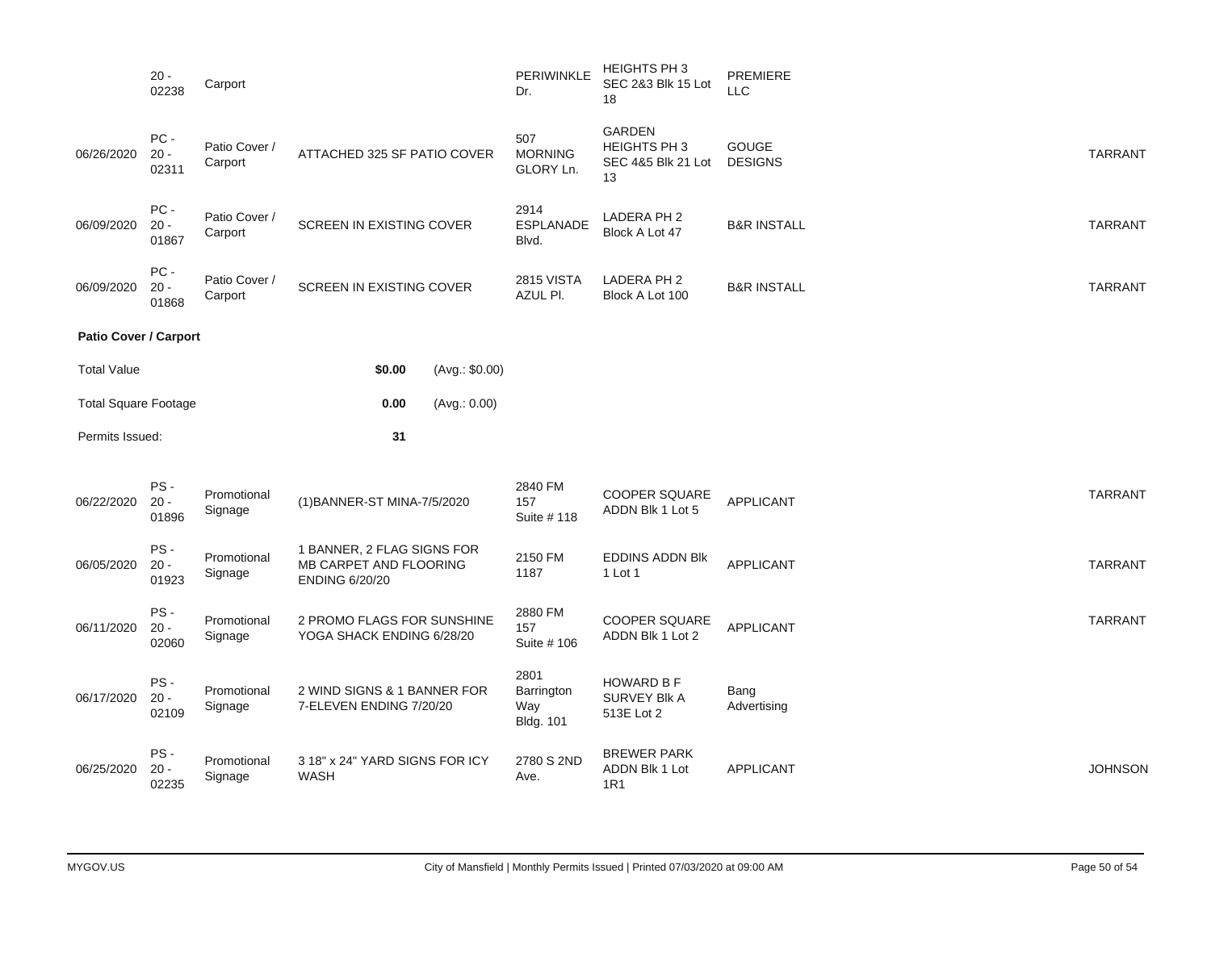| | | | | | | | |
|---|---|---|---|---|---|---|---|
| | 20 - 02238 | Carport | | PERIWINKLE Dr. | HEIGHTS PH 3 SEC 2&3 Blk 15 Lot 18 | PREMIERE LLC | |
| 06/26/2020 | PC - 20 - 02311 | Patio Cover / Carport | ATTACHED 325 SF PATIO COVER | 507 MORNING GLORY Ln. | GARDEN HEIGHTS PH 3 SEC 4&5 Blk 21 Lot 13 | GOUGE DESIGNS | TARRANT |
| 06/09/2020 | PC - 20 - 01867 | Patio Cover / Carport | SCREEN IN EXISTING COVER | 2914 ESPLANADE Blvd. | LADERA PH 2 Block A Lot 47 | B&R INSTALL | TARRANT |
| 06/09/2020 | PC - 20 - 01868 | Patio Cover / Carport | SCREEN IN EXISTING COVER | 2815 VISTA AZUL Pl. | LADERA PH 2 Block A Lot 100 | B&R INSTALL | TARRANT |

**Patio Cover / Carport**

| | | |
|---|---|---|
| Total Value | $0.00 | (Avg.: $0.00) |
| Total Square Footage | 0.00 | (Avg.: 0.00) |
| Permits Issued: | 31 | |

| | | | | | | | |
|---|---|---|---|---|---|---|---|
| 06/22/2020 | PS - 20 - 01896 | Promotional Signage | (1)BANNER-ST MINA-7/5/2020 | 2840 FM 157 Suite # 118 | COOPER SQUARE ADDN Blk 1 Lot 5 | APPLICANT | TARRANT |
| 06/05/2020 | PS - 20 - 01923 | Promotional Signage | 1 BANNER, 2 FLAG SIGNS FOR MB CARPET AND FLOORING ENDING 6/20/20 | 2150 FM 1187 | EDDINS ADDN Blk 1 Lot 1 | APPLICANT | TARRANT |
| 06/11/2020 | PS - 20 - 02060 | Promotional Signage | 2 PROMO FLAGS FOR SUNSHINE YOGA SHACK ENDING 6/28/20 | 2880 FM 157 Suite # 106 | COOPER SQUARE ADDN Blk 1 Lot 2 | APPLICANT | TARRANT |
| 06/17/2020 | PS - 20 - 02109 | Promotional Signage | 2 WIND SIGNS & 1 BANNER FOR 7-ELEVEN ENDING 7/20/20 | 2801 Barrington Way Bldg. 101 | HOWARD B F SURVEY Blk A 513E Lot 2 | Bang Advertising | |
| 06/25/2020 | PS - 20 - 02235 | Promotional Signage | 3 18" x 24" YARD SIGNS FOR ICY WASH | 2780 S 2ND Ave. | BREWER PARK ADDN Blk 1 Lot 1R1 | APPLICANT | JOHNSON |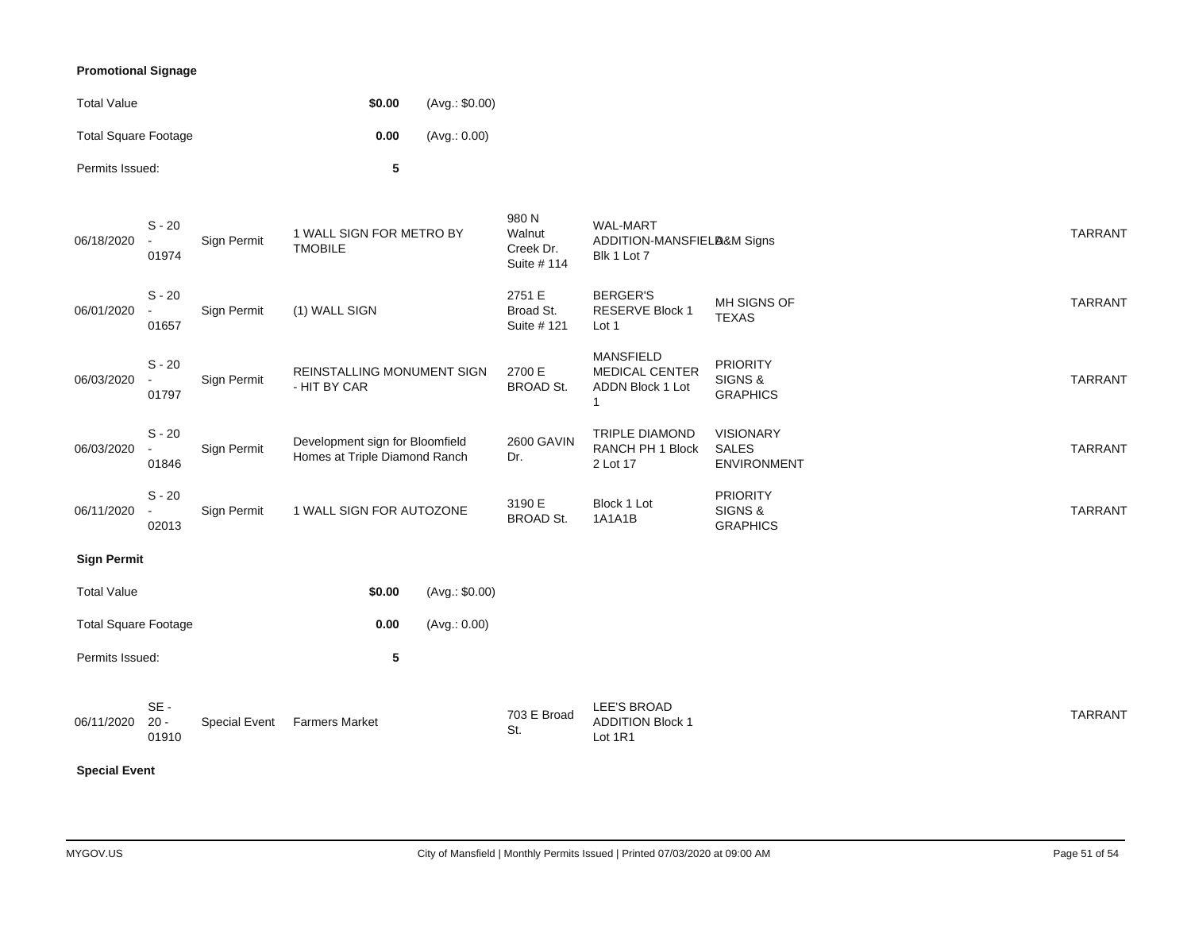**Promotional Signage**

| | | |
|---|---|---|
| Total Value | **$0.00** | (Avg.: $0.00) |
| Total Square Footage | **0.00** | (Avg.: 0.00) |
| Permits Issued: | **5** | |

| | | | | | | | |
|---|---|---|---|---|---|---|---|
| 06/18/2020 | S - 20 - 01974 | Sign Permit | 1 WALL SIGN FOR METRO BY TMOBILE | 980 N Walnut Creek Dr. Suite # 114 | WAL-MART ADDITION-MANSFIELD Blk 1 Lot 7 | A&M Signs | TARRANT |
| 06/01/2020 | S - 20 - 01657 | Sign Permit | (1) WALL SIGN | 2751 E Broad St. Suite # 121 | BERGER'S RESERVE Block 1 Lot 1 | MH SIGNS OF TEXAS | TARRANT |
| 06/03/2020 | S - 20 - 01797 | Sign Permit | REINSTALLING MONUMENT SIGN - HIT BY CAR | 2700 E BROAD St. | MANSFIELD MEDICAL CENTER ADDN Block 1 Lot 1 | PRIORITY SIGNS & GRAPHICS | TARRANT |
| 06/03/2020 | S - 20 - 01846 | Sign Permit | Development sign for Bloomfield Homes at Triple Diamond Ranch | 2600 GAVIN Dr. | TRIPLE DIAMOND RANCH PH 1 Block 2 Lot 17 | VISIONARY SALES ENVIRONMENT | TARRANT |
| 06/11/2020 | S - 20 - 02013 | Sign Permit | 1 WALL SIGN FOR AUTOZONE | 3190 E BROAD St. | Block 1 Lot 1A1A1B | PRIORITY SIGNS & GRAPHICS | TARRANT |

**Sign Permit**

| | | |
|---|---|---|
| Total Value | **$0.00** | (Avg.: $0.00) |
| Total Square Footage | **0.00** | (Avg.: 0.00) |
| Permits Issued: | **5** | |

| | | | | | | | |
|---|---|---|---|---|---|---|---|
| 06/11/2020 | SE - 20 - 01910 | Special Event | Farmers Market | 703 E Broad St. | LEE'S BROAD ADDITION Block 1 Lot 1R1 | | TARRANT |

**Special Event**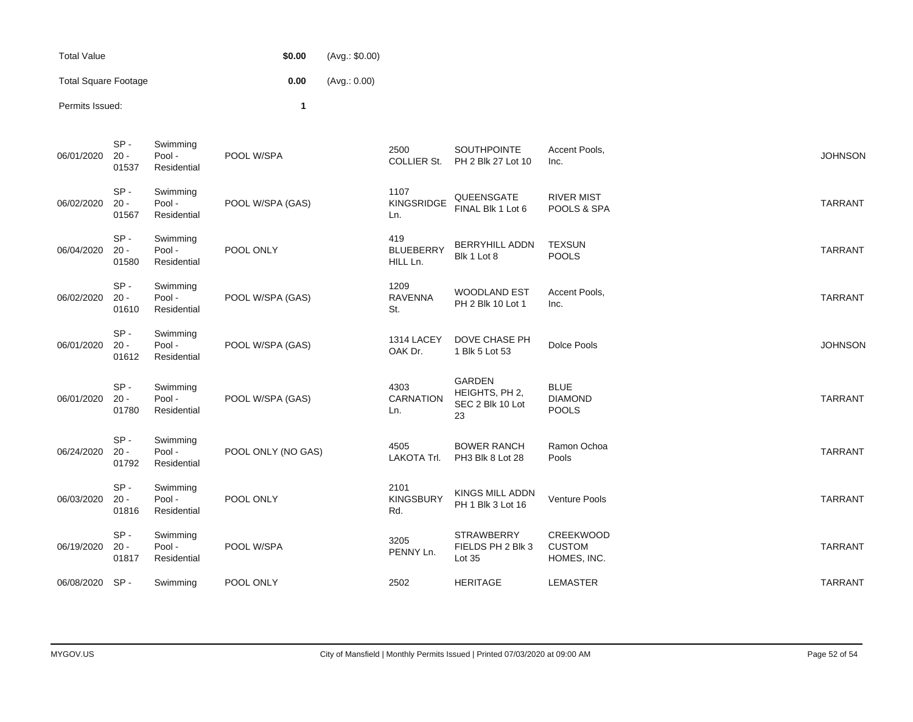| | | |
|---|---|---|
| Total Value | $0.00 | (Avg.: $0.00) |
| Total Square Footage | 0.00 | (Avg.: 0.00) |
| Permits Issued: | 1 | |

| | | | | | | | |
|---|---|---|---|---|---|---|---|
| 06/01/2020 | SP - 20 - 01537 | Swimming Pool - Residential | POOL W/SPA | 2500 COLLIER St. | SOUTHPOINTE PH 2 Blk 27 Lot 10 | Accent Pools, Inc. | JOHNSON |
| 06/02/2020 | SP - 20 - 01567 | Swimming Pool - Residential | POOL W/SPA (GAS) | 1107 KINGSRIDGE Ln. | QUEENSGATE FINAL Blk 1 Lot 6 | RIVER MIST POOLS & SPA | TARRANT |
| 06/04/2020 | SP - 20 - 01580 | Swimming Pool - Residential | POOL ONLY | 419 BLUEBERRY HILL Ln. | BERRYHILL ADDN Blk 1 Lot 8 | TEXSUN POOLS | TARRANT |
| 06/02/2020 | SP - 20 - 01610 | Swimming Pool - Residential | POOL W/SPA (GAS) | 1209 RAVENNA St. | WOODLAND EST PH 2 Blk 10 Lot 1 | Accent Pools, Inc. | TARRANT |
| 06/01/2020 | SP - 20 - 01612 | Swimming Pool - Residential | POOL W/SPA (GAS) | 1314 LACEY OAK Dr. | DOVE CHASE PH 1 Blk 5 Lot 53 | Dolce Pools | JOHNSON |
| 06/01/2020 | SP - 20 - 01780 | Swimming Pool - Residential | POOL W/SPA (GAS) | 4303 CARNATION Ln. | GARDEN HEIGHTS, PH 2, SEC 2 Blk 10 Lot 23 | BLUE DIAMOND POOLS | TARRANT |
| 06/24/2020 | SP - 20 - 01792 | Swimming Pool - Residential | POOL ONLY (NO GAS) | 4505 LAKOTA Trl. | BOWER RANCH PH3 Blk 8 Lot 28 | Ramon Ochoa Pools | TARRANT |
| 06/03/2020 | SP - 20 - 01816 | Swimming Pool - Residential | POOL ONLY | 2101 KINGSBURY Rd. | KINGS MILL ADDN PH 1 Blk 3 Lot 16 | Venture Pools | TARRANT |
| 06/19/2020 | SP - 20 - 01817 | Swimming Pool - Residential | POOL W/SPA | 3205 PENNY Ln. | STRAWBERRY FIELDS PH 2 Blk 3 Lot 35 | CREEKWOOD CUSTOM HOMES, INC. | TARRANT |
| 06/08/2020 | SP - | Swimming | POOL ONLY | 2502 | HERITAGE | LEMASTER | TARRANT |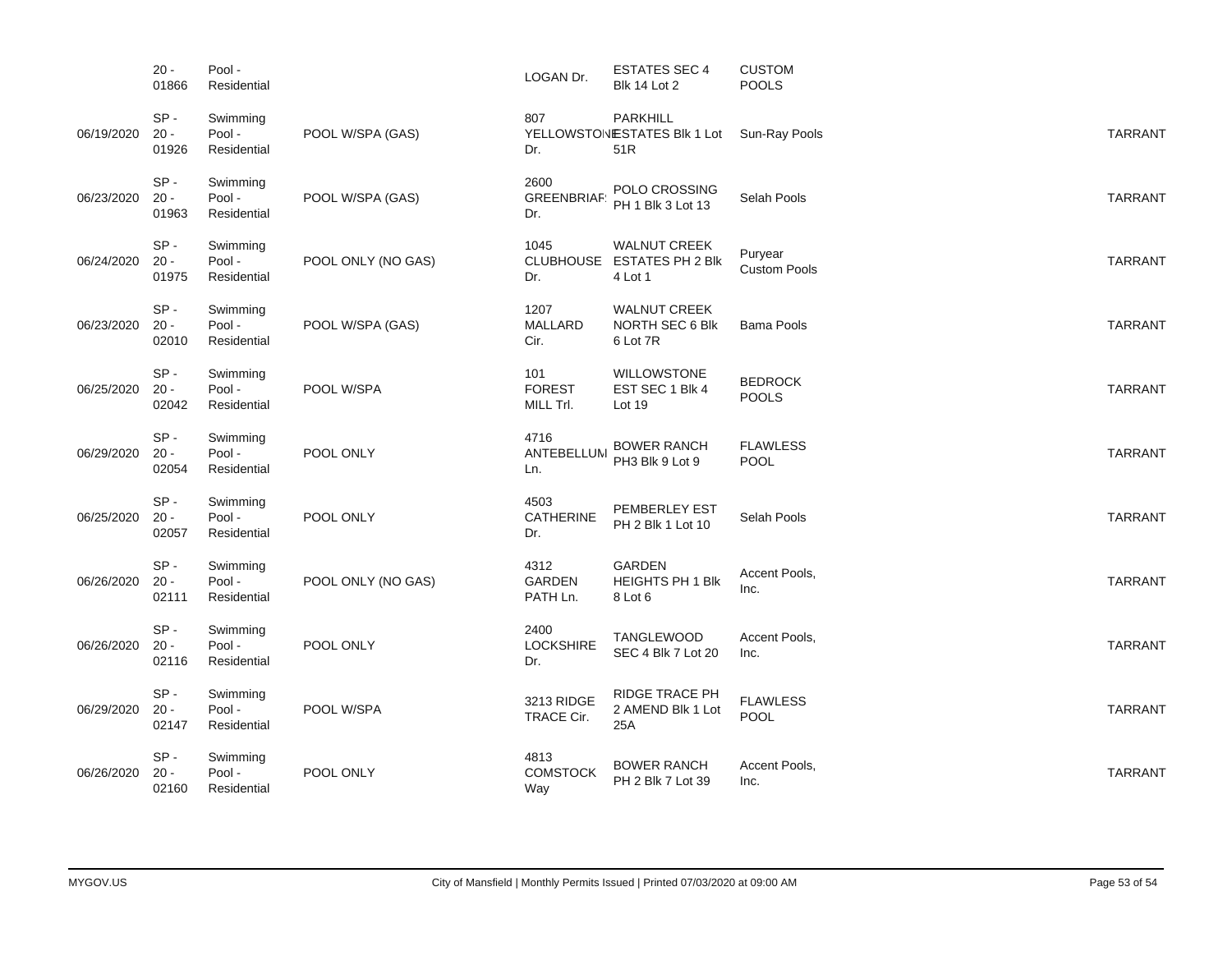| | | | | | | | | |
|---|---|---|---|---|---|---|---|---|
| | 20 - 01866 | Pool - Residential | | LOGAN Dr. | ESTATES SEC 4 Blk 14 Lot 2 | CUSTOM POOLS | | |
| 06/19/2020 | SP - 20 - 01926 | Swimming Pool - Residential | POOL W/SPA (GAS) | 807 YELLOWSTONE Dr. | PARKHILL ESTATES Blk 1 Lot 51R | Sun-Ray Pools | | TARRANT |
| 06/23/2020 | SP - 20 - 01963 | Swimming Pool - Residential | POOL W/SPA (GAS) | 2600 GREENBRIAR Dr. | POLO CROSSING PH 1 Blk 3 Lot 13 | Selah Pools | | TARRANT |
| 06/24/2020 | SP - 20 - 01975 | Swimming Pool - Residential | POOL ONLY (NO GAS) | 1045 CLUBHOUSE Dr. | WALNUT CREEK ESTATES PH 2 Blk 4 Lot 1 | Puryear Custom Pools | | TARRANT |
| 06/23/2020 | SP - 20 - 02010 | Swimming Pool - Residential | POOL W/SPA (GAS) | 1207 MALLARD Cir. | WALNUT CREEK NORTH SEC 6 Blk 6 Lot 7R | Bama Pools | | TARRANT |
| 06/25/2020 | SP - 20 - 02042 | Swimming Pool - Residential | POOL W/SPA | 101 FOREST MILL Trl. | WILLOWSTONE EST SEC 1 Blk 4 Lot 19 | BEDROCK POOLS | | TARRANT |
| 06/29/2020 | SP - 20 - 02054 | Swimming Pool - Residential | POOL ONLY | 4716 ANTEBELLUM Ln. | BOWER RANCH PH3 Blk 9 Lot 9 | FLAWLESS POOL | | TARRANT |
| 06/25/2020 | SP - 20 - 02057 | Swimming Pool - Residential | POOL ONLY | 4503 CATHERINE Dr. | PEMBERLEY EST PH 2 Blk 1 Lot 10 | Selah Pools | | TARRANT |
| 06/26/2020 | SP - 20 - 02111 | Swimming Pool - Residential | POOL ONLY (NO GAS) | 4312 GARDEN PATH Ln. | GARDEN HEIGHTS PH 1 Blk 8 Lot 6 | Accent Pools, Inc. | | TARRANT |
| 06/26/2020 | SP - 20 - 02116 | Swimming Pool - Residential | POOL ONLY | 2400 LOCKSHIRE Dr. | TANGLEWOOD SEC 4 Blk 7 Lot 20 | Accent Pools, Inc. | | TARRANT |
| 06/29/2020 | SP - 20 - 02147 | Swimming Pool - Residential | POOL W/SPA | 3213 RIDGE TRACE Cir. | RIDGE TRACE PH 2 AMEND Blk 1 Lot 25A | FLAWLESS POOL | | TARRANT |
| 06/26/2020 | SP - 20 - 02160 | Swimming Pool - Residential | POOL ONLY | 4813 COMSTOCK Way | BOWER RANCH PH 2 Blk 7 Lot 39 | Accent Pools, Inc. | | TARRANT |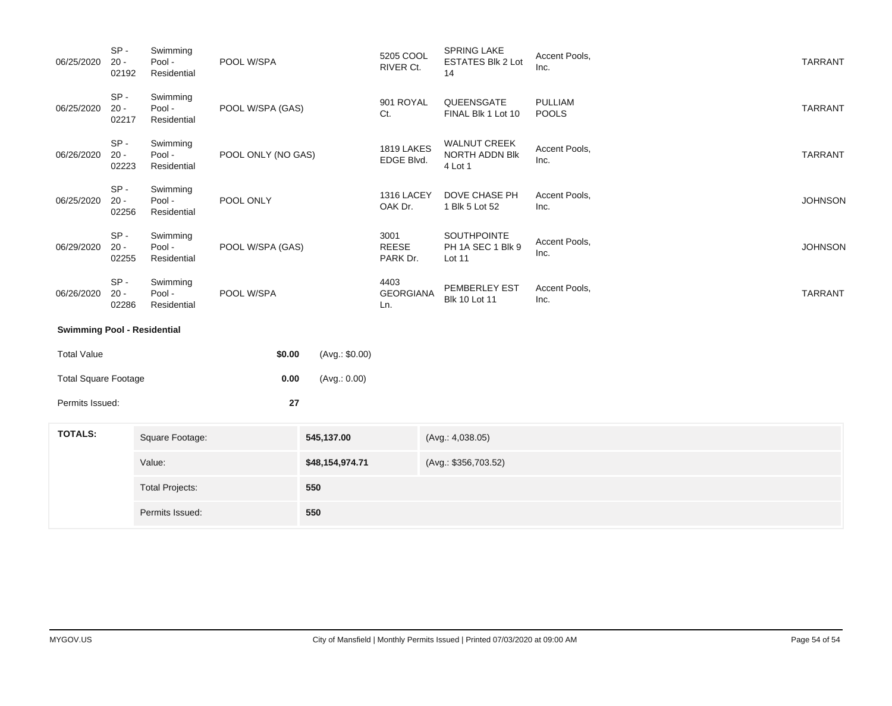| | | | | | | | | |
|---|---|---|---|---|---|---|---|---|
| 06/25/2020 | SP - 20 - 02192 | Swimming Pool - Residential | POOL W/SPA | | 5205 COOL RIVER Ct. | SPRING LAKE ESTATES Blk 2 Lot 14 | Accent Pools, Inc. | TARRANT |
| 06/25/2020 | SP - 20 - 02217 | Swimming Pool - Residential | POOL W/SPA (GAS) | | 901 ROYAL Ct. | QUEENSGATE FINAL Blk 1 Lot 10 | PULLIAM POOLS | TARRANT |
| 06/26/2020 | SP - 20 - 02223 | Swimming Pool - Residential | POOL ONLY (NO GAS) | | 1819 LAKES EDGE Blvd. | WALNUT CREEK NORTH ADDN Blk 4 Lot 1 | Accent Pools, Inc. | TARRANT |
| 06/25/2020 | SP - 20 - 02256 | Swimming Pool - Residential | POOL ONLY | | 1316 LACEY OAK Dr. | DOVE CHASE PH 1 Blk 5 Lot 52 | Accent Pools, Inc. | JOHNSON |
| 06/29/2020 | SP - 20 - 02255 | Swimming Pool - Residential | POOL W/SPA (GAS) | | 3001 REESE PARK Dr. | SOUTHPOINTE PH 1A SEC 1 Blk 9 Lot 11 | Accent Pools, Inc. | JOHNSON |
| 06/26/2020 | SP - 20 - 02286 | Swimming Pool - Residential | POOL W/SPA | | 4403 GEORGIANA Ln. | PEMBERLEY EST Blk 10 Lot 11 | Accent Pools, Inc. | TARRANT |

**Swimming Pool - Residential**

| | | |
|---|---|---|
| Total Value | **$0.00** | (Avg.: $0.00) |
| Total Square Footage | **0.00** | (Avg.: 0.00) |
| Permits Issued: | **27** | |

| | | | |
|---|---|---|---|
| **TOTALS:** | Square Footage: | **545,137.00** | (Avg.: 4,038.05) |
| | Value: | **$48,154,974.71** | (Avg.: $356,703.52) |
| | Total Projects: | **550** | |
| | Permits Issued: | **550** | |